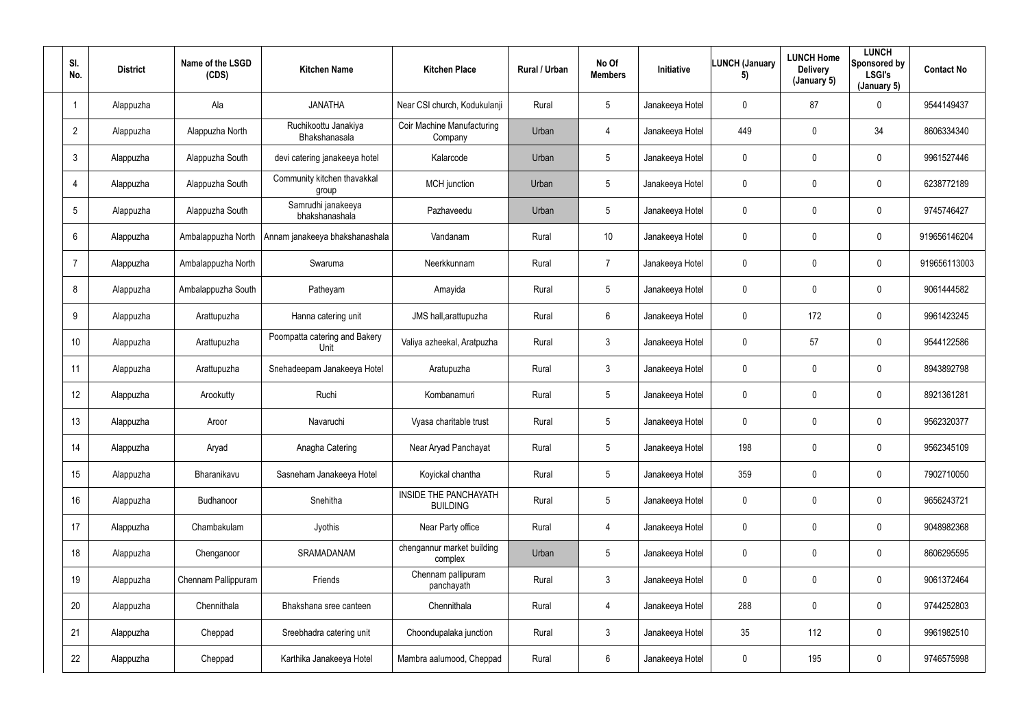| Sl. No. | District | Name of the LSGD (CDS) | Kitchen Name | Kitchen Place | Rural / Urban | No Of Members | Initiative | LUNCH (January 5) | LUNCH Home Delivery (January 5) | LUNCH Sponsored by LSGI's (January 5) | Contact No |
|---|---|---|---|---|---|---|---|---|---|---|---|
| 1 | Alappuzha | Ala | JANATHA | Near CSI church, Kodukulanji | Rural | 5 | Janakeeya Hotel | 0 | 87 | 0 | 9544149437 |
| 2 | Alappuzha | Alappuzha North | Ruchikoottu Janakiya Bhakshanasala | Coir Machine Manufacturing Company | Urban | 4 | Janakeeya Hotel | 449 | 0 | 34 | 8606334340 |
| 3 | Alappuzha | Alappuzha South | devi catering janakeeya hotel | Kalarcode | Urban | 5 | Janakeeya Hotel | 0 | 0 | 0 | 9961527446 |
| 4 | Alappuzha | Alappuzha South | Community kitchen thavakkal group | MCH junction | Urban | 5 | Janakeeya Hotel | 0 | 0 | 0 | 6238772189 |
| 5 | Alappuzha | Alappuzha South | Samrudhi janakeeya bhakshanashala | Pazhaveedu | Urban | 5 | Janakeeya Hotel | 0 | 0 | 0 | 9745746427 |
| 6 | Alappuzha | Ambalappuzha North | Annam janakeeya bhakshanashala | Vandanam | Rural | 10 | Janakeeya Hotel | 0 | 0 | 0 | 919656146204 |
| 7 | Alappuzha | Ambalappuzha North | Swaruma | Neerkkunnam | Rural | 7 | Janakeeya Hotel | 0 | 0 | 0 | 919656113003 |
| 8 | Alappuzha | Ambalappuzha South | Patheyam | Amayida | Rural | 5 | Janakeeya Hotel | 0 | 0 | 0 | 9061444582 |
| 9 | Alappuzha | Arattupuzha | Hanna catering unit | JMS hall,arattupuzha | Rural | 6 | Janakeeya Hotel | 0 | 172 | 0 | 9961423245 |
| 10 | Alappuzha | Arattupuzha | Poompatta catering and Bakery Unit | Valiya azheekal, Aratpuzha | Rural | 3 | Janakeeya Hotel | 0 | 57 | 0 | 9544122586 |
| 11 | Alappuzha | Arattupuzha | Snehadeepam Janakeeya Hotel | Aratupuzha | Rural | 3 | Janakeeya Hotel | 0 | 0 | 0 | 8943892798 |
| 12 | Alappuzha | Arookutty | Ruchi | Kombanamuri | Rural | 5 | Janakeeya Hotel | 0 | 0 | 0 | 8921361281 |
| 13 | Alappuzha | Aroor | Navaruchi | Vyasa charitable trust | Rural | 5 | Janakeeya Hotel | 0 | 0 | 0 | 9562320377 |
| 14 | Alappuzha | Aryad | Anagha Catering | Near Aryad Panchayat | Rural | 5 | Janakeeya Hotel | 198 | 0 | 0 | 9562345109 |
| 15 | Alappuzha | Bharanikavu | Sasneham Janakeeya Hotel | Koyickal chantha | Rural | 5 | Janakeeya Hotel | 359 | 0 | 0 | 7902710050 |
| 16 | Alappuzha | Budhanoor | Snehitha | INSIDE THE PANCHAYATH BUILDING | Rural | 5 | Janakeeya Hotel | 0 | 0 | 0 | 9656243721 |
| 17 | Alappuzha | Chambakulam | Jyothis | Near Party office | Rural | 4 | Janakeeya Hotel | 0 | 0 | 0 | 9048982368 |
| 18 | Alappuzha | Chenganoor | SRAMADANAM | chengannur market building complex | Urban | 5 | Janakeeya Hotel | 0 | 0 | 0 | 8606295595 |
| 19 | Alappuzha | Chennam Pallippuram | Friends | Chennam pallipuram panchayath | Rural | 3 | Janakeeya Hotel | 0 | 0 | 0 | 9061372464 |
| 20 | Alappuzha | Chennithala | Bhakshana sree canteen | Chennithala | Rural | 4 | Janakeeya Hotel | 288 | 0 | 0 | 9744252803 |
| 21 | Alappuzha | Cheppad | Sreebhadra catering unit | Choondupalaka junction | Rural | 3 | Janakeeya Hotel | 35 | 112 | 0 | 9961982510 |
| 22 | Alappuzha | Cheppad | Karthika Janakeeya Hotel | Mambra aalumood, Cheppad | Rural | 6 | Janakeeya Hotel | 0 | 195 | 0 | 9746575998 |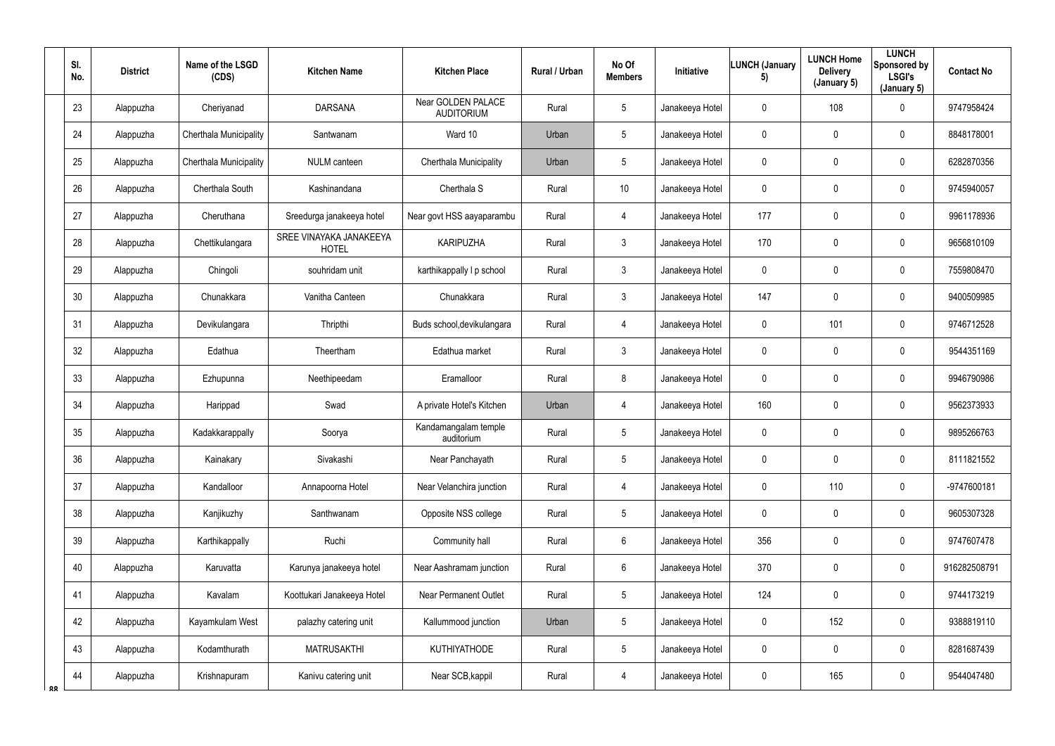| Sl. No. | District | Name of the LSGD (CDS) | Kitchen Name | Kitchen Place | Rural / Urban | No Of Members | Initiative | LUNCH (January 5) | LUNCH Home Delivery (January 5) | LUNCH Sponsored by LSGI's (January 5) | Contact No |
|---|---|---|---|---|---|---|---|---|---|---|---|
| 23 | Alappuzha | Cheriyanad | DARSANA | Near GOLDEN PALACE AUDITORIUM | Rural | 5 | Janakeeya Hotel | 0 | 108 | 0 | 9747958424 |
| 24 | Alappuzha | Cherthala Municipality | Santwanam | Ward 10 | Urban | 5 | Janakeeya Hotel | 0 | 0 | 0 | 8848178001 |
| 25 | Alappuzha | Cherthala Municipality | NULM canteen | Cherthala Municipality | Urban | 5 | Janakeeya Hotel | 0 | 0 | 0 | 6282870356 |
| 26 | Alappuzha | Cherthala South | Kashinandana | Cherthala S | Rural | 10 | Janakeeya Hotel | 0 | 0 | 0 | 9745940057 |
| 27 | Alappuzha | Cheruthana | Sreedurga janakeeya hotel | Near govt HSS aayaparambu | Rural | 4 | Janakeeya Hotel | 177 | 0 | 0 | 9961178936 |
| 28 | Alappuzha | Chettikulangara | SREE VINAYAKA JANAKEEYA HOTEL | KARIPUZHA | Rural | 3 | Janakeeya Hotel | 170 | 0 | 0 | 9656810109 |
| 29 | Alappuzha | Chingoli | souhridam unit | karthikappally l p school | Rural | 3 | Janakeeya Hotel | 0 | 0 | 0 | 7559808470 |
| 30 | Alappuzha | Chunakkara | Vanitha Canteen | Chunakkara | Rural | 3 | Janakeeya Hotel | 147 | 0 | 0 | 9400509985 |
| 31 | Alappuzha | Devikulangara | Thripthi | Buds school,devikulangara | Rural | 4 | Janakeeya Hotel | 0 | 101 | 0 | 9746712528 |
| 32 | Alappuzha | Edathua | Theertham | Edathua market | Rural | 3 | Janakeeya Hotel | 0 | 0 | 0 | 9544351169 |
| 33 | Alappuzha | Ezhupunna | Neethipeedam | Eramalloor | Rural | 8 | Janakeeya Hotel | 0 | 0 | 0 | 9946790986 |
| 34 | Alappuzha | Harippad | Swad | A private Hotel's Kitchen | Urban | 4 | Janakeeya Hotel | 160 | 0 | 0 | 9562373933 |
| 35 | Alappuzha | Kadakkarappally | Soorya | Kandamangalam temple auditorium | Rural | 5 | Janakeeya Hotel | 0 | 0 | 0 | 9895266763 |
| 36 | Alappuzha | Kainakary | Sivakashi | Near Panchayath | Rural | 5 | Janakeeya Hotel | 0 | 0 | 0 | 8111821552 |
| 37 | Alappuzha | Kandalloor | Annapoorna Hotel | Near Velanchira junction | Rural | 4 | Janakeeya Hotel | 0 | 110 | 0 | -9747600181 |
| 38 | Alappuzha | Kanjikuzhy | Santhwanam | Opposite NSS college | Rural | 5 | Janakeeya Hotel | 0 | 0 | 0 | 9605307328 |
| 39 | Alappuzha | Karthikappally | Ruchi | Community hall | Rural | 6 | Janakeeya Hotel | 356 | 0 | 0 | 9747607478 |
| 40 | Alappuzha | Karuvatta | Karunya janakeeya hotel | Near Aashramam junction | Rural | 6 | Janakeeya Hotel | 370 | 0 | 0 | 916282508791 |
| 41 | Alappuzha | Kavalam | Koottukari Janakeeya Hotel | Near Permanent Outlet | Rural | 5 | Janakeeya Hotel | 124 | 0 | 0 | 9744173219 |
| 42 | Alappuzha | Kayamkulam West | palazhy catering unit | Kallummood junction | Urban | 5 | Janakeeya Hotel | 0 | 152 | 0 | 9388819110 |
| 43 | Alappuzha | Kodamthurath | MATRUSAKTHI | KUTHIYATHODE | Rural | 5 | Janakeeya Hotel | 0 | 0 | 0 | 8281687439 |
| 44 | Alappuzha | Krishnapuram | Kanivu catering unit | Near SCB,kappil | Rural | 4 | Janakeeya Hotel | 0 | 165 | 0 | 9544047480 |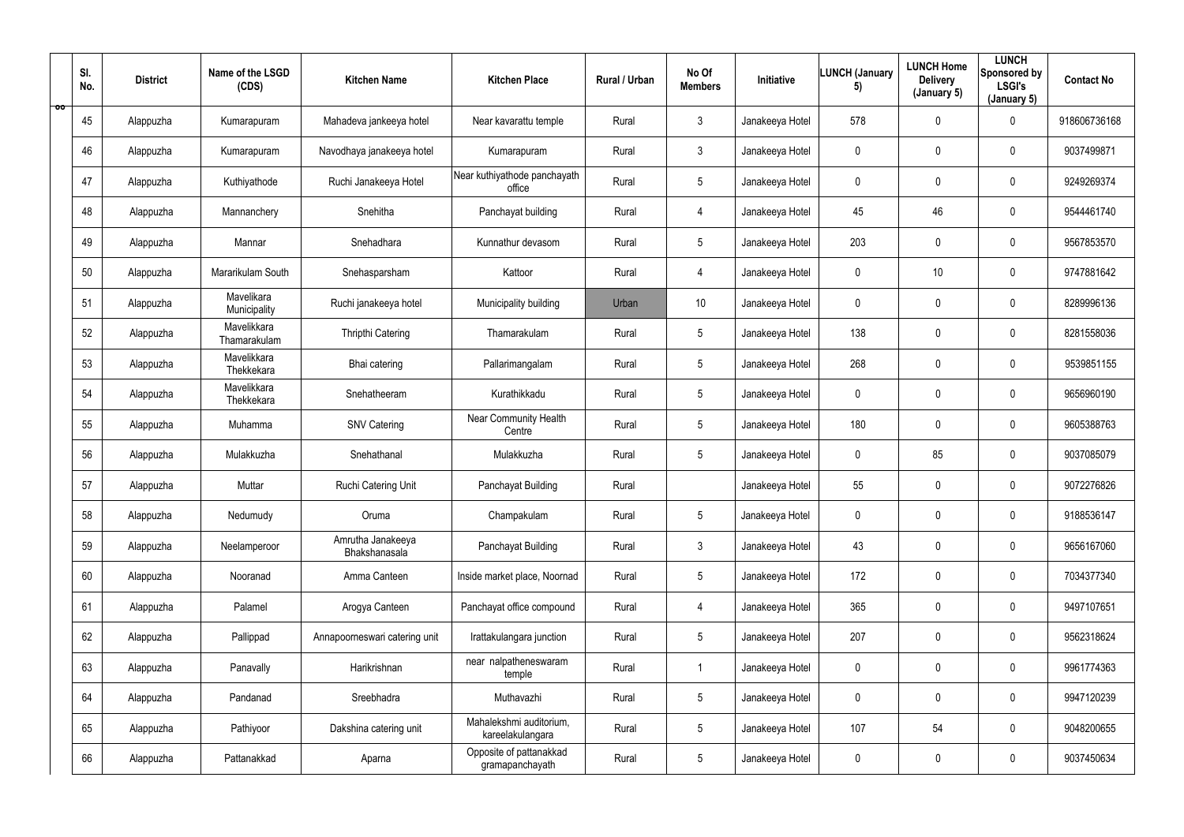| Sl. No. | District | Name of the LSGD (CDS) | Kitchen Name | Kitchen Place | Rural / Urban | No Of Members | Initiative | LUNCH (January 5) | LUNCH Home Delivery (January 5) | LUNCH Sponsored by LSGI's (January 5) | Contact No |
|---|---|---|---|---|---|---|---|---|---|---|---|
| 45 | Alappuzha | Kumarapuram | Mahadeva jankeeya hotel | Near kavarattu temple | Rural | 3 | Janakeeya Hotel | 578 | 0 | 0 | 918606736168 |
| 46 | Alappuzha | Kumarapuram | Navodhaya janakeeya hotel | Kumarapuram | Rural | 3 | Janakeeya Hotel | 0 | 0 | 0 | 9037499871 |
| 47 | Alappuzha | Kuthiyathode | Ruchi Janakeeya Hotel | Near kuthiyathode panchayath office | Rural | 5 | Janakeeya Hotel | 0 | 0 | 0 | 9249269374 |
| 48 | Alappuzha | Mannanchery | Snehitha | Panchayat building | Rural | 4 | Janakeeya Hotel | 45 | 46 | 0 | 9544461740 |
| 49 | Alappuzha | Mannar | Snehadhara | Kunnathur devasom | Rural | 5 | Janakeeya Hotel | 203 | 0 | 0 | 9567853570 |
| 50 | Alappuzha | Mararikulam South | Snehasparsham | Kattoor | Rural | 4 | Janakeeya Hotel | 0 | 10 | 0 | 9747881642 |
| 51 | Alappuzha | Mavelikara Municipality | Ruchi janakeeya hotel | Municipality building | Urban | 10 | Janakeeya Hotel | 0 | 0 | 0 | 8289996136 |
| 52 | Alappuzha | Mavelikkara Thamarakulam | Thripthi Catering | Thamarakulam | Rural | 5 | Janakeeya Hotel | 138 | 0 | 0 | 8281558036 |
| 53 | Alappuzha | Mavelikkara Thekkekara | Bhai catering | Pallarimangalam | Rural | 5 | Janakeeya Hotel | 268 | 0 | 0 | 9539851155 |
| 54 | Alappuzha | Mavelikkara Thekkekara | Snehatheeram | Kurathikkadu | Rural | 5 | Janakeeya Hotel | 0 | 0 | 0 | 9656960190 |
| 55 | Alappuzha | Muhamma | SNV Catering | Near Community Health Centre | Rural | 5 | Janakeeya Hotel | 180 | 0 | 0 | 9605388763 |
| 56 | Alappuzha | Mulakkuzha | Snehathanal | Mulakkuzha | Rural | 5 | Janakeeya Hotel | 0 | 85 | 0 | 9037085079 |
| 57 | Alappuzha | Muttar | Ruchi Catering Unit | Panchayat Building | Rural | | Janakeeya Hotel | 55 | 0 | 0 | 9072276826 |
| 58 | Alappuzha | Nedumudy | Oruma | Champakulam | Rural | 5 | Janakeeya Hotel | 0 | 0 | 0 | 9188536147 |
| 59 | Alappuzha | Neelamperoor | Amrutha Janakeeya Bhakshanasala | Panchayat Building | Rural | 3 | Janakeeya Hotel | 43 | 0 | 0 | 9656167060 |
| 60 | Alappuzha | Nooranad | Amma Canteen | Inside market place, Noornad | Rural | 5 | Janakeeya Hotel | 172 | 0 | 0 | 7034377340 |
| 61 | Alappuzha | Palamel | Arogya Canteen | Panchayat office compound | Rural | 4 | Janakeeya Hotel | 365 | 0 | 0 | 9497107651 |
| 62 | Alappuzha | Pallippad | Annapoorneswari catering unit | Irattakulangara junction | Rural | 5 | Janakeeya Hotel | 207 | 0 | 0 | 9562318624 |
| 63 | Alappuzha | Panavally | Harikrishnan | near nalpatheneswaram temple | Rural | 1 | Janakeeya Hotel | 0 | 0 | 0 | 9961774363 |
| 64 | Alappuzha | Pandanad | Sreebhadra | Muthavazhi | Rural | 5 | Janakeeya Hotel | 0 | 0 | 0 | 9947120239 |
| 65 | Alappuzha | Pathiyoor | Dakshina catering unit | Mahalekshmi auditorium, kareelakulangara | Rural | 5 | Janakeeya Hotel | 107 | 54 | 0 | 9048200655 |
| 66 | Alappuzha | Pattanakkad | Aparna | Opposite of pattanakkad gramapanchayath | Rural | 5 | Janakeeya Hotel | 0 | 0 | 0 | 9037450634 |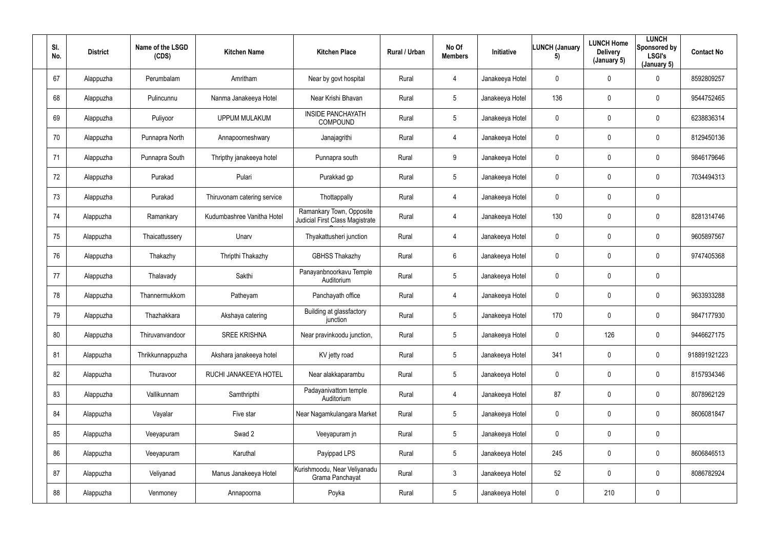| Sl. No. | District | Name of the LSGD (CDS) | Kitchen Name | Kitchen Place | Rural / Urban | No Of Members | Initiative | LUNCH (January 5) | LUNCH Home Delivery (January 5) | LUNCH Sponsored by LSGI's (January 5) | Contact No |
|---|---|---|---|---|---|---|---|---|---|---|---|
| 67 | Alappuzha | Perumbalam | Amritham | Near by govt hospital | Rural | 4 | Janakeeya Hotel | 0 | 0 | 0 | 8592809257 |
| 68 | Alappuzha | Pulincunnu | Nanma Janakeeya Hotel | Near Krishi Bhavan | Rural | 5 | Janakeeya Hotel | 136 | 0 | 0 | 9544752465 |
| 69 | Alappuzha | Puliyoor | UPPUM MULAKUM | INSIDE PANCHAYATH COMPOUND | Rural | 5 | Janakeeya Hotel | 0 | 0 | 0 | 6238836314 |
| 70 | Alappuzha | Punnapra North | Annapoorneshwary | Janajagrithi | Rural | 4 | Janakeeya Hotel | 0 | 0 | 0 | 8129450136 |
| 71 | Alappuzha | Punnapra South | Thripthy janakeeya hotel | Punnapra south | Rural | 9 | Janakeeya Hotel | 0 | 0 | 0 | 9846179646 |
| 72 | Alappuzha | Purakad | Pulari | Purakkad gp | Rural | 5 | Janakeeya Hotel | 0 | 0 | 0 | 7034494313 |
| 73 | Alappuzha | Purakad | Thiruvonam catering service | Thottappally | Rural | 4 | Janakeeya Hotel | 0 | 0 | 0 | |
| 74 | Alappuzha | Ramankary | Kudumbashree Vanitha Hotel | Ramankary Town, Opposite Judicial First Class Magistrate Court | Rural | 4 | Janakeeya Hotel | 130 | 0 | 0 | 8281314746 |
| 75 | Alappuzha | Thaicattussery | Unarv | Thyakattusheri junction | Rural | 4 | Janakeeya Hotel | 0 | 0 | 0 | 9605897567 |
| 76 | Alappuzha | Thakazhy | Thripthi Thakazhy | GBHSS Thakazhy | Rural | 6 | Janakeeya Hotel | 0 | 0 | 0 | 9747405368 |
| 77 | Alappuzha | Thalavady | Sakthi | Panayanbnoorkavu Temple Auditorium | Rural | 5 | Janakeeya Hotel | 0 | 0 | 0 | |
| 78 | Alappuzha | Thannermukkom | Patheyam | Panchayath office | Rural | 4 | Janakeeya Hotel | 0 | 0 | 0 | 9633933288 |
| 79 | Alappuzha | Thazhakkara | Akshaya catering | Building at glassfactory junction | Rural | 5 | Janakeeya Hotel | 170 | 0 | 0 | 9847177930 |
| 80 | Alappuzha | Thiruvanvandoor | SREE KRISHNA | Near pravinkoodu junction, | Rural | 5 | Janakeeya Hotel | 0 | 126 | 0 | 9446627175 |
| 81 | Alappuzha | Thrikkunnappuzha | Akshara janakeeya hotel | KV jetty road | Rural | 5 | Janakeeya Hotel | 341 | 0 | 0 | 918891921223 |
| 82 | Alappuzha | Thuravoor | RUCHI JANAKEEYA HOTEL | Near alakkaparambu | Rural | 5 | Janakeeya Hotel | 0 | 0 | 0 | 8157934346 |
| 83 | Alappuzha | Vallikunnam | Samthripthi | Padayanivattom temple Auditorium | Rural | 4 | Janakeeya Hotel | 87 | 0 | 0 | 8078962129 |
| 84 | Alappuzha | Vayalar | Five star | Near Nagamkulangara Market | Rural | 5 | Janakeeya Hotel | 0 | 0 | 0 | 8606081847 |
| 85 | Alappuzha | Veeyapuram | Swad 2 | Veeyapuram jn | Rural | 5 | Janakeeya Hotel | 0 | 0 | 0 | |
| 86 | Alappuzha | Veeyapuram | Karuthal | Payippad LPS | Rural | 5 | Janakeeya Hotel | 245 | 0 | 0 | 8606846513 |
| 87 | Alappuzha | Veliyanad | Manus Janakeeya Hotel | Kurishmoodu, Near Veliyanadu Grama Panchayat | Rural | 3 | Janakeeya Hotel | 52 | 0 | 0 | 8086782924 |
| 88 | Alappuzha | Venmoney | Annapoorna | Poyka | Rural | 5 | Janakeeya Hotel | 0 | 210 | 0 | |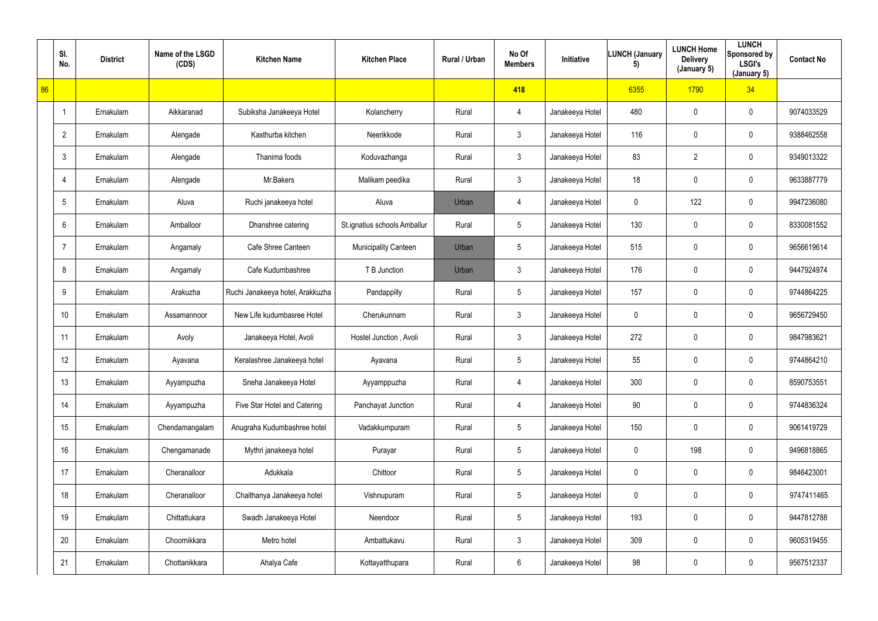| | Sl. No. | District | Name of the LSGD (CDS) | Kitchen Name | Kitchen Place | Rural / Urban | No Of Members | Initiative | LUNCH (January 5) | LUNCH Home Delivery (January 5) | LUNCH Sponsored by LSGI's (January 5) | Contact No |
|---|---|---|---|---|---|---|---|---|---|---|---|---|
| 86 | | | | | | | 418 | | 6355 | 1790 | 34 | |
| | 1 | Ernakulam | Aikkaranad | Subiksha Janakeeya Hotel | Kolancherry | Rural | 4 | Janakeeya Hotel | 480 | 0 | 0 | 9074033529 |
| | 2 | Ernakulam | Alengade | Kasthurba kitchen | Neerikkode | Rural | 3 | Janakeeya Hotel | 116 | 0 | 0 | 9388462558 |
| | 3 | Ernakulam | Alengade | Thanima foods | Koduvazhanga | Rural | 3 | Janakeeya Hotel | 83 | 2 | 0 | 9349013322 |
| | 4 | Ernakulam | Alengade | Mr.Bakers | Malikam peedika | Rural | 3 | Janakeeya Hotel | 18 | 0 | 0 | 9633887779 |
| | 5 | Ernakulam | Aluva | Ruchi janakeeya hotel | Aluva | Urban | 4 | Janakeeya Hotel | 0 | 122 | 0 | 9947236080 |
| | 6 | Ernakulam | Amballoor | Dhanshree catering | St.ignatius schools Amballur | Rural | 5 | Janakeeya Hotel | 130 | 0 | 0 | 8330081552 |
| | 7 | Ernakulam | Angamaly | Cafe Shree Canteen | Municipality Canteen | Urban | 5 | Janakeeya Hotel | 515 | 0 | 0 | 9656619614 |
| | 8 | Ernakulam | Angamaly | Cafe Kudumbashree | T B Junction | Urban | 3 | Janakeeya Hotel | 176 | 0 | 0 | 9447924974 |
| | 9 | Ernakulam | Arakuzha | Ruchi Janakeeya hotel, Arakkuzha | Pandappilly | Rural | 5 | Janakeeya Hotel | 157 | 0 | 0 | 9744864225 |
| | 10 | Ernakulam | Assamannoor | New Life kudumbasree Hotel | Cherukunnam | Rural | 3 | Janakeeya Hotel | 0 | 0 | 0 | 9656729450 |
| | 11 | Ernakulam | Avoly | Janakeeya Hotel, Avoli | Hostel Junction , Avoli | Rural | 3 | Janakeeya Hotel | 272 | 0 | 0 | 9847983621 |
| | 12 | Ernakulam | Ayavana | Keralashree Janakeeya hotel | Ayavana | Rural | 5 | Janakeeya Hotel | 55 | 0 | 0 | 9744864210 |
| | 13 | Ernakulam | Ayyampuzha | Sneha Janakeeya Hotel | Ayyamppuzha | Rural | 4 | Janakeeya Hotel | 300 | 0 | 0 | 8590753551 |
| | 14 | Ernakulam | Ayyampuzha | Five Star Hotel and Catering | Panchayat Junction | Rural | 4 | Janakeeya Hotel | 90 | 0 | 0 | 9744836324 |
| | 15 | Ernakulam | Chendamangalam | Anugraha Kudumbashree hotel | Vadakkumpuram | Rural | 5 | Janakeeya Hotel | 150 | 0 | 0 | 9061419729 |
| | 16 | Ernakulam | Chengamanade | Mythri janakeeya hotel | Purayar | Rural | 5 | Janakeeya Hotel | 0 | 198 | 0 | 9496818865 |
| | 17 | Ernakulam | Cheranalloor | Adukkala | Chittoor | Rural | 5 | Janakeeya Hotel | 0 | 0 | 0 | 9846423001 |
| | 18 | Ernakulam | Cheranalloor | Chaithanya Janakeeya hotel | Vishnupuram | Rural | 5 | Janakeeya Hotel | 0 | 0 | 0 | 9747411465 |
| | 19 | Ernakulam | Chittattukara | Swadh Janakeeya Hotel | Neendoor | Rural | 5 | Janakeeya Hotel | 193 | 0 | 0 | 9447812788 |
| | 20 | Ernakulam | Choornikkara | Metro hotel | Ambattukavu | Rural | 3 | Janakeeya Hotel | 309 | 0 | 0 | 9605319455 |
| | 21 | Ernakulam | Chottanikkara | Ahalya Cafe | Kottayatthupara | Rural | 6 | Janakeeya Hotel | 98 | 0 | 0 | 9567512337 |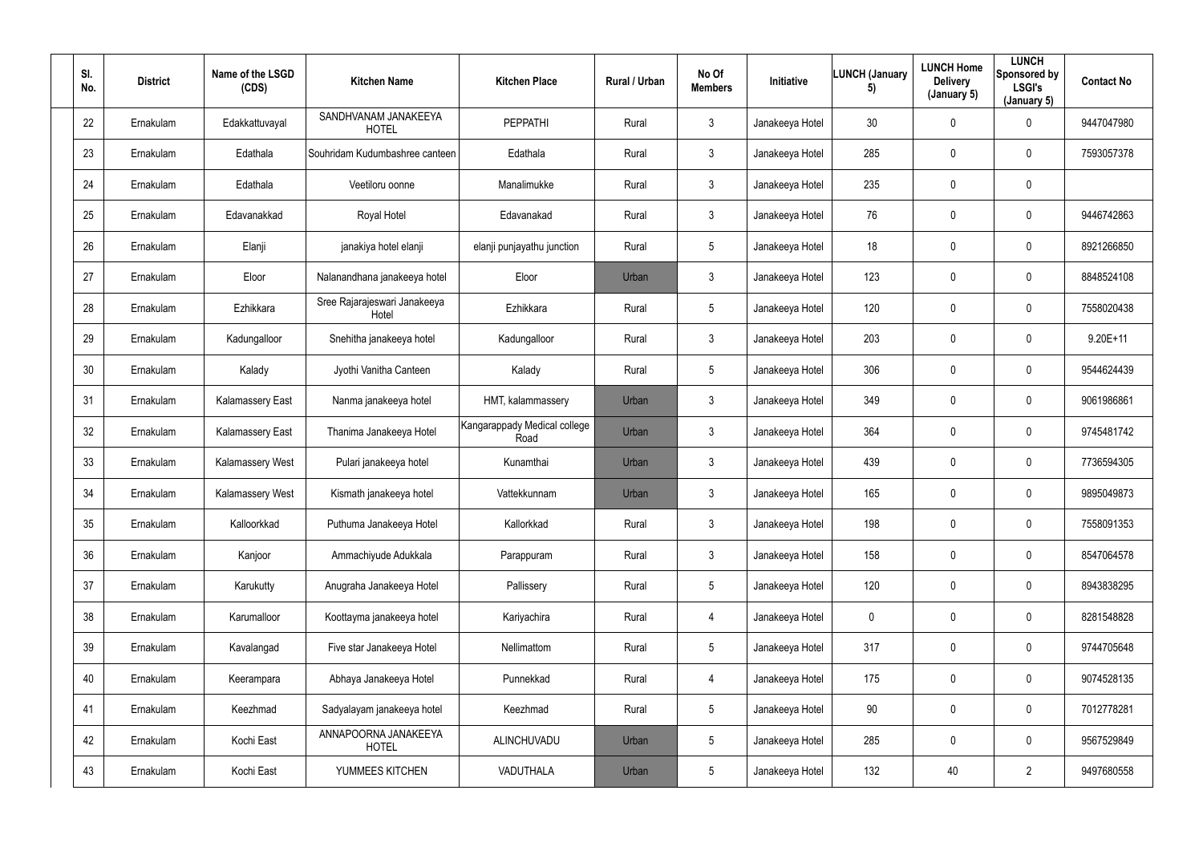| Sl. No. | District | Name of the LSGD (CDS) | Kitchen Name | Kitchen Place | Rural / Urban | No Of Members | Initiative | LUNCH (January 5) | LUNCH Home Delivery (January 5) | LUNCH Sponsored by LSGI's (January 5) | Contact No |
|---|---|---|---|---|---|---|---|---|---|---|---|
| 22 | Ernakulam | Edakkattuvayal | SANDHVANAM JANAKEEYA HOTEL | PEPPATHI | Rural | 3 | Janakeeya Hotel | 30 | 0 | 0 | 9447047980 |
| 23 | Ernakulam | Edathala | Souhridam Kudumbashree canteen | Edathala | Rural | 3 | Janakeeya Hotel | 285 | 0 | 0 | 7593057378 |
| 24 | Ernakulam | Edathala | Veetiloru oonne | Manalimukke | Rural | 3 | Janakeeya Hotel | 235 | 0 | 0 | |
| 25 | Ernakulam | Edavanakkad | Royal Hotel | Edavanakad | Rural | 3 | Janakeeya Hotel | 76 | 0 | 0 | 9446742863 |
| 26 | Ernakulam | Elanji | janakiya hotel elanji | elanji punjayathu junction | Rural | 5 | Janakeeya Hotel | 18 | 0 | 0 | 8921266850 |
| 27 | Ernakulam | Eloor | Nalanandhana janakeeya hotel | Eloor | Urban | 3 | Janakeeya Hotel | 123 | 0 | 0 | 8848524108 |
| 28 | Ernakulam | Ezhikkara | Sree Rajarajeswari Janakeeya Hotel | Ezhikkara | Rural | 5 | Janakeeya Hotel | 120 | 0 | 0 | 7558020438 |
| 29 | Ernakulam | Kadungalloor | Snehitha janakeeya hotel | Kadungalloor | Rural | 3 | Janakeeya Hotel | 203 | 0 | 0 | 9.20E+11 |
| 30 | Ernakulam | Kalady | Jyothi Vanitha Canteen | Kalady | Rural | 5 | Janakeeya Hotel | 306 | 0 | 0 | 9544624439 |
| 31 | Ernakulam | Kalamassery East | Nanma janakeeya hotel | HMT, kalammassery | Urban | 3 | Janakeeya Hotel | 349 | 0 | 0 | 9061986861 |
| 32 | Ernakulam | Kalamassery East | Thanima Janakeeya Hotel | Kangarappady Medical college Road | Urban | 3 | Janakeeya Hotel | 364 | 0 | 0 | 9745481742 |
| 33 | Ernakulam | Kalamassery West | Pulari janakeeya hotel | Kunamthai | Urban | 3 | Janakeeya Hotel | 439 | 0 | 0 | 7736594305 |
| 34 | Ernakulam | Kalamassery West | Kismath janakeeya hotel | Vattekkunnam | Urban | 3 | Janakeeya Hotel | 165 | 0 | 0 | 9895049873 |
| 35 | Ernakulam | Kalloorkkad | Puthuma Janakeeya Hotel | Kallorkkad | Rural | 3 | Janakeeya Hotel | 198 | 0 | 0 | 7558091353 |
| 36 | Ernakulam | Kanjoor | Ammachiyude Adukkala | Parappuram | Rural | 3 | Janakeeya Hotel | 158 | 0 | 0 | 8547064578 |
| 37 | Ernakulam | Karukutty | Anugraha Janakeeya Hotel | Pallissery | Rural | 5 | Janakeeya Hotel | 120 | 0 | 0 | 8943838295 |
| 38 | Ernakulam | Karumalloor | Koottayma janakeeya hotel | Kariyachira | Rural | 4 | Janakeeya Hotel | 0 | 0 | 0 | 8281548828 |
| 39 | Ernakulam | Kavalangad | Five star Janakeeya Hotel | Nellimattom | Rural | 5 | Janakeeya Hotel | 317 | 0 | 0 | 9744705648 |
| 40 | Ernakulam | Keerampara | Abhaya Janakeeya Hotel | Punnekkad | Rural | 4 | Janakeeya Hotel | 175 | 0 | 0 | 9074528135 |
| 41 | Ernakulam | Keezhmad | Sadyalayam janakeeya hotel | Keezhmad | Rural | 5 | Janakeeya Hotel | 90 | 0 | 0 | 7012778281 |
| 42 | Ernakulam | Kochi East | ANNAPOORNA JANAKEEYA HOTEL | ALINCHUVADU | Urban | 5 | Janakeeya Hotel | 285 | 0 | 0 | 9567529849 |
| 43 | Ernakulam | Kochi East | YUMMEES KITCHEN | VADUTHALA | Urban | 5 | Janakeeya Hotel | 132 | 40 | 2 | 9497680558 |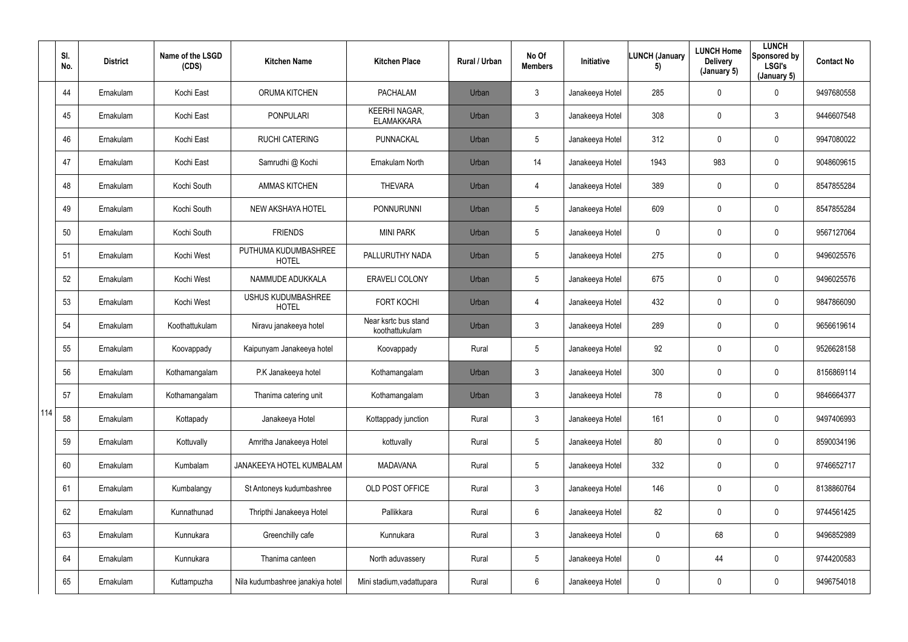|  | Sl. No. | District | Name of the LSGD (CDS) | Kitchen Name | Kitchen Place | Rural / Urban | No Of Members | Initiative | LUNCH (January 5) | LUNCH Home Delivery (January 5) | LUNCH Sponsored by LSGI's (January 5) | Contact No |
|---|---|---|---|---|---|---|---|---|---|---|---|---|
| 114 | 44 | Ernakulam | Kochi East | ORUMA KITCHEN | PACHALAM | Urban | 3 | Janakeeya Hotel | 285 | 0 | 0 | 9497680558 |
|  | 45 | Ernakulam | Kochi East | PONPULARI | KEERHI NAGAR, ELAMAKKARA | Urban | 3 | Janakeeya Hotel | 308 | 0 | 3 | 9446607548 |
|  | 46 | Ernakulam | Kochi East | RUCHI CATERING | PUNNACKAL | Urban | 5 | Janakeeya Hotel | 312 | 0 | 0 | 9947080022 |
|  | 47 | Ernakulam | Kochi East | Samrudhi @ Kochi | Ernakulam North | Urban | 14 | Janakeeya Hotel | 1943 | 983 | 0 | 9048609615 |
|  | 48 | Ernakulam | Kochi South | AMMAS KITCHEN | THEVARA | Urban | 4 | Janakeeya Hotel | 389 | 0 | 0 | 8547855284 |
|  | 49 | Ernakulam | Kochi South | NEW AKSHAYA HOTEL | PONNURUNNI | Urban | 5 | Janakeeya Hotel | 609 | 0 | 0 | 8547855284 |
|  | 50 | Ernakulam | Kochi South | FRIENDS | MINI PARK | Urban | 5 | Janakeeya Hotel | 0 | 0 | 0 | 9567127064 |
|  | 51 | Ernakulam | Kochi West | PUTHUMA KUDUMBASHREE HOTEL | PALLURUTHY NADA | Urban | 5 | Janakeeya Hotel | 275 | 0 | 0 | 9496025576 |
|  | 52 | Ernakulam | Kochi West | NAMMUDE ADUKKALA | ERAVELI COLONY | Urban | 5 | Janakeeya Hotel | 675 | 0 | 0 | 9496025576 |
|  | 53 | Ernakulam | Kochi West | USHUS KUDUMBASHREE HOTEL | FORT KOCHI | Urban | 4 | Janakeeya Hotel | 432 | 0 | 0 | 9847866090 |
|  | 54 | Ernakulam | Koothattukulam | Niravu janakeeya hotel | Near ksrtc bus stand koothattukulam | Urban | 3 | Janakeeya Hotel | 289 | 0 | 0 | 9656619614 |
|  | 55 | Ernakulam | Koovappady | Kaipunyam Janakeeya hotel | Koovappady | Rural | 5 | Janakeeya Hotel | 92 | 0 | 0 | 9526628158 |
|  | 56 | Ernakulam | Kothamangalam | P.K Janakeeya hotel | Kothamangalam | Urban | 3 | Janakeeya Hotel | 300 | 0 | 0 | 8156869114 |
|  | 57 | Ernakulam | Kothamangalam | Thanima catering unit | Kothamangalam | Urban | 3 | Janakeeya Hotel | 78 | 0 | 0 | 9846664377 |
|  | 58 | Ernakulam | Kottapady | Janakeeya Hotel | Kottappady junction | Rural | 3 | Janakeeya Hotel | 161 | 0 | 0 | 9497406993 |
|  | 59 | Ernakulam | Kottuvally | Amritha Janakeeya Hotel | kottuvally | Rural | 5 | Janakeeya Hotel | 80 | 0 | 0 | 8590034196 |
|  | 60 | Ernakulam | Kumbalam | JANAKEEYA HOTEL KUMBALAM | MADAVANA | Rural | 5 | Janakeeya Hotel | 332 | 0 | 0 | 9746652717 |
|  | 61 | Ernakulam | Kumbalangy | St Antoneys kudumbashree | OLD POST OFFICE | Rural | 3 | Janakeeya Hotel | 146 | 0 | 0 | 8138860764 |
|  | 62 | Ernakulam | Kunnathunad | Thripthi Janakeeya Hotel | Pallikkara | Rural | 6 | Janakeeya Hotel | 82 | 0 | 0 | 9744561425 |
|  | 63 | Ernakulam | Kunnukara | Greenchilly cafe | Kunnukara | Rural | 3 | Janakeeya Hotel | 0 | 68 | 0 | 9496852989 |
|  | 64 | Ernakulam | Kunnukara | Thanima canteen | North aduvassery | Rural | 5 | Janakeeya Hotel | 0 | 44 | 0 | 9744200583 |
|  | 65 | Ernakulam | Kuttampuzha | Nila kudumbashree janakiya hotel | Mini stadium,vadattupara | Rural | 6 | Janakeeya Hotel | 0 | 0 | 0 | 9496754018 |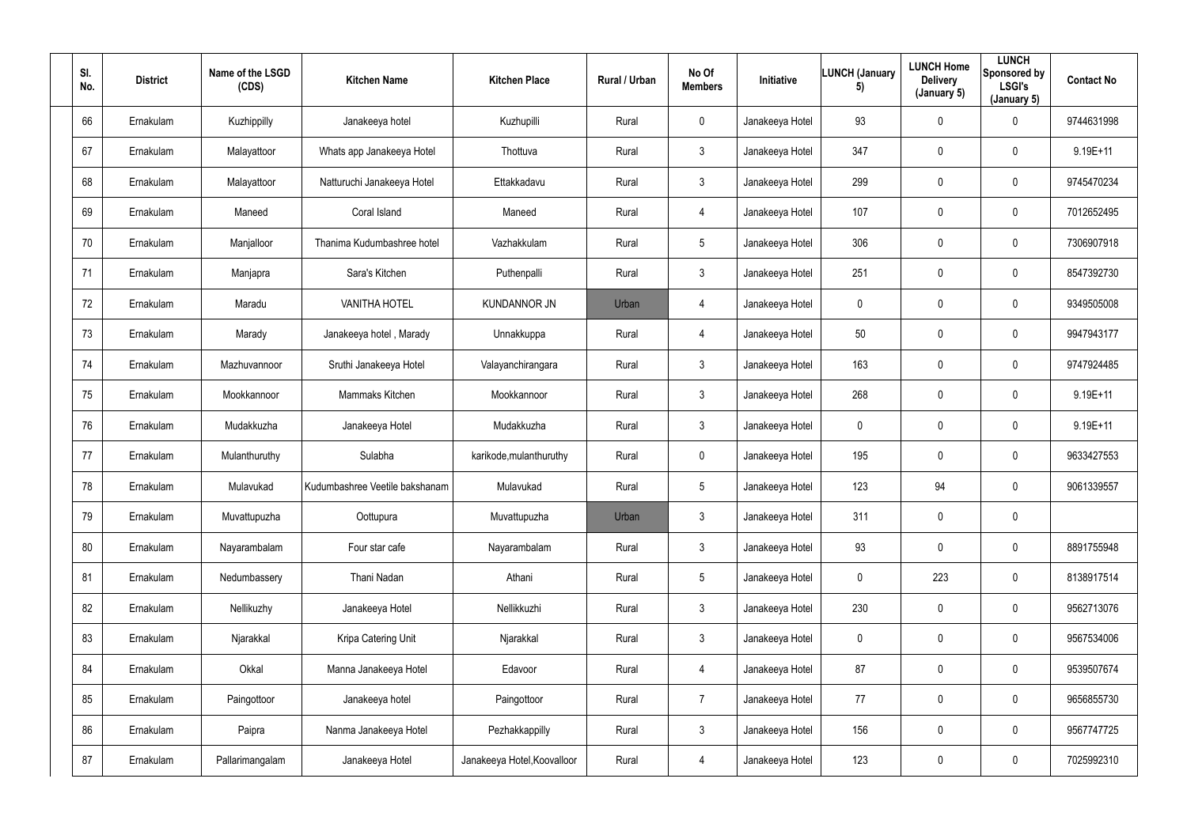| Sl. No. | District | Name of the LSGD (CDS) | Kitchen Name | Kitchen Place | Rural / Urban | No Of Members | Initiative | LUNCH (January 5) | LUNCH Home Delivery (January 5) | LUNCH Sponsored by LSGI's (January 5) | Contact No |
|---|---|---|---|---|---|---|---|---|---|---|---|
| 66 | Ernakulam | Kuzhippilly | Janakeeya hotel | Kuzhupilli | Rural | 0 | Janakeeya Hotel | 93 | 0 | 0 | 9744631998 |
| 67 | Ernakulam | Malayattoor | Whats app Janakeeya Hotel | Thottuva | Rural | 3 | Janakeeya Hotel | 347 | 0 | 0 | 9.19E+11 |
| 68 | Ernakulam | Malayattoor | Natturuchi Janakeeya Hotel | Ettakkadavu | Rural | 3 | Janakeeya Hotel | 299 | 0 | 0 | 9745470234 |
| 69 | Ernakulam | Maneed | Coral Island | Maneed | Rural | 4 | Janakeeya Hotel | 107 | 0 | 0 | 7012652495 |
| 70 | Ernakulam | Manjalloor | Thanima Kudumbashree hotel | Vazhakkulam | Rural | 5 | Janakeeya Hotel | 306 | 0 | 0 | 7306907918 |
| 71 | Ernakulam | Manjapra | Sara's Kitchen | Puthenpalli | Rural | 3 | Janakeeya Hotel | 251 | 0 | 0 | 8547392730 |
| 72 | Ernakulam | Maradu | VANITHA HOTEL | KUNDANNOR JN | Urban | 4 | Janakeeya Hotel | 0 | 0 | 0 | 9349505008 |
| 73 | Ernakulam | Marady | Janakeeya hotel , Marady | Unnakkuppa | Rural | 4 | Janakeeya Hotel | 50 | 0 | 0 | 9947943177 |
| 74 | Ernakulam | Mazhuvannoor | Sruthi Janakeeya Hotel | Valayanchirangara | Rural | 3 | Janakeeya Hotel | 163 | 0 | 0 | 9747924485 |
| 75 | Ernakulam | Mookkannoor | Mammaks Kitchen | Mookkannoor | Rural | 3 | Janakeeya Hotel | 268 | 0 | 0 | 9.19E+11 |
| 76 | Ernakulam | Mudakkuzha | Janakeeya Hotel | Mudakkuzha | Rural | 3 | Janakeeya Hotel | 0 | 0 | 0 | 9.19E+11 |
| 77 | Ernakulam | Mulanthuruthy | Sulabha | karikode,mulanthuruthy | Rural | 0 | Janakeeya Hotel | 195 | 0 | 0 | 9633427553 |
| 78 | Ernakulam | Mulavukad | Kudumbashree Veetile bakshanam | Mulavukad | Rural | 5 | Janakeeya Hotel | 123 | 94 | 0 | 9061339557 |
| 79 | Ernakulam | Muvattupuzha | Oottupura | Muvattupuzha | Urban | 3 | Janakeeya Hotel | 311 | 0 | 0 | |
| 80 | Ernakulam | Nayarambalam | Four star cafe | Nayarambalam | Rural | 3 | Janakeeya Hotel | 93 | 0 | 0 | 8891755948 |
| 81 | Ernakulam | Nedumbassery | Thani Nadan | Athani | Rural | 5 | Janakeeya Hotel | 0 | 223 | 0 | 8138917514 |
| 82 | Ernakulam | Nellikuzhy | Janakeeya Hotel | Nellikkuzhi | Rural | 3 | Janakeeya Hotel | 230 | 0 | 0 | 9562713076 |
| 83 | Ernakulam | Njarakkal | Kripa Catering Unit | Njarakkal | Rural | 3 | Janakeeya Hotel | 0 | 0 | 0 | 9567534006 |
| 84 | Ernakulam | Okkal | Manna Janakeeya Hotel | Edavoor | Rural | 4 | Janakeeya Hotel | 87 | 0 | 0 | 9539507674 |
| 85 | Ernakulam | Paingottoor | Janakeeya hotel | Paingottoor | Rural | 7 | Janakeeya Hotel | 77 | 0 | 0 | 9656855730 |
| 86 | Ernakulam | Paipra | Nanma Janakeeya Hotel | Pezhakkappilly | Rural | 3 | Janakeeya Hotel | 156 | 0 | 0 | 9567747725 |
| 87 | Ernakulam | Pallarimangalam | Janakeeya Hotel | Janakeeya Hotel,Koovalloor | Rural | 4 | Janakeeya Hotel | 123 | 0 | 0 | 7025992310 |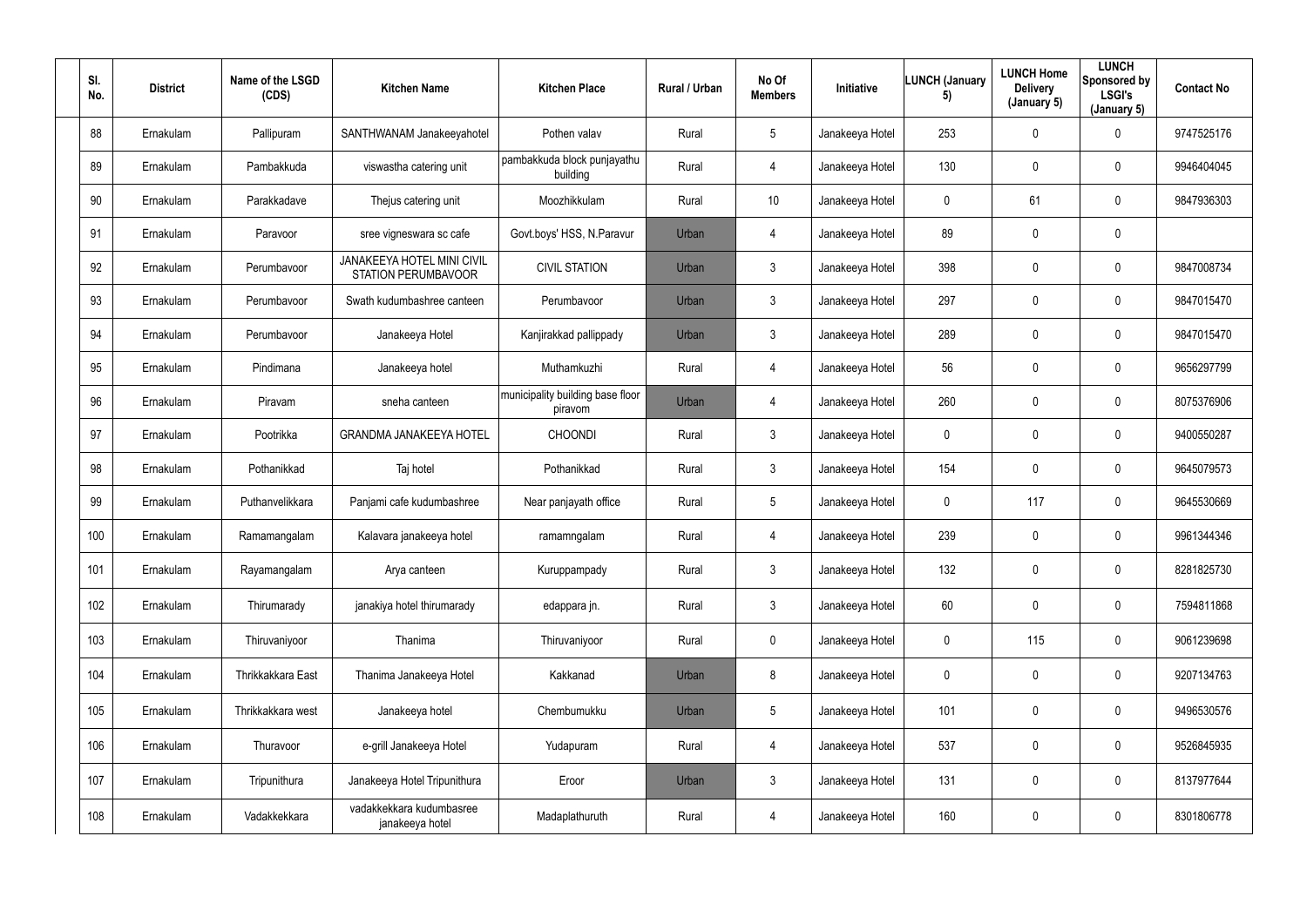| Sl. No. | District | Name of the LSGD (CDS) | Kitchen Name | Kitchen Place | Rural / Urban | No Of Members | Initiative | LUNCH (January 5) | LUNCH Home Delivery (January 5) | LUNCH Sponsored by LSGI's (January 5) | Contact No |
|---|---|---|---|---|---|---|---|---|---|---|---|
| 88 | Ernakulam | Pallipuram | SANTHWANAM Janakeeyahotel | Pothen valav | Rural | 5 | Janakeeya Hotel | 253 | 0 | 0 | 9747525176 |
| 89 | Ernakulam | Pambakkuda | viswastha catering unit | pambakkuda block punjayathu building | Rural | 4 | Janakeeya Hotel | 130 | 0 | 0 | 9946404045 |
| 90 | Ernakulam | Parakkadave | Thejus catering unit | Moozhikkulam | Rural | 10 | Janakeeya Hotel | 0 | 61 | 0 | 9847936303 |
| 91 | Ernakulam | Paravoor | sree vigneswara sc cafe | Govt.boys' HSS, N.Paravur | Urban | 4 | Janakeeya Hotel | 89 | 0 | 0 | |
| 92 | Ernakulam | Perumbavoor | JANAKEEYA HOTEL MINI CIVIL STATION PERUMBAVOOR | CIVIL STATION | Urban | 3 | Janakeeya Hotel | 398 | 0 | 0 | 9847008734 |
| 93 | Ernakulam | Perumbavoor | Swath kudumbashree canteen | Perumbavoor | Urban | 3 | Janakeeya Hotel | 297 | 0 | 0 | 9847015470 |
| 94 | Ernakulam | Perumbavoor | Janakeeya Hotel | Kanjirakkad pallippady | Urban | 3 | Janakeeya Hotel | 289 | 0 | 0 | 9847015470 |
| 95 | Ernakulam | Pindimana | Janakeeya hotel | Muthamkuzhi | Rural | 4 | Janakeeya Hotel | 56 | 0 | 0 | 9656297799 |
| 96 | Ernakulam | Piravam | sneha canteen | municipality building base floor piravom | Urban | 4 | Janakeeya Hotel | 260 | 0 | 0 | 8075376906 |
| 97 | Ernakulam | Pootrikka | GRANDMA JANAKEEYA HOTEL | CHOONDI | Rural | 3 | Janakeeya Hotel | 0 | 0 | 0 | 9400550287 |
| 98 | Ernakulam | Pothanikkad | Taj hotel | Pothanikkad | Rural | 3 | Janakeeya Hotel | 154 | 0 | 0 | 9645079573 |
| 99 | Ernakulam | Puthanvelikkara | Panjami cafe kudumbashree | Near panjayath office | Rural | 5 | Janakeeya Hotel | 0 | 117 | 0 | 9645530669 |
| 100 | Ernakulam | Ramamangalam | Kalavara janakeeya hotel | ramamngalam | Rural | 4 | Janakeeya Hotel | 239 | 0 | 0 | 9961344346 |
| 101 | Ernakulam | Rayamangalam | Arya canteen | Kuruppampady | Rural | 3 | Janakeeya Hotel | 132 | 0 | 0 | 8281825730 |
| 102 | Ernakulam | Thirumarady | janakiya hotel thirumarady | edappara jn. | Rural | 3 | Janakeeya Hotel | 60 | 0 | 0 | 7594811868 |
| 103 | Ernakulam | Thiruvaniyoor | Thanima | Thiruvaniyoor | Rural | 0 | Janakeeya Hotel | 0 | 115 | 0 | 9061239698 |
| 104 | Ernakulam | Thrikkakkara East | Thanima Janakeeya Hotel | Kakkanad | Urban | 8 | Janakeeya Hotel | 0 | 0 | 0 | 9207134763 |
| 105 | Ernakulam | Thrikkakkara west | Janakeeya hotel | Chembumukku | Urban | 5 | Janakeeya Hotel | 101 | 0 | 0 | 9496530576 |
| 106 | Ernakulam | Thuravoor | e-grill Janakeeya Hotel | Yudapuram | Rural | 4 | Janakeeya Hotel | 537 | 0 | 0 | 9526845935 |
| 107 | Ernakulam | Tripunithura | Janakeeya Hotel Tripunithura | Eroor | Urban | 3 | Janakeeya Hotel | 131 | 0 | 0 | 8137977644 |
| 108 | Ernakulam | Vadakkekkara | vadakkekkara kudumbasree janakeeya hotel | Madaplathuruth | Rural | 4 | Janakeeya Hotel | 160 | 0 | 0 | 8301806778 |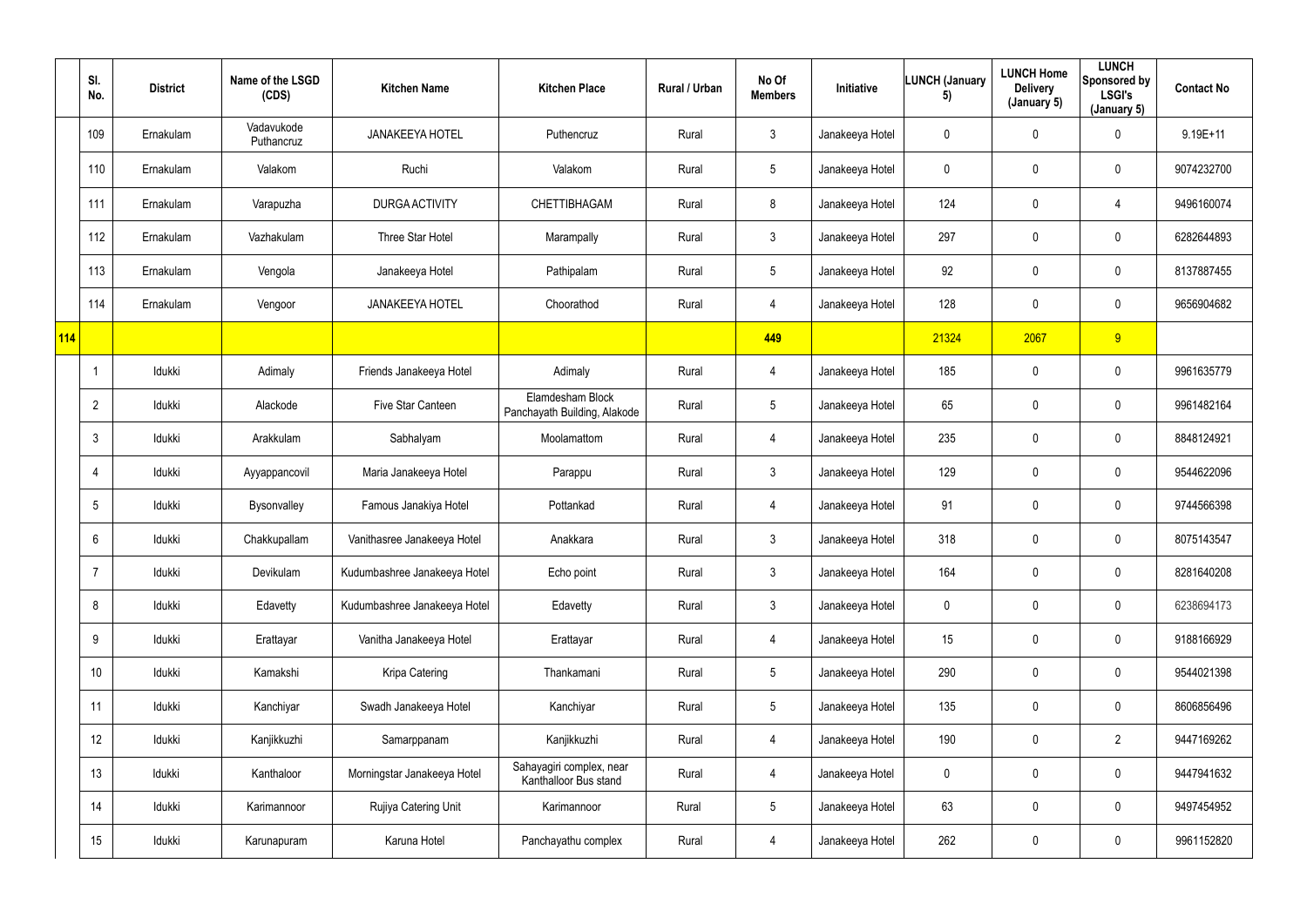| | Sl. No. | District | Name of the LSGD (CDS) | Kitchen Name | Kitchen Place | Rural / Urban | No Of Members | Initiative | LUNCH (January 5) | LUNCH Home Delivery (January 5) | LUNCH Sponsored by LSGI's (January 5) | Contact No |
|---|---|---|---|---|---|---|---|---|---|---|---|---|
| | 109 | Ernakulam | Vadavukode Puthancruz | JANAKEEYA HOTEL | Puthencruz | Rural | 3 | Janakeeya Hotel | 0 | 0 | 0 | 9.19E+11 |
| | 110 | Ernakulam | Valakom | Ruchi | Valakom | Rural | 5 | Janakeeya Hotel | 0 | 0 | 0 | 9074232700 |
| | 111 | Ernakulam | Varapuzha | DURGA ACTIVITY | CHETTIBHAGAM | Rural | 8 | Janakeeya Hotel | 124 | 0 | 4 | 9496160074 |
| | 112 | Ernakulam | Vazhakulam | Three Star Hotel | Marampally | Rural | 3 | Janakeeya Hotel | 297 | 0 | 0 | 6282644893 |
| | 113 | Ernakulam | Vengola | Janakeeya Hotel | Pathipalam | Rural | 5 | Janakeeya Hotel | 92 | 0 | 0 | 8137887455 |
| | 114 | Ernakulam | Vengoor | JANAKEEYA HOTEL | Choorathod | Rural | 4 | Janakeeya Hotel | 128 | 0 | 0 | 9656904682 |
| 114 | | | | | | | 449 | | 21324 | 2067 | 9 | |
| | 1 | Idukki | Adimaly | Friends Janakeeya Hotel | Adimaly | Rural | 4 | Janakeeya Hotel | 185 | 0 | 0 | 9961635779 |
| | 2 | Idukki | Alackode | Five Star Canteen | Elamdesham Block Panchayath Building, Alakode | Rural | 5 | Janakeeya Hotel | 65 | 0 | 0 | 9961482164 |
| | 3 | Idukki | Arakkulam | Sabhalyam | Moolamattom | Rural | 4 | Janakeeya Hotel | 235 | 0 | 0 | 8848124921 |
| | 4 | Idukki | Ayyappancovil | Maria Janakeeya Hotel | Parappu | Rural | 3 | Janakeeya Hotel | 129 | 0 | 0 | 9544622096 |
| | 5 | Idukki | Bysonvalley | Famous Janakiya Hotel | Pottankad | Rural | 4 | Janakeeya Hotel | 91 | 0 | 0 | 9744566398 |
| | 6 | Idukki | Chakkupallam | Vanithasree Janakeeya Hotel | Anakkara | Rural | 3 | Janakeeya Hotel | 318 | 0 | 0 | 8075143547 |
| | 7 | Idukki | Devikulam | Kudumbashree Janakeeya Hotel | Echo point | Rural | 3 | Janakeeya Hotel | 164 | 0 | 0 | 8281640208 |
| | 8 | Idukki | Edavetty | Kudumbashree Janakeeya Hotel | Edavetty | Rural | 3 | Janakeeya Hotel | 0 | 0 | 0 | 6238694173 |
| | 9 | Idukki | Erattayar | Vanitha Janakeeya Hotel | Erattayar | Rural | 4 | Janakeeya Hotel | 15 | 0 | 0 | 9188166929 |
| | 10 | Idukki | Kamakshi | Kripa Catering | Thankamani | Rural | 5 | Janakeeya Hotel | 290 | 0 | 0 | 9544021398 |
| | 11 | Idukki | Kanchiyar | Swadh Janakeeya Hotel | Kanchiyar | Rural | 5 | Janakeeya Hotel | 135 | 0 | 0 | 8606856496 |
| | 12 | Idukki | Kanjikkuzhi | Samarppanam | Kanjikkuzhi | Rural | 4 | Janakeeya Hotel | 190 | 0 | 2 | 9447169262 |
| | 13 | Idukki | Kanthaloor | Morningstar Janakeeya Hotel | Sahayagiri complex, near Kanthalloor Bus stand | Rural | 4 | Janakeeya Hotel | 0 | 0 | 0 | 9447941632 |
| | 14 | Idukki | Karimannoor | Rujiya Catering Unit | Karimannoor | Rural | 5 | Janakeeya Hotel | 63 | 0 | 0 | 9497454952 |
| | 15 | Idukki | Karunapuram | Karuna Hotel | Panchayathu complex | Rural | 4 | Janakeeya Hotel | 262 | 0 | 0 | 9961152820 |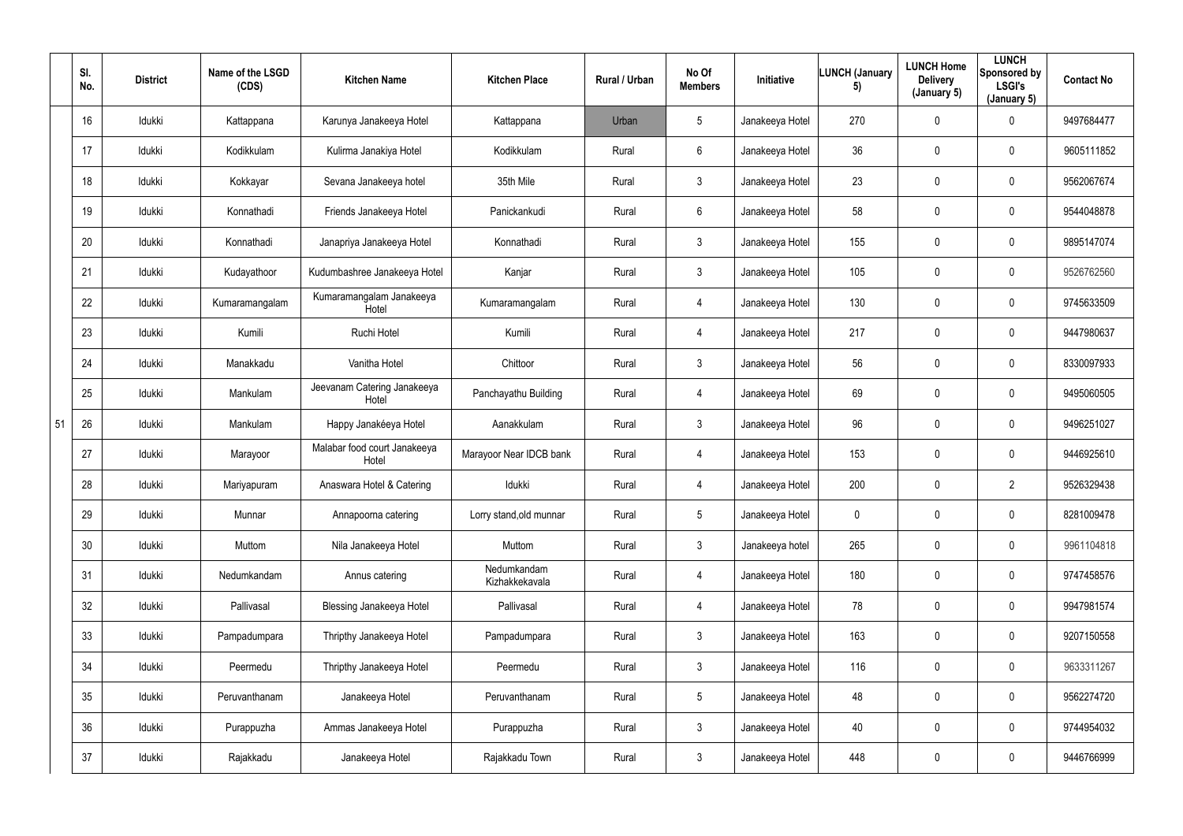|  | Sl. No. | District | Name of the LSGD (CDS) | Kitchen Name | Kitchen Place | Rural / Urban | No Of Members | Initiative | LUNCH (January 5) | LUNCH Home Delivery (January 5) | LUNCH Sponsored by LSGI's (January 5) | Contact No |
|---|---|---|---|---|---|---|---|---|---|---|---|---|
|  | 16 | Idukki | Kattappana | Karunya Janakeeya Hotel | Kattappana | Urban | 5 | Janakeeya Hotel | 270 | 0 | 0 | 9497684477 |
|  | 17 | Idukki | Kodikkulam | Kulirma Janakiya Hotel | Kodikkulam | Rural | 6 | Janakeeya Hotel | 36 | 0 | 0 | 9605111852 |
|  | 18 | Idukki | Kokkayar | Sevana Janakeeya hotel | 35th Mile | Rural | 3 | Janakeeya Hotel | 23 | 0 | 0 | 9562067674 |
|  | 19 | Idukki | Konnathadi | Friends Janakeeya Hotel | Panickankudi | Rural | 6 | Janakeeya Hotel | 58 | 0 | 0 | 9544048878 |
|  | 20 | Idukki | Konnathadi | Janapriya Janakeeya Hotel | Konnathadi | Rural | 3 | Janakeeya Hotel | 155 | 0 | 0 | 9895147074 |
|  | 21 | Idukki | Kudayathoor | Kudumbashree Janakeeya Hotel | Kanjar | Rural | 3 | Janakeeya Hotel | 105 | 0 | 0 | 9526762560 |
|  | 22 | Idukki | Kumaramangalam | Kumaramangalam Janakeeya Hotel | Kumaramangalam | Rural | 4 | Janakeeya Hotel | 130 | 0 | 0 | 9745633509 |
|  | 23 | Idukki | Kumili | Ruchi Hotel | Kumili | Rural | 4 | Janakeeya Hotel | 217 | 0 | 0 | 9447980637 |
|  | 24 | Idukki | Manakkadu | Vanitha Hotel | Chittoor | Rural | 3 | Janakeeya Hotel | 56 | 0 | 0 | 8330097933 |
|  | 25 | Idukki | Mankulam | Jeevanam Catering Janakeeya Hotel | Panchayathu Building | Rural | 4 | Janakeeya Hotel | 69 | 0 | 0 | 9495060505 |
| 51 | 26 | Idukki | Mankulam | Happy Janakéeya Hotel | Aanakkulam | Rural | 3 | Janakeeya Hotel | 96 | 0 | 0 | 9496251027 |
|  | 27 | Idukki | Marayoor | Malabar food court Janakeeya Hotel | Marayoor Near IDCB bank | Rural | 4 | Janakeeya Hotel | 153 | 0 | 0 | 9446925610 |
|  | 28 | Idukki | Mariyapuram | Anaswara Hotel & Catering | Idukki | Rural | 4 | Janakeeya Hotel | 200 | 0 | 2 | 9526329438 |
|  | 29 | Idukki | Munnar | Annapoorna catering | Lorry stand,old munnar | Rural | 5 | Janakeeya Hotel | 0 | 0 | 0 | 8281009478 |
|  | 30 | Idukki | Muttom | Nila Janakeeya Hotel | Muttom | Rural | 3 | Janakeeya hotel | 265 | 0 | 0 | 9961104818 |
|  | 31 | Idukki | Nedumkandam | Annus catering | Nedumkandam Kizhakkekavala | Rural | 4 | Janakeeya Hotel | 180 | 0 | 0 | 9747458576 |
|  | 32 | Idukki | Pallivasal | Blessing Janakeeya Hotel | Pallivasal | Rural | 4 | Janakeeya Hotel | 78 | 0 | 0 | 9947981574 |
|  | 33 | Idukki | Pampadumpara | Thripthy Janakeeya Hotel | Pampadumpara | Rural | 3 | Janakeeya Hotel | 163 | 0 | 0 | 9207150558 |
|  | 34 | Idukki | Peermedu | Thripthy Janakeeya Hotel | Peermedu | Rural | 3 | Janakeeya Hotel | 116 | 0 | 0 | 9633311267 |
|  | 35 | Idukki | Peruvanthanam | Janakeeya Hotel | Peruvanthanam | Rural | 5 | Janakeeya Hotel | 48 | 0 | 0 | 9562274720 |
|  | 36 | Idukki | Purappuzha | Ammas Janakeeya Hotel | Purappuzha | Rural | 3 | Janakeeya Hotel | 40 | 0 | 0 | 9744954032 |
|  | 37 | Idukki | Rajakkadu | Janakeeya Hotel | Rajakkadu Town | Rural | 3 | Janakeeya Hotel | 448 | 0 | 0 | 9446766999 |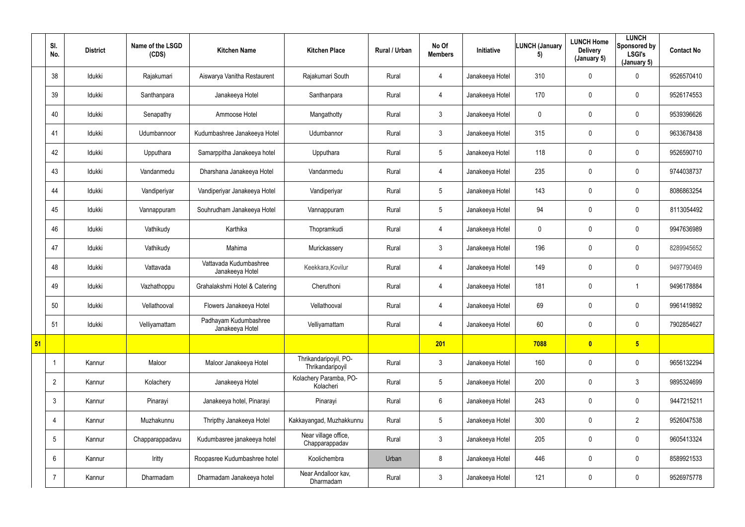|  | Sl. No. | District | Name of the LSGD (CDS) | Kitchen Name | Kitchen Place | Rural / Urban | No Of Members | Initiative | LUNCH (January 5) | LUNCH Home Delivery (January 5) | LUNCH Sponsored by LSGI's (January 5) | Contact No |
|---|---|---|---|---|---|---|---|---|---|---|---|---|
|  | 38 | Idukki | Rajakumari | Aiswarya Vanitha Restaurent | Rajakumari South | Rural | 4 | Janakeeya Hotel | 310 | 0 | 0 | 9526570410 |
|  | 39 | Idukki | Santhanpara | Janakeeya Hotel | Santhanpara | Rural | 4 | Janakeeya Hotel | 170 | 0 | 0 | 9526174553 |
|  | 40 | Idukki | Senapathy | Ammoose Hotel | Mangathotty | Rural | 3 | Janakeeya Hotel | 0 | 0 | 0 | 9539396626 |
|  | 41 | Idukki | Udumbannoor | Kudumbashree Janakeeya Hotel | Udumbannor | Rural | 3 | Janakeeya Hotel | 315 | 0 | 0 | 9633678438 |
|  | 42 | Idukki | Upputhara | Samarppitha Janakeeya hotel | Upputhara | Rural | 5 | Janakeeya Hotel | 118 | 0 | 0 | 9526590710 |
|  | 43 | Idukki | Vandanmedu | Dharshana Janakeeya Hotel | Vandanmedu | Rural | 4 | Janakeeya Hotel | 235 | 0 | 0 | 9744038737 |
|  | 44 | Idukki | Vandiperiyar | Vandiperiyar Janakeeya Hotel | Vandiperiyar | Rural | 5 | Janakeeya Hotel | 143 | 0 | 0 | 8086863254 |
|  | 45 | Idukki | Vannappuram | Souhrudham Janakeeya Hotel | Vannappuram | Rural | 5 | Janakeeya Hotel | 94 | 0 | 0 | 8113054492 |
|  | 46 | Idukki | Vathikudy | Karthika | Thopramkudi | Rural | 4 | Janakeeya Hotel | 0 | 0 | 0 | 9947636989 |
|  | 47 | Idukki | Vathikudy | Mahima | Murickassery | Rural | 3 | Janakeeya Hotel | 196 | 0 | 0 | 8289945652 |
|  | 48 | Idukki | Vattavada | Vattavada Kudumbashree Janakeeya Hotel | Keekkara,Kovilur | Rural | 4 | Janakeeya Hotel | 149 | 0 | 0 | 9497790469 |
|  | 49 | Idukki | Vazhathoppu | Grahalakshmi Hotel & Catering | Cheruthoni | Rural | 4 | Janakeeya Hotel | 181 | 0 | 1 | 9496178884 |
|  | 50 | Idukki | Vellathooval | Flowers Janakeeya Hotel | Vellathooval | Rural | 4 | Janakeeya Hotel | 69 | 0 | 0 | 9961419892 |
|  | 51 | Idukki | Velliyamattam | Padhayam Kudumbashree Janakeeya Hotel | Velliyamattam | Rural | 4 | Janakeeya Hotel | 60 | 0 | 0 | 7902854627 |
| **51** |  |  |  |  |  |  | **201** |  | **7088** | **0** | **5** |  |
|  | 1 | Kannur | Maloor | Maloor Janakeeya Hotel | Thrikandaripoyil, PO-Thrikandaripoyil | Rural | 3 | Janakeeya Hotel | 160 | 0 | 0 | 9656132294 |
|  | 2 | Kannur | Kolachery | Janakeeya Hotel | Kolachery Paramba, PO-Kolacheri | Rural | 5 | Janakeeya Hotel | 200 | 0 | 3 | 9895324699 |
|  | 3 | Kannur | Pinarayi | Janakeeya hotel, Pinarayi | Pinarayi | Rural | 6 | Janakeeya Hotel | 243 | 0 | 0 | 9447215211 |
|  | 4 | Kannur | Muzhakunnu | Thripthy Janakeeya Hotel | Kakkayangad, Muzhakkunnu | Rural | 5 | Janakeeya Hotel | 300 | 0 | 2 | 9526047538 |
|  | 5 | Kannur | Chapparappadavu | Kudumbasree janakeeya hotel | Near village office, Chapparappadav | Rural | 3 | Janakeeya Hotel | 205 | 0 | 0 | 9605413324 |
|  | 6 | Kannur | Iritty | Roopasree Kudumbashree hotel | Koolichembra | Urban | 8 | Janakeeya Hotel | 446 | 0 | 0 | 8589921533 |
|  | 7 | Kannur | Dharmadam | Dharmadam Janakeeya hotel | Near Andalloor kav, Dharmadam | Rural | 3 | Janakeeya Hotel | 121 | 0 | 0 | 9526975778 |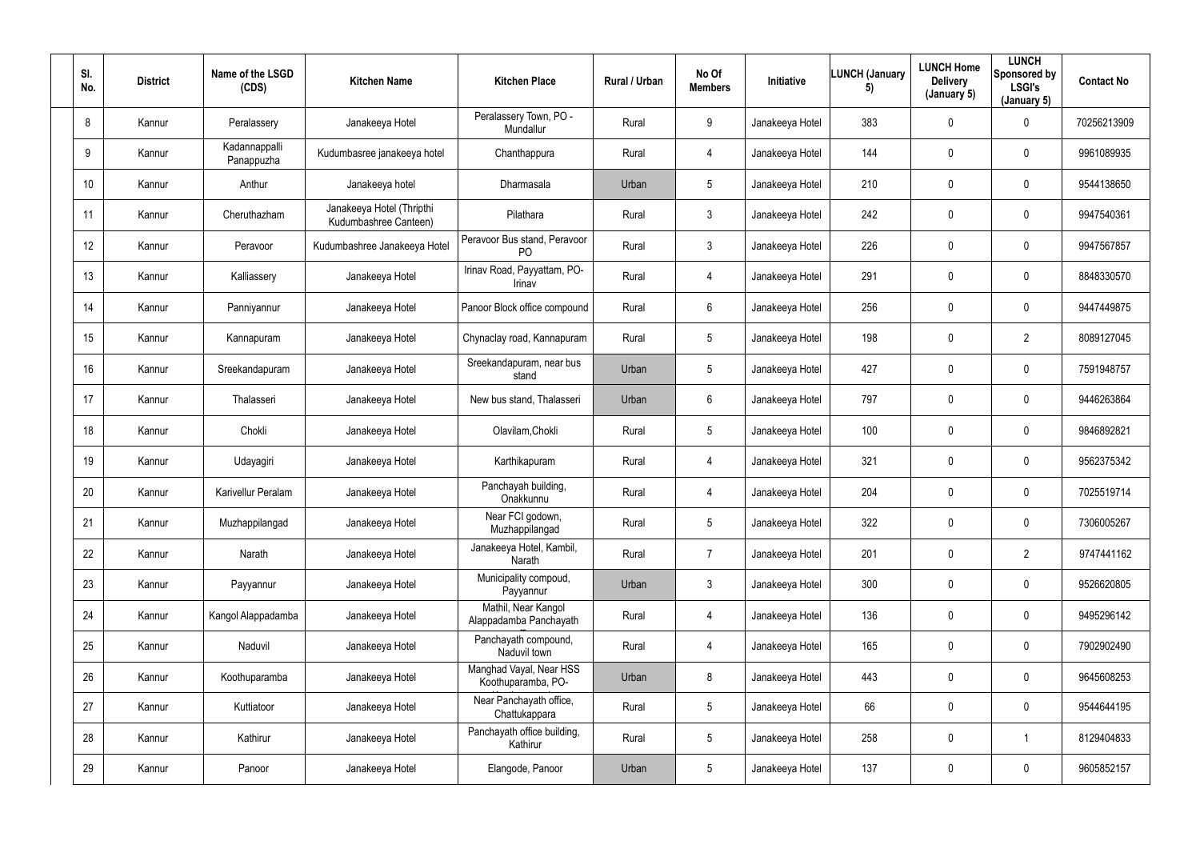| Sl. No. | District | Name of the LSGD (CDS) | Kitchen Name | Kitchen Place | Rural / Urban | No Of Members | Initiative | LUNCH (January 5) | LUNCH Home Delivery (January 5) | LUNCH Sponsored by LSGI's (January 5) | Contact No |
|---|---|---|---|---|---|---|---|---|---|---|---|
| 8 | Kannur | Peralassery | Janakeeya Hotel | Peralassery Town, PO - Mundallur | Rural | 9 | Janakeeya Hotel | 383 | 0 | 0 | 70256213909 |
| 9 | Kannur | Kadannappalli Panappuzha | Kudumbasree janakeeya hotel | Chanthappura | Rural | 4 | Janakeeya Hotel | 144 | 0 | 0 | 9961089935 |
| 10 | Kannur | Anthur | Janakeeya hotel | Dharmasala | Urban | 5 | Janakeeya Hotel | 210 | 0 | 0 | 9544138650 |
| 11 | Kannur | Cheruthazham | Janakeeya Hotel (Thripthi Kudumbashree Canteen) | Pilathara | Rural | 3 | Janakeeya Hotel | 242 | 0 | 0 | 9947540361 |
| 12 | Kannur | Peravoor | Kudumbashree Janakeeya Hotel | Peravoor Bus stand, Peravoor PO | Rural | 3 | Janakeeya Hotel | 226 | 0 | 0 | 9947567857 |
| 13 | Kannur | Kalliassery | Janakeeya Hotel | Irinav Road, Payyattam, PO-Irinav | Rural | 4 | Janakeeya Hotel | 291 | 0 | 0 | 8848330570 |
| 14 | Kannur | Panniyannur | Janakeeya Hotel | Panoor Block office compound | Rural | 6 | Janakeeya Hotel | 256 | 0 | 0 | 9447449875 |
| 15 | Kannur | Kannapuram | Janakeeya Hotel | Chynaclay road, Kannapuram | Rural | 5 | Janakeeya Hotel | 198 | 0 | 2 | 8089127045 |
| 16 | Kannur | Sreekandapuram | Janakeeya Hotel | Sreekandapuram, near bus stand | Urban | 5 | Janakeeya Hotel | 427 | 0 | 0 | 7591948757 |
| 17 | Kannur | Thalasseri | Janakeeya Hotel | New bus stand, Thalasseri | Urban | 6 | Janakeeya Hotel | 797 | 0 | 0 | 9446263864 |
| 18 | Kannur | Chokli | Janakeeya Hotel | Olavilam,Chokli | Rural | 5 | Janakeeya Hotel | 100 | 0 | 0 | 9846892821 |
| 19 | Kannur | Udayagiri | Janakeeya Hotel | Karthikapuram | Rural | 4 | Janakeeya Hotel | 321 | 0 | 0 | 9562375342 |
| 20 | Kannur | Karivellur Peralam | Janakeeya Hotel | Panchayah building, Onakkunnu | Rural | 4 | Janakeeya Hotel | 204 | 0 | 0 | 7025519714 |
| 21 | Kannur | Muzhappilangad | Janakeeya Hotel | Near FCI godown, Muzhappilangad | Rural | 5 | Janakeeya Hotel | 322 | 0 | 0 | 7306005267 |
| 22 | Kannur | Narath | Janakeeya Hotel | Janakeeya Hotel, Kambil, Narath | Rural | 7 | Janakeeya Hotel | 201 | 0 | 2 | 9747441162 |
| 23 | Kannur | Payyannur | Janakeeya Hotel | Municipality compoud, Payyannur | Urban | 3 | Janakeeya Hotel | 300 | 0 | 0 | 9526620805 |
| 24 | Kannur | Kangol Alappadamba | Janakeeya Hotel | Mathil, Near Kangol Alappadamba Panchayath | Rural | 4 | Janakeeya Hotel | 136 | 0 | 0 | 9495296142 |
| 25 | Kannur | Naduvil | Janakeeya Hotel | Panchayath compound, Naduvil town | Rural | 4 | Janakeeya Hotel | 165 | 0 | 0 | 7902902490 |
| 26 | Kannur | Koothuparamba | Janakeeya Hotel | Manghad Vayal, Near HSS Koothuparamba, PO- | Urban | 8 | Janakeeya Hotel | 443 | 0 | 0 | 9645608253 |
| 27 | Kannur | Kuttiatoor | Janakeeya Hotel | Near Panchayath office, Chattukappara | Rural | 5 | Janakeeya Hotel | 66 | 0 | 0 | 9544644195 |
| 28 | Kannur | Kathirur | Janakeeya Hotel | Panchayath office building, Kathirur | Rural | 5 | Janakeeya Hotel | 258 | 0 | 1 | 8129404833 |
| 29 | Kannur | Panoor | Janakeeya Hotel | Elangode, Panoor | Urban | 5 | Janakeeya Hotel | 137 | 0 | 0 | 9605852157 |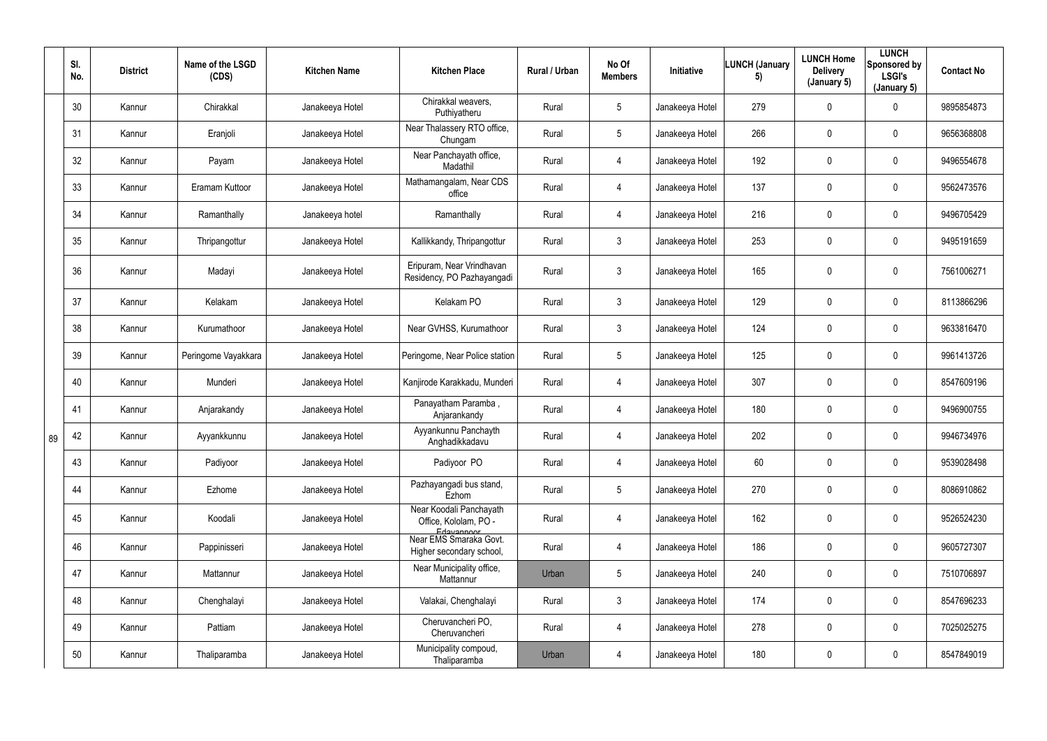| | Sl. No. | District | Name of the LSGD (CDS) | Kitchen Name | Kitchen Place | Rural / Urban | No Of Members | Initiative | LUNCH (January 5) | LUNCH Home Delivery (January 5) | LUNCH Sponsored by LSGI's (January 5) | Contact No |
|---|---|---|---|---|---|---|---|---|---|---|---|---|
| 89 | 30 | Kannur | Chirakkal | Janakeeya Hotel | Chirakkal weavers, Puthiyatheru | Rural | 5 | Janakeeya Hotel | 279 | 0 | 0 | 9895854873 |
| | 31 | Kannur | Eranjoli | Janakeeya Hotel | Near Thalassery RTO office, Chungam | Rural | 5 | Janakeeya Hotel | 266 | 0 | 0 | 9656368808 |
| | 32 | Kannur | Payam | Janakeeya Hotel | Near Panchayath office, Madathil | Rural | 4 | Janakeeya Hotel | 192 | 0 | 0 | 9496554678 |
| | 33 | Kannur | Eramam Kuttoor | Janakeeya Hotel | Mathamangalam, Near CDS office | Rural | 4 | Janakeeya Hotel | 137 | 0 | 0 | 9562473576 |
| | 34 | Kannur | Ramanthally | Janakeeya hotel | Ramanthally | Rural | 4 | Janakeeya Hotel | 216 | 0 | 0 | 9496705429 |
| | 35 | Kannur | Thripangottur | Janakeeya Hotel | Kallikkandy, Thripangottur | Rural | 3 | Janakeeya Hotel | 253 | 0 | 0 | 9495191659 |
| | 36 | Kannur | Madayi | Janakeeya Hotel | Eripuram, Near Vrindhavan Residency, PO Pazhayangadi | Rural | 3 | Janakeeya Hotel | 165 | 0 | 0 | 7561006271 |
| | 37 | Kannur | Kelakam | Janakeeya Hotel | Kelakam PO | Rural | 3 | Janakeeya Hotel | 129 | 0 | 0 | 8113866296 |
| | 38 | Kannur | Kurumathoor | Janakeeya Hotel | Near GVHSS, Kurumathoor | Rural | 3 | Janakeeya Hotel | 124 | 0 | 0 | 9633816470 |
| | 39 | Kannur | Peringome Vayakkara | Janakeeya Hotel | Peringome, Near Police station | Rural | 5 | Janakeeya Hotel | 125 | 0 | 0 | 9961413726 |
| | 40 | Kannur | Munderi | Janakeeya Hotel | Kanjirode Karakkadu, Munderi | Rural | 4 | Janakeeya Hotel | 307 | 0 | 0 | 8547609196 |
| | 41 | Kannur | Anjarakandy | Janakeeya Hotel | Panayatham Paramba , Anjarankandy | Rural | 4 | Janakeeya Hotel | 180 | 0 | 0 | 9496900755 |
| | 42 | Kannur | Ayyankkunnu | Janakeeya Hotel | Ayyankunnu Panchayth Anghadikkadavu | Rural | 4 | Janakeeya Hotel | 202 | 0 | 0 | 9946734976 |
| | 43 | Kannur | Padiyoor | Janakeeya Hotel | Padiyoor PO | Rural | 4 | Janakeeya Hotel | 60 | 0 | 0 | 9539028498 |
| | 44 | Kannur | Ezhome | Janakeeya Hotel | Pazhayangadi bus stand, Ezhom | Rural | 5 | Janakeeya Hotel | 270 | 0 | 0 | 8086910862 |
| | 45 | Kannur | Koodali | Janakeeya Hotel | Near Koodali Panchayath Office, Kololam, PO - Edavannoor | Rural | 4 | Janakeeya Hotel | 162 | 0 | 0 | 9526524230 |
| | 46 | Kannur | Pappinisseri | Janakeeya Hotel | Near EMS Smaraka Govt. Higher secondary school, | Rural | 4 | Janakeeya Hotel | 186 | 0 | 0 | 9605727307 |
| | 47 | Kannur | Mattannur | Janakeeya Hotel | Near Municipality office, Mattannur | Urban | 5 | Janakeeya Hotel | 240 | 0 | 0 | 7510706897 |
| | 48 | Kannur | Chenghalayi | Janakeeya Hotel | Valakai, Chenghalayi | Rural | 3 | Janakeeya Hotel | 174 | 0 | 0 | 8547696233 |
| | 49 | Kannur | Pattiam | Janakeeya Hotel | Cheruvancheri PO, Cheruvancheri | Rural | 4 | Janakeeya Hotel | 278 | 0 | 0 | 7025025275 |
| | 50 | Kannur | Thaliparamba | Janakeeya Hotel | Municipality compoud, Thaliparamba | Urban | 4 | Janakeeya Hotel | 180 | 0 | 0 | 8547849019 |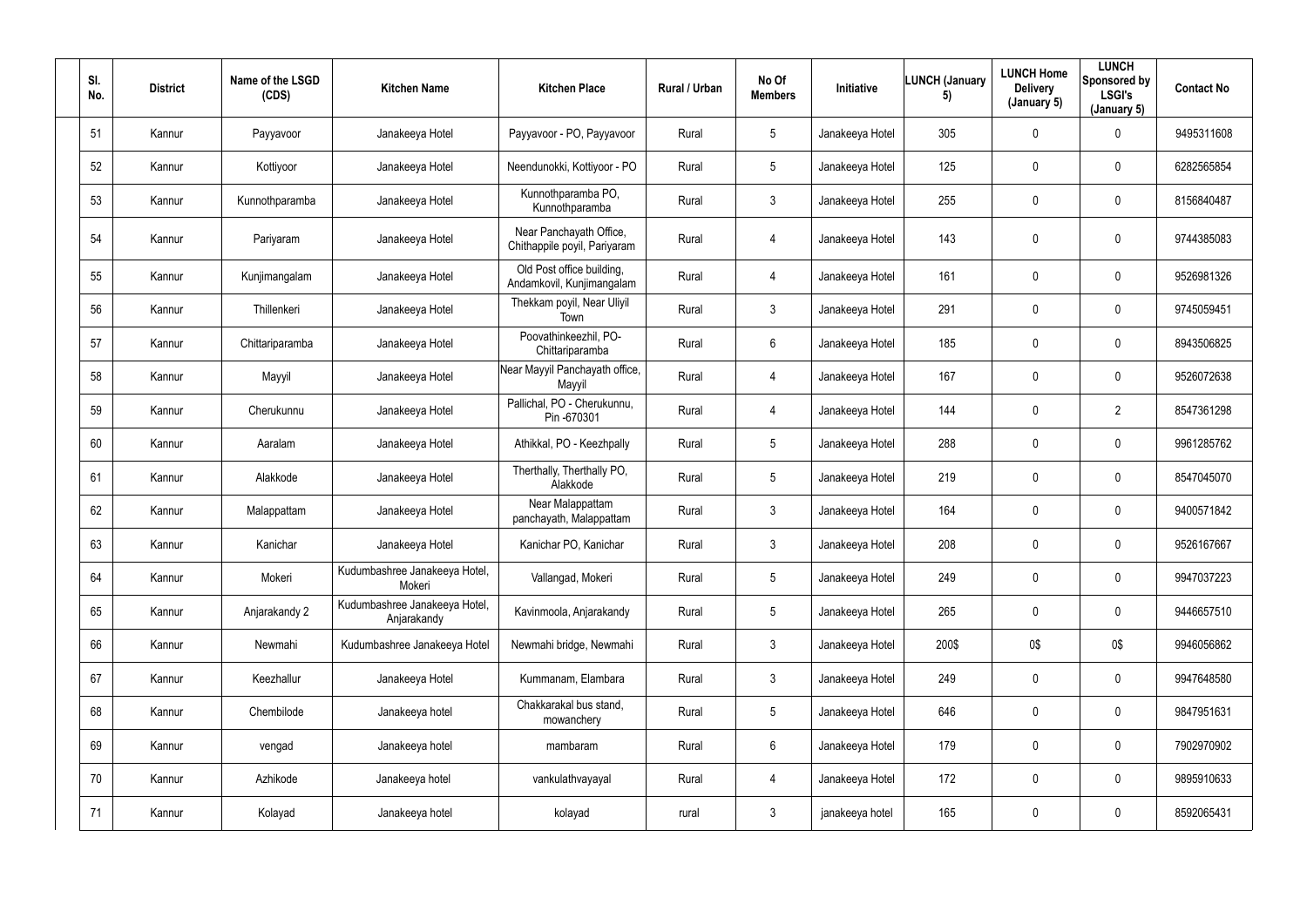| Sl. No. | District | Name of the LSGD (CDS) | Kitchen Name | Kitchen Place | Rural / Urban | No Of Members | Initiative | LUNCH (January 5) | LUNCH Home Delivery (January 5) | LUNCH Sponsored by LSGI's (January 5) | Contact No |
|---|---|---|---|---|---|---|---|---|---|---|---|
| 51 | Kannur | Payyavoor | Janakeeya Hotel | Payyavoor - PO, Payyavoor | Rural | 5 | Janakeeya Hotel | 305 | 0 | 0 | 9495311608 |
| 52 | Kannur | Kottiyoor | Janakeeya Hotel | Neendunokki, Kottiyoor - PO | Rural | 5 | Janakeeya Hotel | 125 | 0 | 0 | 6282565854 |
| 53 | Kannur | Kunnothparamba | Janakeeya Hotel | Kunnothparamba PO, Kunnothparamba | Rural | 3 | Janakeeya Hotel | 255 | 0 | 0 | 8156840487 |
| 54 | Kannur | Pariyaram | Janakeeya Hotel | Near Panchayath Office, Chithappile poyil, Pariyaram | Rural | 4 | Janakeeya Hotel | 143 | 0 | 0 | 9744385083 |
| 55 | Kannur | Kunjimangalam | Janakeeya Hotel | Old Post office building, Andamkovil, Kunjimangalam | Rural | 4 | Janakeeya Hotel | 161 | 0 | 0 | 9526981326 |
| 56 | Kannur | Thillenkeri | Janakeeya Hotel | Thekkam poyil, Near Uliyil Town | Rural | 3 | Janakeeya Hotel | 291 | 0 | 0 | 9745059451 |
| 57 | Kannur | Chittariparamba | Janakeeya Hotel | Poovathinkeezhil, PO-Chittariparamba | Rural | 6 | Janakeeya Hotel | 185 | 0 | 0 | 8943506825 |
| 58 | Kannur | Mayyil | Janakeeya Hotel | Near Mayyil Panchayath office, Mayyil | Rural | 4 | Janakeeya Hotel | 167 | 0 | 0 | 9526072638 |
| 59 | Kannur | Cherukunnu | Janakeeya Hotel | Pallichal, PO - Cherukunnu, Pin -670301 | Rural | 4 | Janakeeya Hotel | 144 | 0 | 2 | 8547361298 |
| 60 | Kannur | Aaralam | Janakeeya Hotel | Athikkal, PO - Keezhpally | Rural | 5 | Janakeeya Hotel | 288 | 0 | 0 | 9961285762 |
| 61 | Kannur | Alakkode | Janakeeya Hotel | Therthally, Therthally PO, Alakkode | Rural | 5 | Janakeeya Hotel | 219 | 0 | 0 | 8547045070 |
| 62 | Kannur | Malappattam | Janakeeya Hotel | Near Malappattam panchayath, Malappattam | Rural | 3 | Janakeeya Hotel | 164 | 0 | 0 | 9400571842 |
| 63 | Kannur | Kanichar | Janakeeya Hotel | Kanichar PO, Kanichar | Rural | 3 | Janakeeya Hotel | 208 | 0 | 0 | 9526167667 |
| 64 | Kannur | Mokeri | Kudumbashree Janakeeya Hotel, Mokeri | Vallangad, Mokeri | Rural | 5 | Janakeeya Hotel | 249 | 0 | 0 | 9947037223 |
| 65 | Kannur | Anjarakandy 2 | Kudumbashree Janakeeya Hotel, Anjarakandy | Kavinmoola, Anjarakandy | Rural | 5 | Janakeeya Hotel | 265 | 0 | 0 | 9446657510 |
| 66 | Kannur | Newmahi | Kudumbashree Janakeeya Hotel | Newmahi bridge, Newmahi | Rural | 3 | Janakeeya Hotel | 200$ | 0$ | 0$ | 9946056862 |
| 67 | Kannur | Keezhallur | Janakeeya Hotel | Kummanam, Elambara | Rural | 3 | Janakeeya Hotel | 249 | 0 | 0 | 9947648580 |
| 68 | Kannur | Chembilode | Janakeeya hotel | Chakkarakal bus stand, mowanchery | Rural | 5 | Janakeeya Hotel | 646 | 0 | 0 | 9847951631 |
| 69 | Kannur | vengad | Janakeeya hotel | mambaram | Rural | 6 | Janakeeya Hotel | 179 | 0 | 0 | 7902970902 |
| 70 | Kannur | Azhikode | Janakeeya hotel | vankulathvayayal | Rural | 4 | Janakeeya Hotel | 172 | 0 | 0 | 9895910633 |
| 71 | Kannur | Kolayad | Janakeeya hotel | kolayad | rural | 3 | janakeeya hotel | 165 | 0 | 0 | 8592065431 |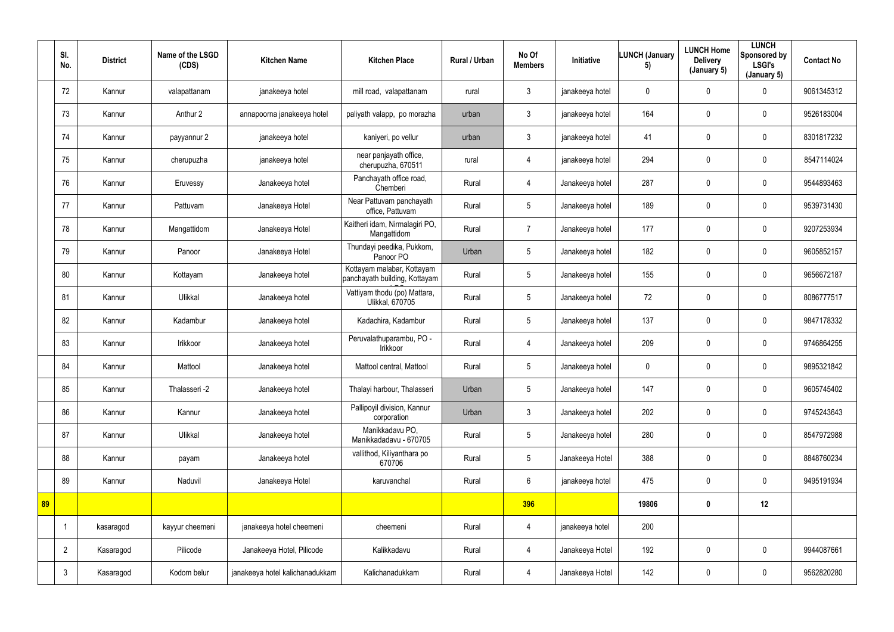| | Sl. No. | District | Name of the LSGD (CDS) | Kitchen Name | Kitchen Place | Rural / Urban | No Of Members | Initiative | LUNCH (January 5) | LUNCH Home Delivery (January 5) | LUNCH Sponsored by LSGI's (January 5) | Contact No |
|---|---|---|---|---|---|---|---|---|---|---|---|---|
| | 72 | Kannur | valapattanam | janakeeya hotel | mill road, valapattanam | rural | 3 | janakeeya hotel | 0 | 0 | 0 | 9061345312 |
| | 73 | Kannur | Anthur 2 | annapoorna janakeeya hotel | paliyath valapp, po morazha | urban | 3 | janakeeya hotel | 164 | 0 | 0 | 9526183004 |
| | 74 | Kannur | payyannur 2 | janakeeya hotel | kaniyeri, po vellur | urban | 3 | janakeeya hotel | 41 | 0 | 0 | 8301817232 |
| | 75 | Kannur | cherupuzha | janakeeya hotel | near panjayath office, cherupuzha, 670511 | rural | 4 | janakeeya hotel | 294 | 0 | 0 | 8547114024 |
| | 76 | Kannur | Eruvessy | Janakeeya hotel | Panchayath office road, Chemberi | Rural | 4 | Janakeeya hotel | 287 | 0 | 0 | 9544893463 |
| | 77 | Kannur | Pattuvam | Janakeeya Hotel | Near Pattuvam panchayath office, Pattuvam | Rural | 5 | Janakeeya hotel | 189 | 0 | 0 | 9539731430 |
| | 78 | Kannur | Mangattidom | Janakeeya Hotel | Kaitheri idam, Nirmalagiri PO, Mangattidom | Rural | 7 | Janakeeya hotel | 177 | 0 | 0 | 9207253934 |
| | 79 | Kannur | Panoor | Janakeeya Hotel | Thundayi peedika, Pukkom, Panoor PO | Urban | 5 | Janakeeya hotel | 182 | 0 | 0 | 9605852157 |
| | 80 | Kannur | Kottayam | Janakeeya hotel | Kottayam malabar, Kottayam panchayath building, Kottayam | Rural | 5 | Janakeeya hotel | 155 | 0 | 0 | 9656672187 |
| | 81 | Kannur | Ulikkal | Janakeeya hotel | Vattiyam thodu (po) Mattara, Ulikkal, 670705 | Rural | 5 | Janakeeya hotel | 72 | 0 | 0 | 8086777517 |
| | 82 | Kannur | Kadambur | Janakeeya hotel | Kadachira, Kadambur | Rural | 5 | Janakeeya hotel | 137 | 0 | 0 | 9847178332 |
| | 83 | Kannur | Irikkoor | Janakeeya hotel | Peruvalathuparambu, PO - Irikkoor | Rural | 4 | Janakeeya hotel | 209 | 0 | 0 | 9746864255 |
| | 84 | Kannur | Mattool | Janakeeya hotel | Mattool central, Mattool | Rural | 5 | Janakeeya hotel | 0 | 0 | 0 | 9895321842 |
| | 85 | Kannur | Thalasseri -2 | Janakeeya hotel | Thalayi harbour, Thalasseri | Urban | 5 | Janakeeya hotel | 147 | 0 | 0 | 9605745402 |
| | 86 | Kannur | Kannur | Janakeeya hotel | Pallipoyil division, Kannur corporation | Urban | 3 | Janakeeya hotel | 202 | 0 | 0 | 9745243643 |
| | 87 | Kannur | Ulikkal | Janakeeya hotel | Manikkadavu PO, Manikkadadavu - 670705 | Rural | 5 | Janakeeya hotel | 280 | 0 | 0 | 8547972988 |
| | 88 | Kannur | payam | Janakeeya hotel | vallithod, Kiliyanthara po 670706 | Rural | 5 | Janakeeya Hotel | 388 | 0 | 0 | 8848760234 |
| | 89 | Kannur | Naduvil | Janakeeya Hotel | karuvanchal | Rural | 6 | janakeeya hotel | 475 | 0 | 0 | 9495191934 |
| **89** | | | | | | | **396** | | **19806** | **0** | **12** | |
| | 1 | kasaragod | kayyur cheemeni | janakeeya hotel cheemeni | cheemeni | Rural | 4 | janakeeya hotel | 200 | | | |
| | 2 | Kasaragod | Pilicode | Janakeeya Hotel, Pilicode | Kalikkadavu | Rural | 4 | Janakeeya Hotel | 192 | 0 | 0 | 9944087661 |
| | 3 | Kasaragod | Kodom belur | janakeeya hotel kalichanadukkam | Kalichanadukkam | Rural | 4 | Janakeeya Hotel | 142 | 0 | 0 | 9562820280 |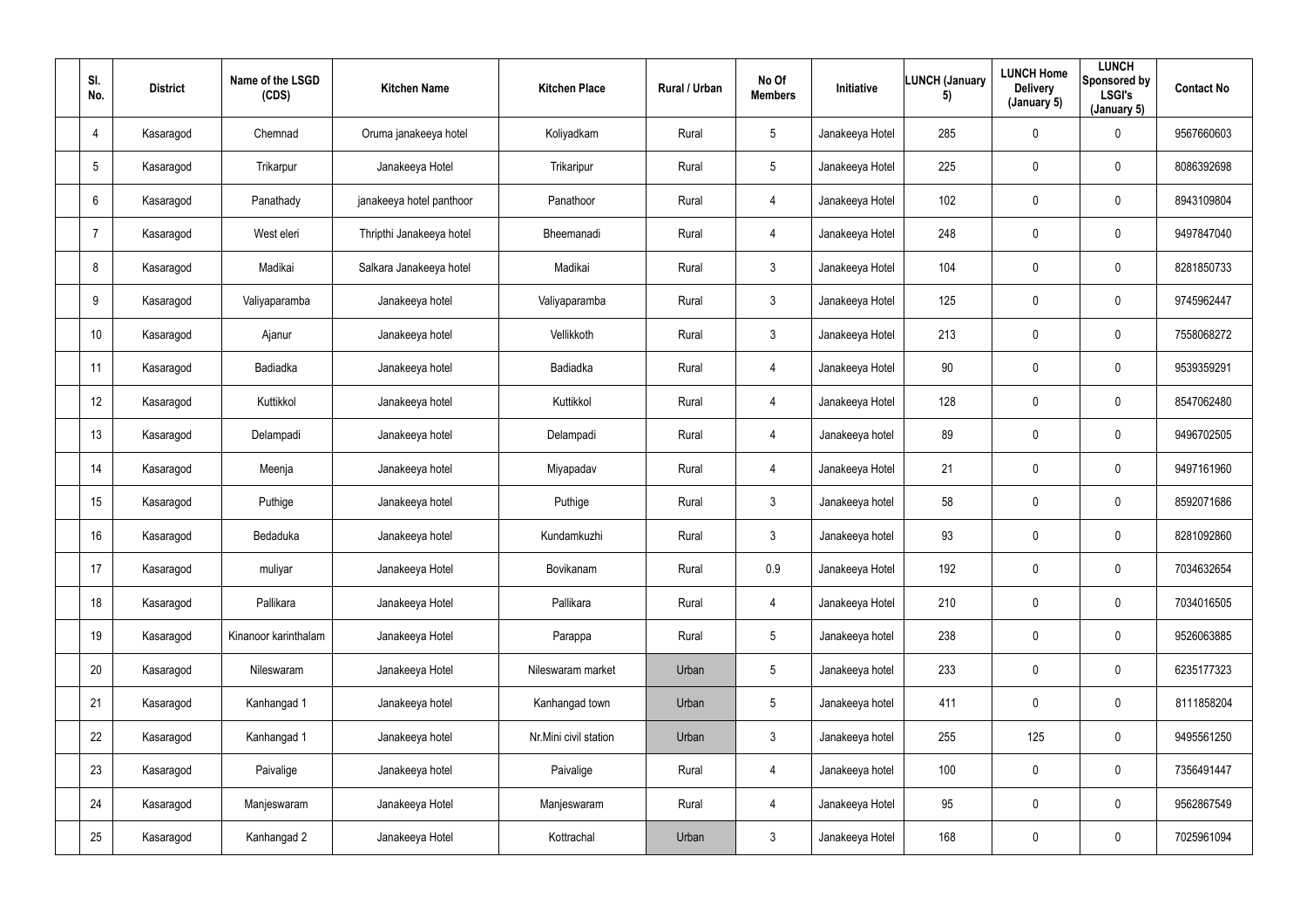| Sl. No. | District | Name of the LSGD (CDS) | Kitchen Name | Kitchen Place | Rural / Urban | No Of Members | Initiative | LUNCH (January 5) | LUNCH Home Delivery (January 5) | LUNCH Sponsored by LSGI's (January 5) | Contact No |
|---|---|---|---|---|---|---|---|---|---|---|---|
| 4 | Kasaragod | Chemnad | Oruma janakeeya hotel | Koliyadkam | Rural | 5 | Janakeeya Hotel | 285 | 0 | 0 | 9567660603 |
| 5 | Kasaragod | Trikarpur | Janakeeya Hotel | Trikaripur | Rural | 5 | Janakeeya Hotel | 225 | 0 | 0 | 8086392698 |
| 6 | Kasaragod | Panathady | janakeeya hotel panthoor | Panathoor | Rural | 4 | Janakeeya Hotel | 102 | 0 | 0 | 8943109804 |
| 7 | Kasaragod | West eleri | Thripthi Janakeeya hotel | Bheemanadi | Rural | 4 | Janakeeya Hotel | 248 | 0 | 0 | 9497847040 |
| 8 | Kasaragod | Madikai | Salkara Janakeeya hotel | Madikai | Rural | 3 | Janakeeya Hotel | 104 | 0 | 0 | 8281850733 |
| 9 | Kasaragod | Valiyaparamba | Janakeeya hotel | Valiyaparamba | Rural | 3 | Janakeeya Hotel | 125 | 0 | 0 | 9745962447 |
| 10 | Kasaragod | Ajanur | Janakeeya hotel | Vellikkoth | Rural | 3 | Janakeeya Hotel | 213 | 0 | 0 | 7558068272 |
| 11 | Kasaragod | Badiadka | Janakeeya hotel | Badiadka | Rural | 4 | Janakeeya Hotel | 90 | 0 | 0 | 9539359291 |
| 12 | Kasaragod | Kuttikkol | Janakeeya hotel | Kuttikkol | Rural | 4 | Janakeeya Hotel | 128 | 0 | 0 | 8547062480 |
| 13 | Kasaragod | Delampadi | Janakeeya hotel | Delampadi | Rural | 4 | Janakeeya hotel | 89 | 0 | 0 | 9496702505 |
| 14 | Kasaragod | Meenja | Janakeeya hotel | Miyapadav | Rural | 4 | Janakeeya Hotel | 21 | 0 | 0 | 9497161960 |
| 15 | Kasaragod | Puthige | Janakeeya hotel | Puthige | Rural | 3 | Janakeeya hotel | 58 | 0 | 0 | 8592071686 |
| 16 | Kasaragod | Bedaduka | Janakeeya hotel | Kundamkuzhi | Rural | 3 | Janakeeya hotel | 93 | 0 | 0 | 8281092860 |
| 17 | Kasaragod | muliyar | Janakeeya Hotel | Bovikanam | Rural | 0.9 | Janakeeya Hotel | 192 | 0 | 0 | 7034632654 |
| 18 | Kasaragod | Pallikara | Janakeeya Hotel | Pallikara | Rural | 4 | Janakeeya Hotel | 210 | 0 | 0 | 7034016505 |
| 19 | Kasaragod | Kinanoor karinthalam | Janakeeya Hotel | Parappa | Rural | 5 | Janakeeya hotel | 238 | 0 | 0 | 9526063885 |
| 20 | Kasaragod | Nileswaram | Janakeeya Hotel | Nileswaram market | Urban | 5 | Janakeeya hotel | 233 | 0 | 0 | 6235177323 |
| 21 | Kasaragod | Kanhangad 1 | Janakeeya hotel | Kanhangad town | Urban | 5 | Janakeeya hotel | 411 | 0 | 0 | 8111858204 |
| 22 | Kasaragod | Kanhangad 1 | Janakeeya hotel | Nr.Mini civil station | Urban | 3 | Janakeeya hotel | 255 | 125 | 0 | 9495561250 |
| 23 | Kasaragod | Paivalige | Janakeeya hotel | Paivalige | Rural | 4 | Janakeeya hotel | 100 | 0 | 0 | 7356491447 |
| 24 | Kasaragod | Manjeswaram | Janakeeya Hotel | Manjeswaram | Rural | 4 | Janakeeya Hotel | 95 | 0 | 0 | 9562867549 |
| 25 | Kasaragod | Kanhangad 2 | Janakeeya Hotel | Kottrachal | Urban | 3 | Janakeeya Hotel | 168 | 0 | 0 | 7025961094 |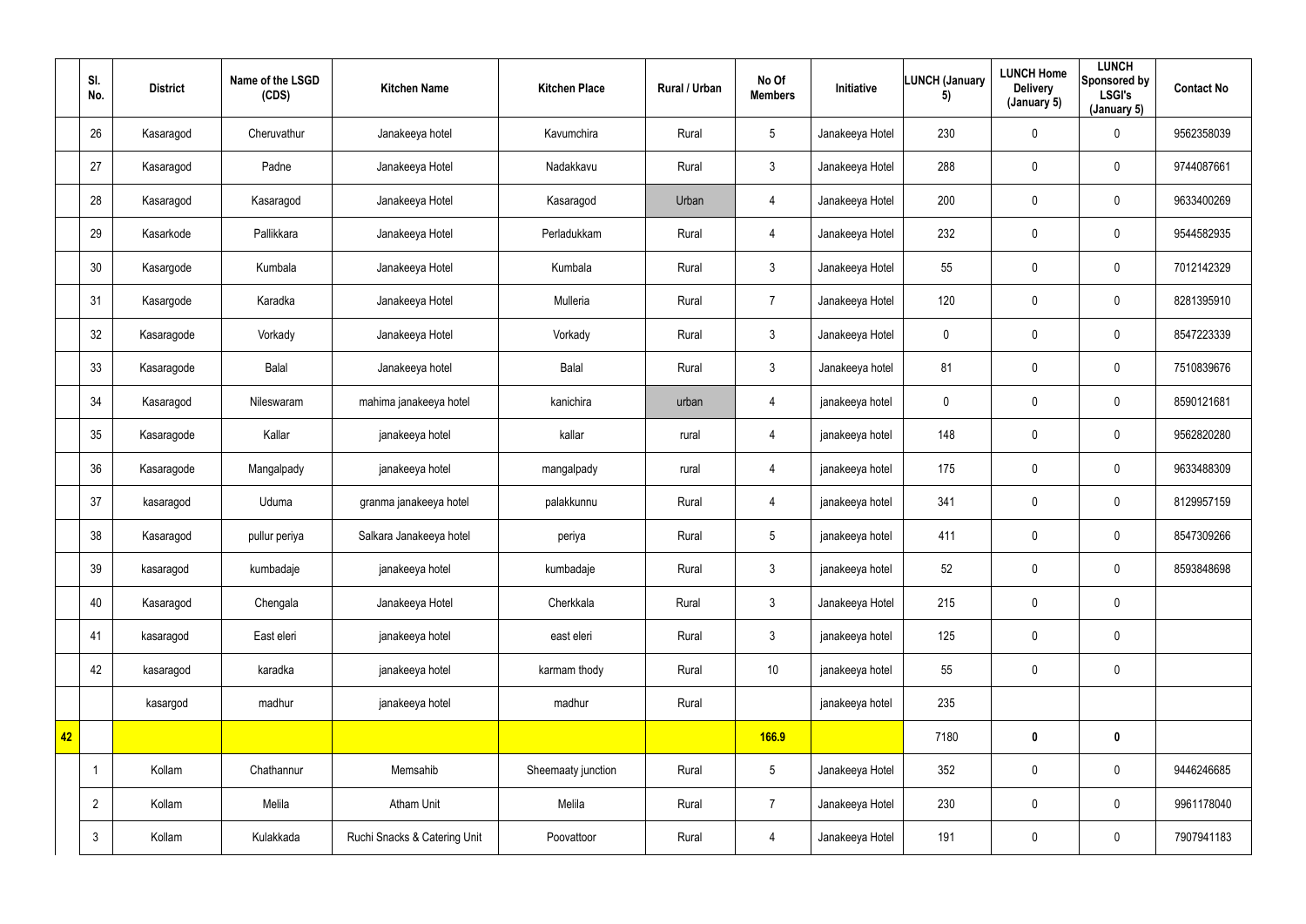| | Sl. No. | District | Name of the LSGD (CDS) | Kitchen Name | Kitchen Place | Rural / Urban | No Of Members | Initiative | LUNCH (January 5) | LUNCH Home Delivery (January 5) | LUNCH Sponsored by LSGI's (January 5) | Contact No |
|---|---|---|---|---|---|---|---|---|---|---|---|---|
| | 26 | Kasaragod | Cheruvathur | Janakeeya hotel | Kavumchira | Rural | 5 | Janakeeya Hotel | 230 | 0 | 0 | 9562358039 |
| | 27 | Kasaragod | Padne | Janakeeya Hotel | Nadakkavu | Rural | 3 | Janakeeya Hotel | 288 | 0 | 0 | 9744087661 |
| | 28 | Kasaragod | Kasaragod | Janakeeya Hotel | Kasaragod | Urban | 4 | Janakeeya Hotel | 200 | 0 | 0 | 9633400269 |
| | 29 | Kasarkode | Pallikkara | Janakeeya Hotel | Perladukkam | Rural | 4 | Janakeeya Hotel | 232 | 0 | 0 | 9544582935 |
| | 30 | Kasargode | Kumbala | Janakeeya Hotel | Kumbala | Rural | 3 | Janakeeya Hotel | 55 | 0 | 0 | 7012142329 |
| | 31 | Kasargode | Karadka | Janakeeya Hotel | Mulleria | Rural | 7 | Janakeeya Hotel | 120 | 0 | 0 | 8281395910 |
| | 32 | Kasaragode | Vorkady | Janakeeya Hotel | Vorkady | Rural | 3 | Janakeeya Hotel | 0 | 0 | 0 | 8547223339 |
| | 33 | Kasaragode | Balal | Janakeeya hotel | Balal | Rural | 3 | Janakeeya hotel | 81 | 0 | 0 | 7510839676 |
| | 34 | Kasaragod | Nileswaram | mahima janakeeya hotel | kanichira | urban | 4 | janakeeya hotel | 0 | 0 | 0 | 8590121681 |
| | 35 | Kasaragode | Kallar | janakeeya hotel | kallar | rural | 4 | janakeeya hotel | 148 | 0 | 0 | 9562820280 |
| | 36 | Kasaragode | Mangalpady | janakeeya hotel | mangalpady | rural | 4 | janakeeya hotel | 175 | 0 | 0 | 9633488309 |
| | 37 | kasaragod | Uduma | granma janakeeya hotel | palakkunnu | Rural | 4 | janakeeya hotel | 341 | 0 | 0 | 8129957159 |
| | 38 | Kasaragod | pullur periya | Salkara Janakeeya hotel | periya | Rural | 5 | janakeeya hotel | 411 | 0 | 0 | 8547309266 |
| | 39 | kasaragod | kumbadaje | janakeeya hotel | kumbadaje | Rural | 3 | janakeeya hotel | 52 | 0 | 0 | 8593848698 |
| | 40 | Kasaragod | Chengala | Janakeeya Hotel | Cherkkala | Rural | 3 | Janakeeya Hotel | 215 | 0 | 0 | |
| | 41 | kasaragod | East eleri | janakeeya hotel | east eleri | Rural | 3 | janakeeya hotel | 125 | 0 | 0 | |
| | 42 | kasaragod | karadka | janakeeya hotel | karmam thody | Rural | 10 | janakeeya hotel | 55 | 0 | 0 | |
| | | kasargod | madhur | janakeeya hotel | madhur | Rural | | janakeeya hotel | 235 | | | |
| **42** | | | | | | | **166.9** | | 7180 | **0** | **0** | |
| | 1 | Kollam | Chathannur | Memsahib | Sheemaaty junction | Rural | 5 | Janakeeya Hotel | 352 | 0 | 0 | 9446246685 |
| | 2 | Kollam | Melila | Atham Unit | Melila | Rural | 7 | Janakeeya Hotel | 230 | 0 | 0 | 9961178040 |
| | 3 | Kollam | Kulakkada | Ruchi Snacks & Catering Unit | Poovattoor | Rural | 4 | Janakeeya Hotel | 191 | 0 | 0 | 7907941183 |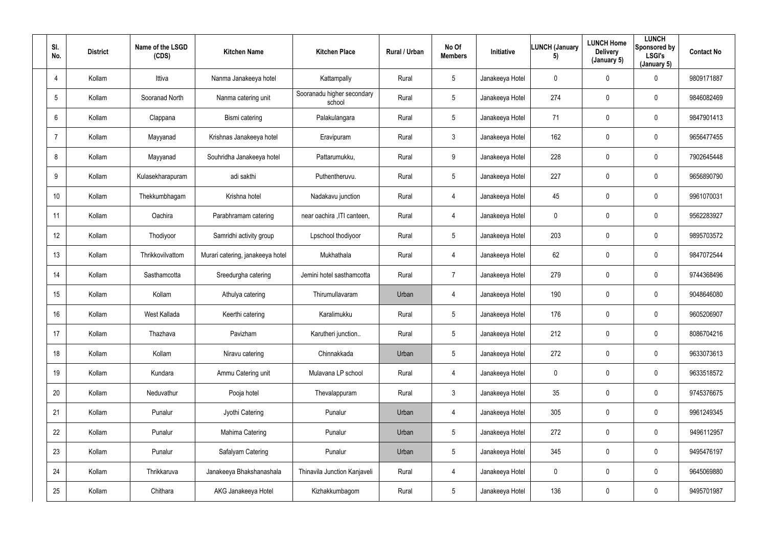| Sl. No. | District | Name of the LSGD (CDS) | Kitchen Name | Kitchen Place | Rural / Urban | No Of Members | Initiative | LUNCH (January 5) | LUNCH Home Delivery (January 5) | LUNCH Sponsored by LSGI's (January 5) | Contact No |
|---|---|---|---|---|---|---|---|---|---|---|---|
| 4 | Kollam | Ittiva | Nanma Janakeeya hotel | Kattampally | Rural | 5 | Janakeeya Hotel | 0 | 0 | 0 | 9809171887 |
| 5 | Kollam | Sooranad North | Nanma catering unit | Sooranadu higher secondary school | Rural | 5 | Janakeeya Hotel | 274 | 0 | 0 | 9846082469 |
| 6 | Kollam | Clappana | Bismi catering | Palakulangara | Rural | 5 | Janakeeya Hotel | 71 | 0 | 0 | 9847901413 |
| 7 | Kollam | Mayyanad | Krishnas Janakeeya hotel | Eravipuram | Rural | 3 | Janakeeya Hotel | 162 | 0 | 0 | 9656477455 |
| 8 | Kollam | Mayyanad | Souhridha Janakeeya hotel | Pattarumukku, | Rural | 9 | Janakeeya Hotel | 228 | 0 | 0 | 7902645448 |
| 9 | Kollam | Kulasekharapuram | adi sakthi | Puthentheruvu. | Rural | 5 | Janakeeya Hotel | 227 | 0 | 0 | 9656890790 |
| 10 | Kollam | Thekkumbhagam | Krishna hotel | Nadakavu junction | Rural | 4 | Janakeeya Hotel | 45 | 0 | 0 | 9961070031 |
| 11 | Kollam | Oachira | Parabhramam catering | near oachira ,ITI canteen, | Rural | 4 | Janakeeya Hotel | 0 | 0 | 0 | 9562283927 |
| 12 | Kollam | Thodiyoor | Samridhi activity group | Lpschool thodiyoor | Rural | 5 | Janakeeya Hotel | 203 | 0 | 0 | 9895703572 |
| 13 | Kollam | Thrikkovilvattom | Murari catering, janakeeya hotel | Mukhathala | Rural | 4 | Janakeeya Hotel | 62 | 0 | 0 | 9847072544 |
| 14 | Kollam | Sasthamcotta | Sreedurgha catering | Jemini hotel sasthamcotta | Rural | 7 | Janakeeya Hotel | 279 | 0 | 0 | 9744368496 |
| 15 | Kollam | Kollam | Athulya catering | Thirumullavaram | Urban | 4 | Janakeeya Hotel | 190 | 0 | 0 | 9048646080 |
| 16 | Kollam | West Kallada | Keerthi catering | Karalimukku | Rural | 5 | Janakeeya Hotel | 176 | 0 | 0 | 9605206907 |
| 17 | Kollam | Thazhava | Pavizham | Karutheri junction.. | Rural | 5 | Janakeeya Hotel | 212 | 0 | 0 | 8086704216 |
| 18 | Kollam | Kollam | Niravu catering | Chinnakkada | Urban | 5 | Janakeeya Hotel | 272 | 0 | 0 | 9633073613 |
| 19 | Kollam | Kundara | Ammu Catering unit | Mulavana LP school | Rural | 4 | Janakeeya Hotel | 0 | 0 | 0 | 9633518572 |
| 20 | Kollam | Neduvathur | Pooja hotel | Thevalappuram | Rural | 3 | Janakeeya Hotel | 35 | 0 | 0 | 9745376675 |
| 21 | Kollam | Punalur | Jyothi Catering | Punalur | Urban | 4 | Janakeeya Hotel | 305 | 0 | 0 | 9961249345 |
| 22 | Kollam | Punalur | Mahima Catering | Punalur | Urban | 5 | Janakeeya Hotel | 272 | 0 | 0 | 9496112957 |
| 23 | Kollam | Punalur | Safalyam Catering | Punalur | Urban | 5 | Janakeeya Hotel | 345 | 0 | 0 | 9495476197 |
| 24 | Kollam | Thrikkaruva | Janakeeya Bhakshanashala | Thinavila Junction Kanjaveli | Rural | 4 | Janakeeya Hotel | 0 | 0 | 0 | 9645069880 |
| 25 | Kollam | Chithara | AKG Janakeeya Hotel | Kizhakkumbagom | Rural | 5 | Janakeeya Hotel | 136 | 0 | 0 | 9495701987 |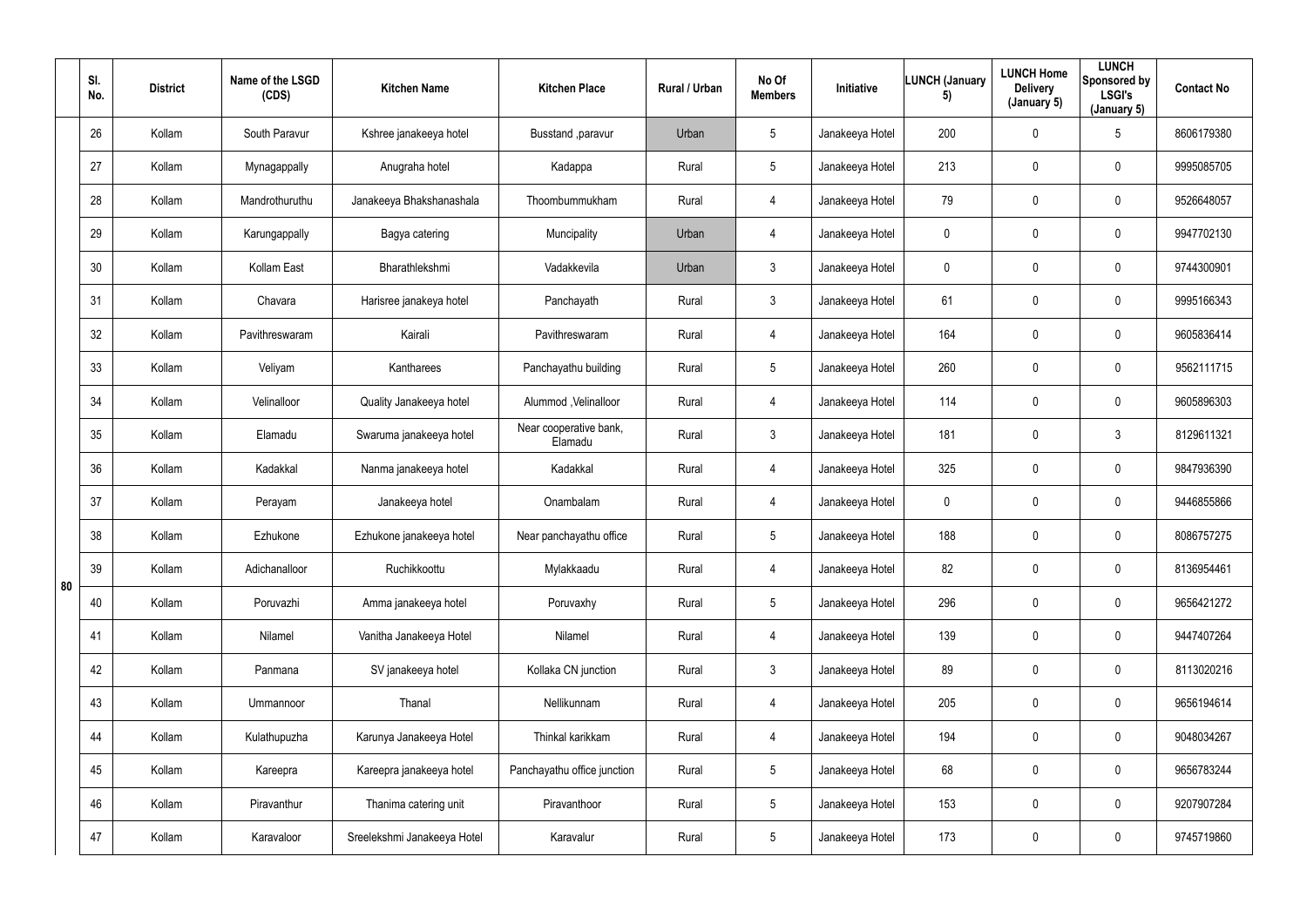|  | Sl. No. | District | Name of the LSGD (CDS) | Kitchen Name | Kitchen Place | Rural / Urban | No Of Members | Initiative | LUNCH (January 5) | LUNCH Home Delivery (January 5) | LUNCH Sponsored by LSGI's (January 5) | Contact No |
|---|---|---|---|---|---|---|---|---|---|---|---|---|
| 80 | 26 | Kollam | South Paravur | Kshree janakeeya hotel | Busstand ,paravur | Urban | 5 | Janakeeya Hotel | 200 | 0 | 5 | 8606179380 |
|  | 27 | Kollam | Mynagappally | Anugraha hotel | Kadappa | Rural | 5 | Janakeeya Hotel | 213 | 0 | 0 | 9995085705 |
|  | 28 | Kollam | Mandrothuruthu | Janakeeya Bhakshanashala | Thoombummukham | Rural | 4 | Janakeeya Hotel | 79 | 0 | 0 | 9526648057 |
|  | 29 | Kollam | Karungappally | Bagya catering | Muncipality | Urban | 4 | Janakeeya Hotel | 0 | 0 | 0 | 9947702130 |
|  | 30 | Kollam | Kollam East | Bharathlekshmi | Vadakkevila | Urban | 3 | Janakeeya Hotel | 0 | 0 | 0 | 9744300901 |
|  | 31 | Kollam | Chavara | Harisree janakeya hotel | Panchayath | Rural | 3 | Janakeeya Hotel | 61 | 0 | 0 | 9995166343 |
|  | 32 | Kollam | Pavithreswaram | Kairali | Pavithreswaram | Rural | 4 | Janakeeya Hotel | 164 | 0 | 0 | 9605836414 |
|  | 33 | Kollam | Veliyam | Kantharees | Panchayathu building | Rural | 5 | Janakeeya Hotel | 260 | 0 | 0 | 9562111715 |
|  | 34 | Kollam | Velinalloor | Quality Janakeeya hotel | Alummod ,Velinalloor | Rural | 4 | Janakeeya Hotel | 114 | 0 | 0 | 9605896303 |
|  | 35 | Kollam | Elamadu | Swaruma janakeeya hotel | Near cooperative bank, Elamadu | Rural | 3 | Janakeeya Hotel | 181 | 0 | 3 | 8129611321 |
|  | 36 | Kollam | Kadakkal | Nanma janakeeya hotel | Kadakkal | Rural | 4 | Janakeeya Hotel | 325 | 0 | 0 | 9847936390 |
|  | 37 | Kollam | Perayam | Janakeeya hotel | Onambalam | Rural | 4 | Janakeeya Hotel | 0 | 0 | 0 | 9446855866 |
|  | 38 | Kollam | Ezhukone | Ezhukone janakeeya hotel | Near panchayathu office | Rural | 5 | Janakeeya Hotel | 188 | 0 | 0 | 8086757275 |
|  | 39 | Kollam | Adichanalloor | Ruchikkoottu | Mylakkaadu | Rural | 4 | Janakeeya Hotel | 82 | 0 | 0 | 8136954461 |
|  | 40 | Kollam | Poruvazhi | Amma janakeeya hotel | Poruvaxhy | Rural | 5 | Janakeeya Hotel | 296 | 0 | 0 | 9656421272 |
|  | 41 | Kollam | Nilamel | Vanitha Janakeeya Hotel | Nilamel | Rural | 4 | Janakeeya Hotel | 139 | 0 | 0 | 9447407264 |
|  | 42 | Kollam | Panmana | SV janakeeya hotel | Kollaka CN junction | Rural | 3 | Janakeeya Hotel | 89 | 0 | 0 | 8113020216 |
|  | 43 | Kollam | Ummannoor | Thanal | Nellikunnam | Rural | 4 | Janakeeya Hotel | 205 | 0 | 0 | 9656194614 |
|  | 44 | Kollam | Kulathupuzha | Karunya Janakeeya Hotel | Thinkal karikkam | Rural | 4 | Janakeeya Hotel | 194 | 0 | 0 | 9048034267 |
|  | 45 | Kollam | Kareepra | Kareepra janakeeya hotel | Panchayathu office junction | Rural | 5 | Janakeeya Hotel | 68 | 0 | 0 | 9656783244 |
|  | 46 | Kollam | Piravanthur | Thanima catering unit | Piravanthoor | Rural | 5 | Janakeeya Hotel | 153 | 0 | 0 | 9207907284 |
|  | 47 | Kollam | Karavaloor | Sreelekshmi Janakeeya Hotel | Karavalur | Rural | 5 | Janakeeya Hotel | 173 | 0 | 0 | 9745719860 |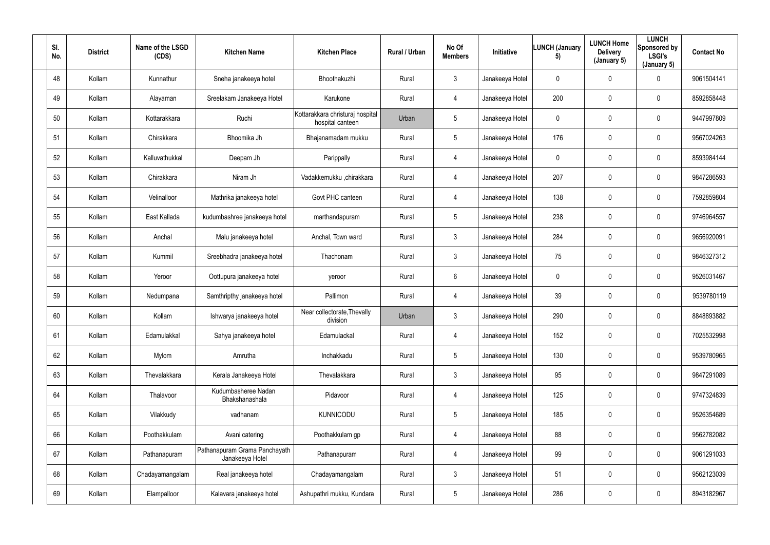| Sl. No. | District | Name of the LSGD (CDS) | Kitchen Name | Kitchen Place | Rural / Urban | No Of Members | Initiative | LUNCH (January 5) | LUNCH Home Delivery (January 5) | LUNCH Sponsored by LSGI's (January 5) | Contact No |
|---|---|---|---|---|---|---|---|---|---|---|---|
| 48 | Kollam | Kunnathur | Sneha janakeeya hotel | Bhoothakuzhi | Rural | 3 | Janakeeya Hotel | 0 | 0 | 0 | 9061504141 |
| 49 | Kollam | Alayaman | Sreelakam Janakeeya Hotel | Karukone | Rural | 4 | Janakeeya Hotel | 200 | 0 | 0 | 8592858448 |
| 50 | Kollam | Kottarakkara | Ruchi | Kottarakkara christuraj hospital hospital canteen | Urban | 5 | Janakeeya Hotel | 0 | 0 | 0 | 9447997809 |
| 51 | Kollam | Chirakkara | Bhoomika Jh | Bhajanamadam mukku | Rural | 5 | Janakeeya Hotel | 176 | 0 | 0 | 9567024263 |
| 52 | Kollam | Kalluvathukkal | Deepam Jh | Parippally | Rural | 4 | Janakeeya Hotel | 0 | 0 | 0 | 8593984144 |
| 53 | Kollam | Chirakkara | Niram Jh | Vadakkemukku ,chirakkara | Rural | 4 | Janakeeya Hotel | 207 | 0 | 0 | 9847286593 |
| 54 | Kollam | Velinalloor | Mathrika janakeeya hotel | Govt PHC canteen | Rural | 4 | Janakeeya Hotel | 138 | 0 | 0 | 7592859804 |
| 55 | Kollam | East Kallada | kudumbashree janakeeya hotel | marthandapuram | Rural | 5 | Janakeeya Hotel | 238 | 0 | 0 | 9746964557 |
| 56 | Kollam | Anchal | Malu janakeeya hotel | Anchal, Town ward | Rural | 3 | Janakeeya Hotel | 284 | 0 | 0 | 9656920091 |
| 57 | Kollam | Kummil | Sreebhadra janakeeya hotel | Thachonam | Rural | 3 | Janakeeya Hotel | 75 | 0 | 0 | 9846327312 |
| 58 | Kollam | Yeroor | Oottupura janakeeya hotel | yeroor | Rural | 6 | Janakeeya Hotel | 0 | 0 | 0 | 9526031467 |
| 59 | Kollam | Nedumpana | Samthripthy janakeeya hotel | Pallimon | Rural | 4 | Janakeeya Hotel | 39 | 0 | 0 | 9539780119 |
| 60 | Kollam | Kollam | Ishwarya janakeeya hotel | Near collectorate,Thevally division | Urban | 3 | Janakeeya Hotel | 290 | 0 | 0 | 8848893882 |
| 61 | Kollam | Edamulakkal | Sahya janakeeya hotel | Edamulackal | Rural | 4 | Janakeeya Hotel | 152 | 0 | 0 | 7025532998 |
| 62 | Kollam | Mylom | Amrutha | Inchakkadu | Rural | 5 | Janakeeya Hotel | 130 | 0 | 0 | 9539780965 |
| 63 | Kollam | Thevalakkara | Kerala Janakeeya Hotel | Thevalakkara | Rural | 3 | Janakeeya Hotel | 95 | 0 | 0 | 9847291089 |
| 64 | Kollam | Thalavoor | Kudumbasheree Nadan Bhakshanashala | Pidavoor | Rural | 4 | Janakeeya Hotel | 125 | 0 | 0 | 9747324839 |
| 65 | Kollam | Vilakkudy | vadhanam | KUNNICODU | Rural | 5 | Janakeeya Hotel | 185 | 0 | 0 | 9526354689 |
| 66 | Kollam | Poothakkulam | Avani catering | Poothakkulam gp | Rural | 4 | Janakeeya Hotel | 88 | 0 | 0 | 9562782082 |
| 67 | Kollam | Pathanapuram | Pathanapuram Grama Panchayath Janakeeya Hotel | Pathanapuram | Rural | 4 | Janakeeya Hotel | 99 | 0 | 0 | 9061291033 |
| 68 | Kollam | Chadayamangalam | Real janakeeya hotel | Chadayamangalam | Rural | 3 | Janakeeya Hotel | 51 | 0 | 0 | 9562123039 |
| 69 | Kollam | Elampalloor | Kalavara janakeeya hotel | Ashupathri mukku, Kundara | Rural | 5 | Janakeeya Hotel | 286 | 0 | 0 | 8943182967 |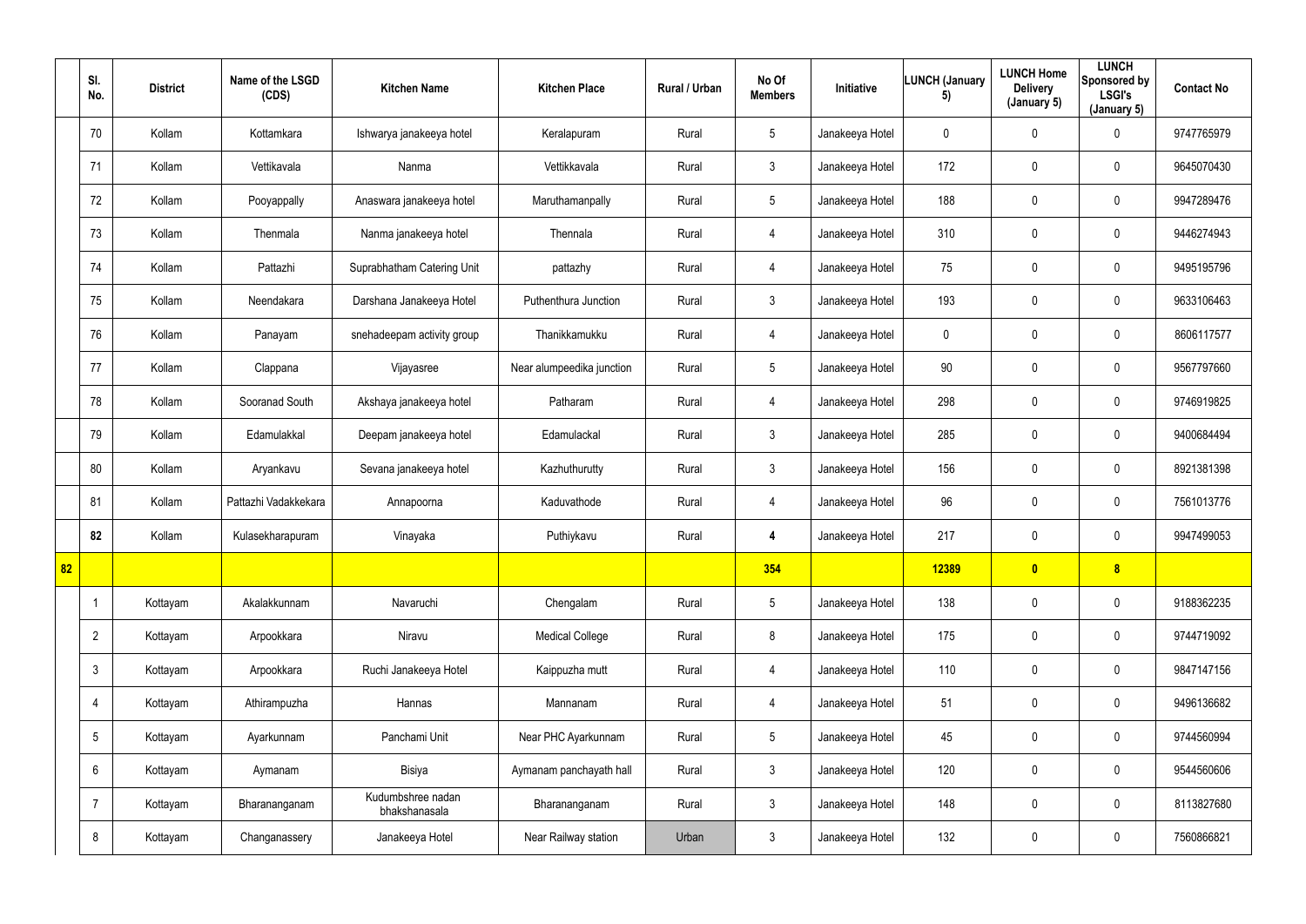|  | Sl. No. | District | Name of the LSGD (CDS) | Kitchen Name | Kitchen Place | Rural / Urban | No Of Members | Initiative | LUNCH (January 5) | LUNCH Home Delivery (January 5) | LUNCH Sponsored by LSGI's (January 5) | Contact No |
|---|---|---|---|---|---|---|---|---|---|---|---|---|
|  | 70 | Kollam | Kottamkara | Ishwarya janakeeya hotel | Keralapuram | Rural | 5 | Janakeeya Hotel | 0 | 0 | 0 | 9747765979 |
|  | 71 | Kollam | Vettikavala | Nanma | Vettikkavala | Rural | 3 | Janakeeya Hotel | 172 | 0 | 0 | 9645070430 |
|  | 72 | Kollam | Pooyappally | Anaswara janakeeya hotel | Maruthamanpally | Rural | 5 | Janakeeya Hotel | 188 | 0 | 0 | 9947289476 |
|  | 73 | Kollam | Thenmala | Nanma janakeeya hotel | Thennala | Rural | 4 | Janakeeya Hotel | 310 | 0 | 0 | 9446274943 |
|  | 74 | Kollam | Pattazhi | Suprabhatham Catering Unit | pattazhy | Rural | 4 | Janakeeya Hotel | 75 | 0 | 0 | 9495195796 |
|  | 75 | Kollam | Neendakara | Darshana Janakeeya Hotel | Puthenthura Junction | Rural | 3 | Janakeeya Hotel | 193 | 0 | 0 | 9633106463 |
|  | 76 | Kollam | Panayam | snehadeepam activity group | Thanikkamukku | Rural | 4 | Janakeeya Hotel | 0 | 0 | 0 | 8606117577 |
|  | 77 | Kollam | Clappana | Vijayasree | Near alumpeedika junction | Rural | 5 | Janakeeya Hotel | 90 | 0 | 0 | 9567797660 |
|  | 78 | Kollam | Sooranad South | Akshaya janakeeya hotel | Patharam | Rural | 4 | Janakeeya Hotel | 298 | 0 | 0 | 9746919825 |
|  | 79 | Kollam | Edamulakkal | Deepam janakeeya hotel | Edamulackal | Rural | 3 | Janakeeya Hotel | 285 | 0 | 0 | 9400684494 |
|  | 80 | Kollam | Aryankavu | Sevana janakeeya hotel | Kazhuthurutty | Rural | 3 | Janakeeya Hotel | 156 | 0 | 0 | 8921381398 |
|  | 81 | Kollam | Pattazhi Vadakkekara | Annapoorna | Kaduvathode | Rural | 4 | Janakeeya Hotel | 96 | 0 | 0 | 7561013776 |
|  | **82** | Kollam | Kulasekharapuram | Vinayaka | Puthiykavu | Rural | **4** | Janakeeya Hotel | 217 | 0 | 0 | 9947499053 |
| **82** |  |  |  |  |  |  | **354** |  | **12389** | **0** | **8** |  |
|  | 1 | Kottayam | Akalakkunnam | Navaruchi | Chengalam | Rural | 5 | Janakeeya Hotel | 138 | 0 | 0 | 9188362235 |
|  | 2 | Kottayam | Arpookkara | Niravu | Medical College | Rural | 8 | Janakeeya Hotel | 175 | 0 | 0 | 9744719092 |
|  | 3 | Kottayam | Arpookkara | Ruchi Janakeeya Hotel | Kaippuzha mutt | Rural | 4 | Janakeeya Hotel | 110 | 0 | 0 | 9847147156 |
|  | 4 | Kottayam | Athirampuzha | Hannas | Mannanam | Rural | 4 | Janakeeya Hotel | 51 | 0 | 0 | 9496136682 |
|  | 5 | Kottayam | Ayarkunnam | Panchami Unit | Near PHC Ayarkunnam | Rural | 5 | Janakeeya Hotel | 45 | 0 | 0 | 9744560994 |
|  | 6 | Kottayam | Aymanam | Bisiya | Aymanam panchayath hall | Rural | 3 | Janakeeya Hotel | 120 | 0 | 0 | 9544560606 |
|  | 7 | Kottayam | Bharananganam | Kudumbshree nadan bhakshanasala | Bharananganam | Rural | 3 | Janakeeya Hotel | 148 | 0 | 0 | 8113827680 |
|  | 8 | Kottayam | Changanassery | Janakeeya Hotel | Near Railway station | Urban | 3 | Janakeeya Hotel | 132 | 0 | 0 | 7560866821 |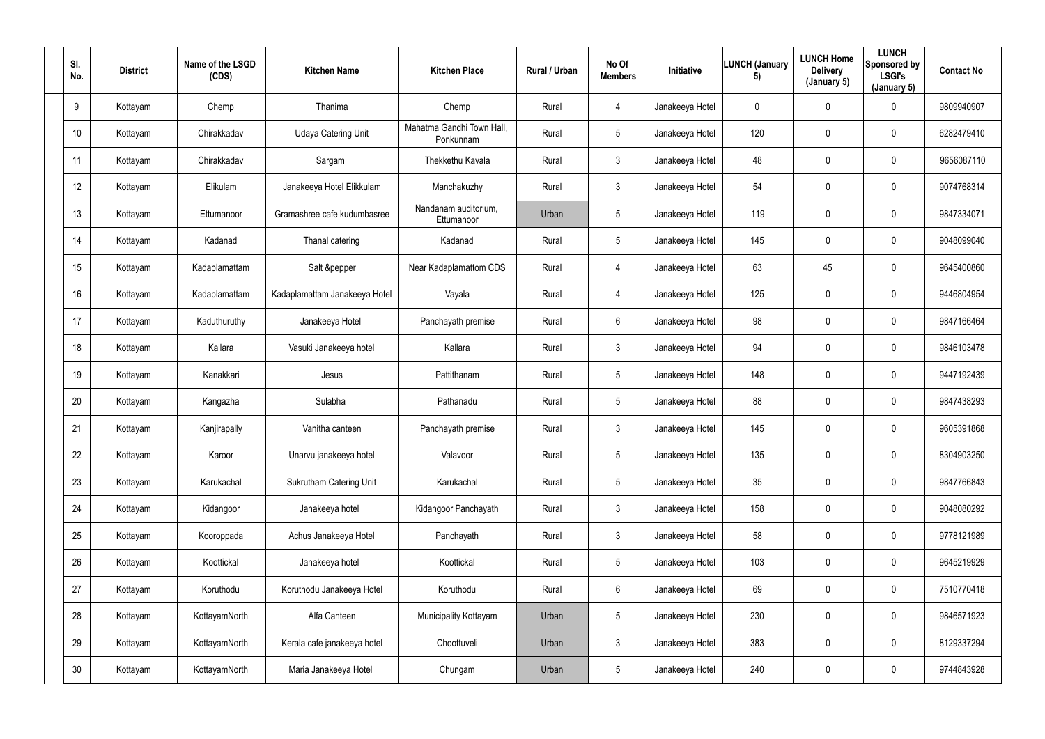| Sl. No. | District | Name of the LSGD (CDS) | Kitchen Name | Kitchen Place | Rural / Urban | No Of Members | Initiative | LUNCH (January 5) | LUNCH Home Delivery (January 5) | LUNCH Sponsored by LSGI's (January 5) | Contact No |
|---|---|---|---|---|---|---|---|---|---|---|---|
| 9 | Kottayam | Chemp | Thanima | Chemp | Rural | 4 | Janakeeya Hotel | 0 | 0 | 0 | 9809940907 |
| 10 | Kottayam | Chirakkadav | Udaya Catering Unit | Mahatma Gandhi Town Hall, Ponkunnam | Rural | 5 | Janakeeya Hotel | 120 | 0 | 0 | 6282479410 |
| 11 | Kottayam | Chirakkadav | Sargam | Thekkethu Kavala | Rural | 3 | Janakeeya Hotel | 48 | 0 | 0 | 9656087110 |
| 12 | Kottayam | Elikulam | Janakeeya Hotel Elikkulam | Manchakuzhy | Rural | 3 | Janakeeya Hotel | 54 | 0 | 0 | 9074768314 |
| 13 | Kottayam | Ettumanoor | Gramashree cafe kudumbasree | Nandanam auditorium, Ettumanoor | Urban | 5 | Janakeeya Hotel | 119 | 0 | 0 | 9847334071 |
| 14 | Kottayam | Kadanad | Thanal catering | Kadanad | Rural | 5 | Janakeeya Hotel | 145 | 0 | 0 | 9048099040 |
| 15 | Kottayam | Kadaplamattam | Salt &pepper | Near Kadaplamattom CDS | Rural | 4 | Janakeeya Hotel | 63 | 45 | 0 | 9645400860 |
| 16 | Kottayam | Kadaplamattam | Kadaplamattam Janakeeya Hotel | Vayala | Rural | 4 | Janakeeya Hotel | 125 | 0 | 0 | 9446804954 |
| 17 | Kottayam | Kaduthuruthy | Janakeeya Hotel | Panchayath premise | Rural | 6 | Janakeeya Hotel | 98 | 0 | 0 | 9847166464 |
| 18 | Kottayam | Kallara | Vasuki Janakeeya hotel | Kallara | Rural | 3 | Janakeeya Hotel | 94 | 0 | 0 | 9846103478 |
| 19 | Kottayam | Kanakkari | Jesus | Pattithanam | Rural | 5 | Janakeeya Hotel | 148 | 0 | 0 | 9447192439 |
| 20 | Kottayam | Kangazha | Sulabha | Pathanadu | Rural | 5 | Janakeeya Hotel | 88 | 0 | 0 | 9847438293 |
| 21 | Kottayam | Kanjirapally | Vanitha canteen | Panchayath premise | Rural | 3 | Janakeeya Hotel | 145 | 0 | 0 | 9605391868 |
| 22 | Kottayam | Karoor | Unarvu janakeeya hotel | Valavoor | Rural | 5 | Janakeeya Hotel | 135 | 0 | 0 | 8304903250 |
| 23 | Kottayam | Karukachal | Sukrutham Catering Unit | Karukachal | Rural | 5 | Janakeeya Hotel | 35 | 0 | 0 | 9847766843 |
| 24 | Kottayam | Kidangoor | Janakeeya hotel | Kidangoor Panchayath | Rural | 3 | Janakeeya Hotel | 158 | 0 | 0 | 9048080292 |
| 25 | Kottayam | Kooroppada | Achus Janakeeya Hotel | Panchayath | Rural | 3 | Janakeeya Hotel | 58 | 0 | 0 | 9778121989 |
| 26 | Kottayam | Koottickal | Janakeeya hotel | Koottickal | Rural | 5 | Janakeeya Hotel | 103 | 0 | 0 | 9645219929 |
| 27 | Kottayam | Koruthodu | Koruthodu Janakeeya Hotel | Koruthodu | Rural | 6 | Janakeeya Hotel | 69 | 0 | 0 | 7510770418 |
| 28 | Kottayam | KottayamNorth | Alfa Canteen | Municipality Kottayam | Urban | 5 | Janakeeya Hotel | 230 | 0 | 0 | 9846571923 |
| 29 | Kottayam | KottayamNorth | Kerala cafe janakeeya hotel | Choottuveli | Urban | 3 | Janakeeya Hotel | 383 | 0 | 0 | 8129337294 |
| 30 | Kottayam | KottayamNorth | Maria Janakeeya Hotel | Chungam | Urban | 5 | Janakeeya Hotel | 240 | 0 | 0 | 9744843928 |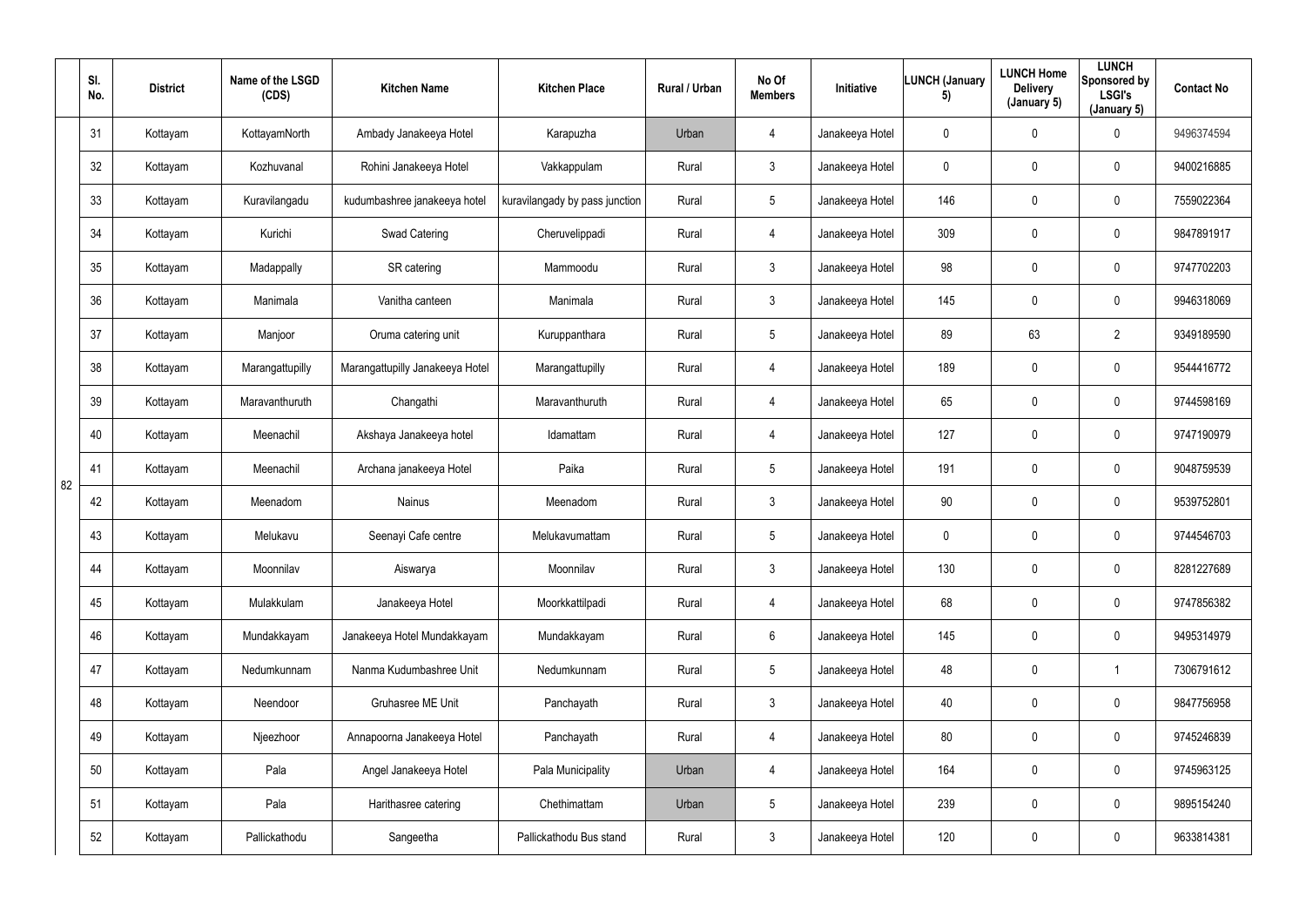| | Sl. No. | District | Name of the LSGD (CDS) | Kitchen Name | Kitchen Place | Rural / Urban | No Of Members | Initiative | LUNCH (January 5) | LUNCH Home Delivery (January 5) | LUNCH Sponsored by LSGI's (January 5) | Contact No |
|---|---|---|---|---|---|---|---|---|---|---|---|---|
| 82 | 31 | Kottayam | KottayamNorth | Ambady Janakeeya Hotel | Karapuzha | Urban | 4 | Janakeeya Hotel | 0 | 0 | 0 | 9496374594 |
| | 32 | Kottayam | Kozhuvanal | Rohini Janakeeya Hotel | Vakkappulam | Rural | 3 | Janakeeya Hotel | 0 | 0 | 0 | 9400216885 |
| | 33 | Kottayam | Kuravilangadu | kudumbashree janakeeya hotel | kuravilangady by pass junction | Rural | 5 | Janakeeya Hotel | 146 | 0 | 0 | 7559022364 |
| | 34 | Kottayam | Kurichi | Swad Catering | Cheruvelippadi | Rural | 4 | Janakeeya Hotel | 309 | 0 | 0 | 9847891917 |
| | 35 | Kottayam | Madappally | SR catering | Mammoodu | Rural | 3 | Janakeeya Hotel | 98 | 0 | 0 | 9747702203 |
| | 36 | Kottayam | Manimala | Vanitha canteen | Manimala | Rural | 3 | Janakeeya Hotel | 145 | 0 | 0 | 9946318069 |
| | 37 | Kottayam | Manjoor | Oruma catering unit | Kuruppanthara | Rural | 5 | Janakeeya Hotel | 89 | 63 | 2 | 9349189590 |
| | 38 | Kottayam | Marangattupilly | Marangattupilly Janakeeya Hotel | Marangattupilly | Rural | 4 | Janakeeya Hotel | 189 | 0 | 0 | 9544416772 |
| | 39 | Kottayam | Maravanthuruth | Changathi | Maravanthuruth | Rural | 4 | Janakeeya Hotel | 65 | 0 | 0 | 9744598169 |
| | 40 | Kottayam | Meenachil | Akshaya Janakeeya hotel | Idamattam | Rural | 4 | Janakeeya Hotel | 127 | 0 | 0 | 9747190979 |
| | 41 | Kottayam | Meenachil | Archana janakeeya Hotel | Paika | Rural | 5 | Janakeeya Hotel | 191 | 0 | 0 | 9048759539 |
| | 42 | Kottayam | Meenadom | Nainus | Meenadom | Rural | 3 | Janakeeya Hotel | 90 | 0 | 0 | 9539752801 |
| | 43 | Kottayam | Melukavu | Seenayi Cafe centre | Melukavumattam | Rural | 5 | Janakeeya Hotel | 0 | 0 | 0 | 9744546703 |
| | 44 | Kottayam | Moonnilav | Aiswarya | Moonnilav | Rural | 3 | Janakeeya Hotel | 130 | 0 | 0 | 8281227689 |
| | 45 | Kottayam | Mulakkulam | Janakeeya Hotel | Moorkkattilpadi | Rural | 4 | Janakeeya Hotel | 68 | 0 | 0 | 9747856382 |
| | 46 | Kottayam | Mundakkayam | Janakeeya Hotel Mundakkayam | Mundakkayam | Rural | 6 | Janakeeya Hotel | 145 | 0 | 0 | 9495314979 |
| | 47 | Kottayam | Nedumkunnam | Nanma Kudumbashree Unit | Nedumkunnam | Rural | 5 | Janakeeya Hotel | 48 | 0 | 1 | 7306791612 |
| | 48 | Kottayam | Neendoor | Gruhasree ME Unit | Panchayath | Rural | 3 | Janakeeya Hotel | 40 | 0 | 0 | 9847756958 |
| | 49 | Kottayam | Njeezhoor | Annapoorna Janakeeya Hotel | Panchayath | Rural | 4 | Janakeeya Hotel | 80 | 0 | 0 | 9745246839 |
| | 50 | Kottayam | Pala | Angel Janakeeya Hotel | Pala Municipality | Urban | 4 | Janakeeya Hotel | 164 | 0 | 0 | 9745963125 |
| | 51 | Kottayam | Pala | Harithasree catering | Chethimattam | Urban | 5 | Janakeeya Hotel | 239 | 0 | 0 | 9895154240 |
| | 52 | Kottayam | Pallickathodu | Sangeetha | Pallickathodu Bus stand | Rural | 3 | Janakeeya Hotel | 120 | 0 | 0 | 9633814381 |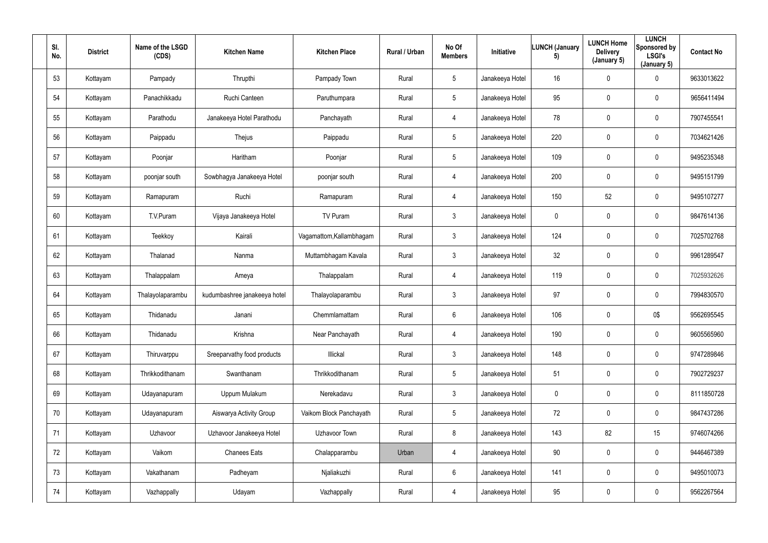| Sl. No. | District | Name of the LSGD (CDS) | Kitchen Name | Kitchen Place | Rural / Urban | No Of Members | Initiative | LUNCH (January 5) | LUNCH Home Delivery (January 5) | LUNCH Sponsored by LSGI's (January 5) | Contact No |
|---|---|---|---|---|---|---|---|---|---|---|---|
| 53 | Kottayam | Pampady | Thrupthi | Pampady Town | Rural | 5 | Janakeeya Hotel | 16 | 0 | 0 | 9633013622 |
| 54 | Kottayam | Panachikkadu | Ruchi Canteen | Paruthumpara | Rural | 5 | Janakeeya Hotel | 95 | 0 | 0 | 9656411494 |
| 55 | Kottayam | Parathodu | Janakeeya Hotel Parathodu | Panchayath | Rural | 4 | Janakeeya Hotel | 78 | 0 | 0 | 7907455541 |
| 56 | Kottayam | Paippadu | Thejus | Paippadu | Rural | 5 | Janakeeya Hotel | 220 | 0 | 0 | 7034621426 |
| 57 | Kottayam | Poonjar | Haritham | Poonjar | Rural | 5 | Janakeeya Hotel | 109 | 0 | 0 | 9495235348 |
| 58 | Kottayam | poonjar south | Sowbhagya Janakeeya Hotel | poonjar south | Rural | 4 | Janakeeya Hotel | 200 | 0 | 0 | 9495151799 |
| 59 | Kottayam | Ramapuram | Ruchi | Ramapuram | Rural | 4 | Janakeeya Hotel | 150 | 52 | 0 | 9495107277 |
| 60 | Kottayam | T.V.Puram | Vijaya Janakeeya Hotel | TV Puram | Rural | 3 | Janakeeya Hotel | 0 | 0 | 0 | 9847614136 |
| 61 | Kottayam | Teekkoy | Kairali | Vagamattom,Kallambhagam | Rural | 3 | Janakeeya Hotel | 124 | 0 | 0 | 7025702768 |
| 62 | Kottayam | Thalanad | Nanma | Muttambhagam Kavala | Rural | 3 | Janakeeya Hotel | 32 | 0 | 0 | 9961289547 |
| 63 | Kottayam | Thalappalam | Ameya | Thalappalam | Rural | 4 | Janakeeya Hotel | 119 | 0 | 0 | 7025932626 |
| 64 | Kottayam | Thalayolaparambu | kudumbashree janakeeya hotel | Thalayolaparambu | Rural | 3 | Janakeeya Hotel | 97 | 0 | 0 | 7994830570 |
| 65 | Kottayam | Thidanadu | Janani | Chemmlamattam | Rural | 6 | Janakeeya Hotel | 106 | 0 | 0$ | 9562695545 |
| 66 | Kottayam | Thidanadu | Krishna | Near Panchayath | Rural | 4 | Janakeeya Hotel | 190 | 0 | 0 | 9605565960 |
| 67 | Kottayam | Thiruvarppu | Sreeparvathy food products | Illickal | Rural | 3 | Janakeeya Hotel | 148 | 0 | 0 | 9747289846 |
| 68 | Kottayam | Thrikkodithanam | Swanthanam | Thrikkodithanam | Rural | 5 | Janakeeya Hotel | 51 | 0 | 0 | 7902729237 |
| 69 | Kottayam | Udayanapuram | Uppum Mulakum | Nerekadavu | Rural | 3 | Janakeeya Hotel | 0 | 0 | 0 | 8111850728 |
| 70 | Kottayam | Udayanapuram | Aiswarya Activity Group | Vaikom Block Panchayath | Rural | 5 | Janakeeya Hotel | 72 | 0 | 0 | 9847437286 |
| 71 | Kottayam | Uzhavoor | Uzhavoor Janakeeya Hotel | Uzhavoor Town | Rural | 8 | Janakeeya Hotel | 143 | 82 | 15 | 9746074266 |
| 72 | Kottayam | Vaikom | Chanees Eats | Chalapparambu | Urban | 4 | Janakeeya Hotel | 90 | 0 | 0 | 9446467389 |
| 73 | Kottayam | Vakathanam | Padheyam | Njaliakuzhi | Rural | 6 | Janakeeya Hotel | 141 | 0 | 0 | 9495010073 |
| 74 | Kottayam | Vazhappally | Udayam | Vazhappally | Rural | 4 | Janakeeya Hotel | 95 | 0 | 0 | 9562267564 |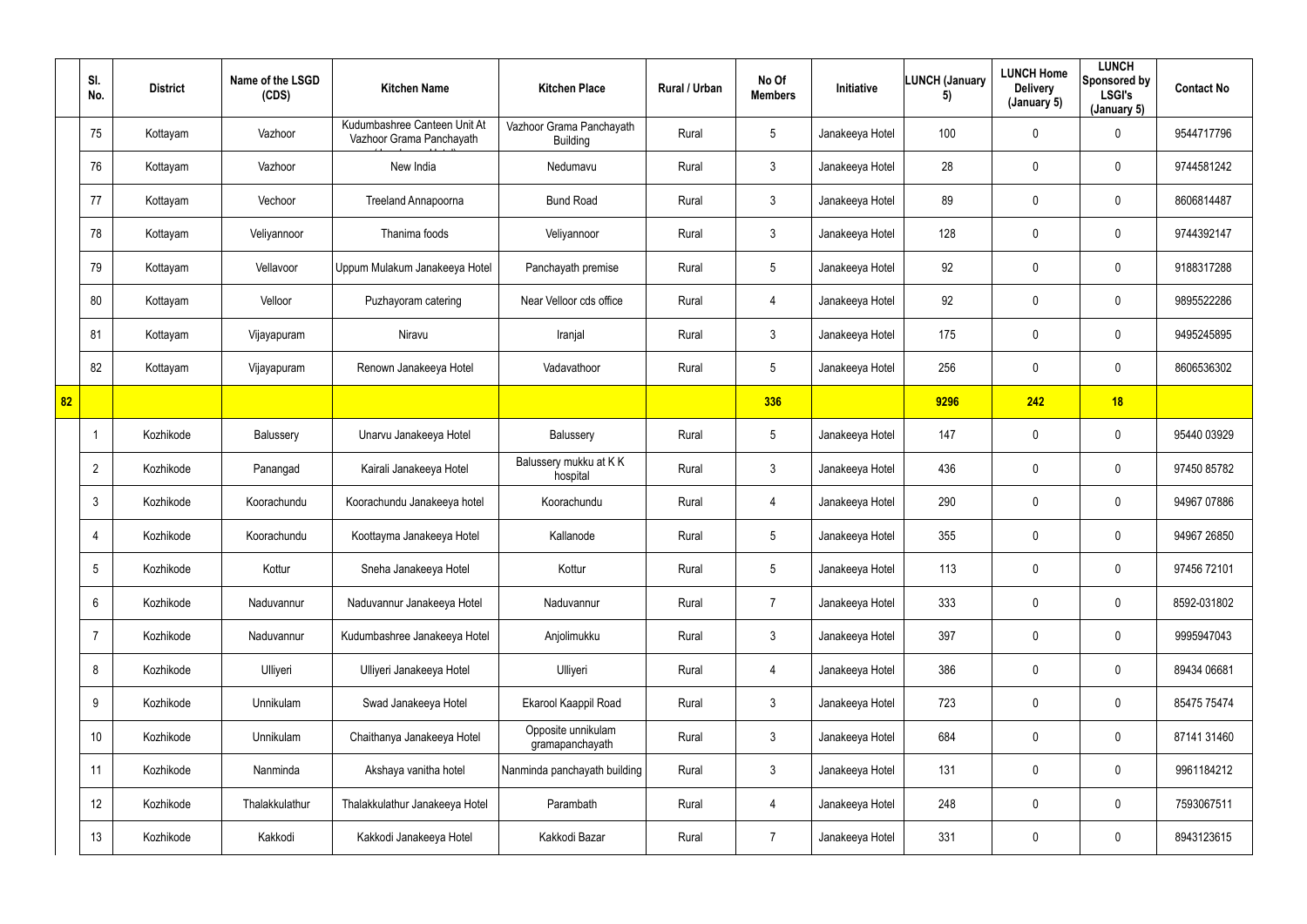|  | Sl. No. | District | Name of the LSGD (CDS) | Kitchen Name | Kitchen Place | Rural / Urban | No Of Members | Initiative | LUNCH (January 5) | LUNCH Home Delivery (January 5) | LUNCH Sponsored by LSGI's (January 5) | Contact No |
|---|---|---|---|---|---|---|---|---|---|---|---|---|
|  | 75 | Kottayam | Vazhoor | Kudumbashree Canteen Unit At Vazhoor Grama Panchayath | Vazhoor Grama Panchayath Building | Rural | 5 | Janakeeya Hotel | 100 | 0 | 0 | 9544717796 |
|  | 76 | Kottayam | Vazhoor | New India | Nedumavu | Rural | 3 | Janakeeya Hotel | 28 | 0 | 0 | 9744581242 |
|  | 77 | Kottayam | Vechoor | Treeland Annapoorna | Bund Road | Rural | 3 | Janakeeya Hotel | 89 | 0 | 0 | 8606814487 |
|  | 78 | Kottayam | Veliyannoor | Thanima foods | Veliyannoor | Rural | 3 | Janakeeya Hotel | 128 | 0 | 0 | 9744392147 |
|  | 79 | Kottayam | Vellavoor | Uppum Mulakum Janakeeya Hotel | Panchayath premise | Rural | 5 | Janakeeya Hotel | 92 | 0 | 0 | 9188317288 |
|  | 80 | Kottayam | Velloor | Puzhayoram catering | Near Velloor cds office | Rural | 4 | Janakeeya Hotel | 92 | 0 | 0 | 9895522286 |
|  | 81 | Kottayam | Vijayapuram | Niravu | Iranjal | Rural | 3 | Janakeeya Hotel | 175 | 0 | 0 | 9495245895 |
|  | 82 | Kottayam | Vijayapuram | Renown Janakeeya Hotel | Vadavathoor | Rural | 5 | Janakeeya Hotel | 256 | 0 | 0 | 8606536302 |
| **82** |  |  |  |  |  |  | **336** |  | **9296** | **242** | **18** |  |
|  | 1 | Kozhikode | Balussery | Unarvu Janakeeya Hotel | Balussery | Rural | 5 | Janakeeya Hotel | 147 | 0 | 0 | 95440 03929 |
|  | 2 | Kozhikode | Panangad | Kairali Janakeeya Hotel | Balussery mukku at K K hospital | Rural | 3 | Janakeeya Hotel | 436 | 0 | 0 | 97450 85782 |
|  | 3 | Kozhikode | Koorachundu | Koorachundu Janakeeya hotel | Koorachundu | Rural | 4 | Janakeeya Hotel | 290 | 0 | 0 | 94967 07886 |
|  | 4 | Kozhikode | Koorachundu | Koottayma Janakeeya Hotel | Kallanode | Rural | 5 | Janakeeya Hotel | 355 | 0 | 0 | 94967 26850 |
|  | 5 | Kozhikode | Kottur | Sneha Janakeeya Hotel | Kottur | Rural | 5 | Janakeeya Hotel | 113 | 0 | 0 | 97456 72101 |
|  | 6 | Kozhikode | Naduvannur | Naduvannur Janakeeya Hotel | Naduvannur | Rural | 7 | Janakeeya Hotel | 333 | 0 | 0 | 8592-031802 |
|  | 7 | Kozhikode | Naduvannur | Kudumbashree Janakeeya Hotel | Anjolimukku | Rural | 3 | Janakeeya Hotel | 397 | 0 | 0 | 9995947043 |
|  | 8 | Kozhikode | Ulliyeri | Ulliyeri Janakeeya Hotel | Ulliyeri | Rural | 4 | Janakeeya Hotel | 386 | 0 | 0 | 89434 06681 |
|  | 9 | Kozhikode | Unnikulam | Swad Janakeeya Hotel | Ekarool Kaappil Road | Rural | 3 | Janakeeya Hotel | 723 | 0 | 0 | 85475 75474 |
|  | 10 | Kozhikode | Unnikulam | Chaithanya Janakeeya Hotel | Opposite unnikulam gramapanchayath | Rural | 3 | Janakeeya Hotel | 684 | 0 | 0 | 87141 31460 |
|  | 11 | Kozhikode | Nanminda | Akshaya vanitha hotel | Nanminda panchayath building | Rural | 3 | Janakeeya Hotel | 131 | 0 | 0 | 9961184212 |
|  | 12 | Kozhikode | Thalakkulathur | Thalakkulathur Janakeeya Hotel | Parambath | Rural | 4 | Janakeeya Hotel | 248 | 0 | 0 | 7593067511 |
|  | 13 | Kozhikode | Kakkodi | Kakkodi Janakeeya Hotel | Kakkodi Bazar | Rural | 7 | Janakeeya Hotel | 331 | 0 | 0 | 8943123615 |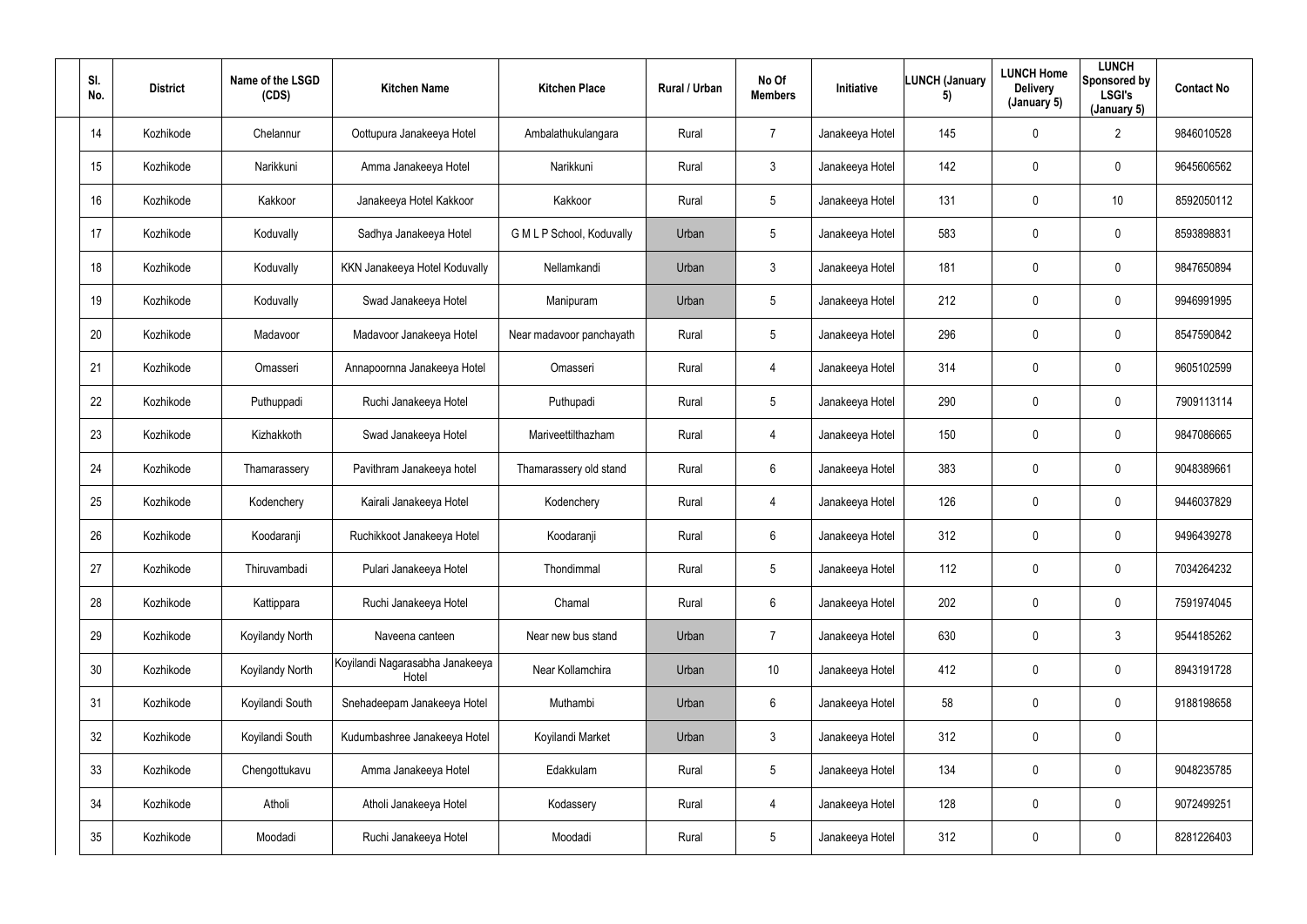| Sl. No. | District | Name of the LSGD (CDS) | Kitchen Name | Kitchen Place | Rural / Urban | No Of Members | Initiative | LUNCH (January 5) | LUNCH Home Delivery (January 5) | LUNCH Sponsored by LSGI's (January 5) | Contact No |
|---|---|---|---|---|---|---|---|---|---|---|---|
| 14 | Kozhikode | Chelannur | Oottupura Janakeeya Hotel | Ambalathukulangara | Rural | 7 | Janakeeya Hotel | 145 | 0 | 2 | 9846010528 |
| 15 | Kozhikode | Narikkuni | Amma Janakeeya Hotel | Narikkuni | Rural | 3 | Janakeeya Hotel | 142 | 0 | 0 | 9645606562 |
| 16 | Kozhikode | Kakkoor | Janakeeya Hotel Kakkoor | Kakkoor | Rural | 5 | Janakeeya Hotel | 131 | 0 | 10 | 8592050112 |
| 17 | Kozhikode | Koduvally | Sadhya Janakeeya Hotel | G M L P School, Koduvally | Urban | 5 | Janakeeya Hotel | 583 | 0 | 0 | 8593898831 |
| 18 | Kozhikode | Koduvally | KKN Janakeeya Hotel Koduvally | Nellamkandi | Urban | 3 | Janakeeya Hotel | 181 | 0 | 0 | 9847650894 |
| 19 | Kozhikode | Koduvally | Swad Janakeeya Hotel | Manipuram | Urban | 5 | Janakeeya Hotel | 212 | 0 | 0 | 9946991995 |
| 20 | Kozhikode | Madavoor | Madavoor Janakeeya Hotel | Near madavoor panchayath | Rural | 5 | Janakeeya Hotel | 296 | 0 | 0 | 8547590842 |
| 21 | Kozhikode | Omasseri | Annapoornna Janakeeya Hotel | Omasseri | Rural | 4 | Janakeeya Hotel | 314 | 0 | 0 | 9605102599 |
| 22 | Kozhikode | Puthuppadi | Ruchi Janakeeya Hotel | Puthupadi | Rural | 5 | Janakeeya Hotel | 290 | 0 | 0 | 7909113114 |
| 23 | Kozhikode | Kizhakkoth | Swad Janakeeya Hotel | Mariveettilthazham | Rural | 4 | Janakeeya Hotel | 150 | 0 | 0 | 9847086665 |
| 24 | Kozhikode | Thamarassery | Pavithram Janakeeya hotel | Thamarassery old stand | Rural | 6 | Janakeeya Hotel | 383 | 0 | 0 | 9048389661 |
| 25 | Kozhikode | Kodenchery | Kairali Janakeeya Hotel | Kodenchery | Rural | 4 | Janakeeya Hotel | 126 | 0 | 0 | 9446037829 |
| 26 | Kozhikode | Koodaranji | Ruchikkoot Janakeeya Hotel | Koodaranji | Rural | 6 | Janakeeya Hotel | 312 | 0 | 0 | 9496439278 |
| 27 | Kozhikode | Thiruvambadi | Pulari Janakeeya Hotel | Thondimmal | Rural | 5 | Janakeeya Hotel | 112 | 0 | 0 | 7034264232 |
| 28 | Kozhikode | Kattippara | Ruchi Janakeeya Hotel | Chamal | Rural | 6 | Janakeeya Hotel | 202 | 0 | 0 | 7591974045 |
| 29 | Kozhikode | Koyilandy North | Naveena canteen | Near new bus stand | Urban | 7 | Janakeeya Hotel | 630 | 0 | 3 | 9544185262 |
| 30 | Kozhikode | Koyilandy North | Koyilandi Nagarasabha Janakeeya Hotel | Near Kollamchira | Urban | 10 | Janakeeya Hotel | 412 | 0 | 0 | 8943191728 |
| 31 | Kozhikode | Koyilandi South | Snehadeepam Janakeeya Hotel | Muthambi | Urban | 6 | Janakeeya Hotel | 58 | 0 | 0 | 9188198658 |
| 32 | Kozhikode | Koyilandi South | Kudumbashree Janakeeya Hotel | Koyilandi Market | Urban | 3 | Janakeeya Hotel | 312 | 0 | 0 | |
| 33 | Kozhikode | Chengottukavu | Amma Janakeeya Hotel | Edakkulam | Rural | 5 | Janakeeya Hotel | 134 | 0 | 0 | 9048235785 |
| 34 | Kozhikode | Atholi | Atholi Janakeeya Hotel | Kodassery | Rural | 4 | Janakeeya Hotel | 128 | 0 | 0 | 9072499251 |
| 35 | Kozhikode | Moodadi | Ruchi Janakeeya Hotel | Moodadi | Rural | 5 | Janakeeya Hotel | 312 | 0 | 0 | 8281226403 |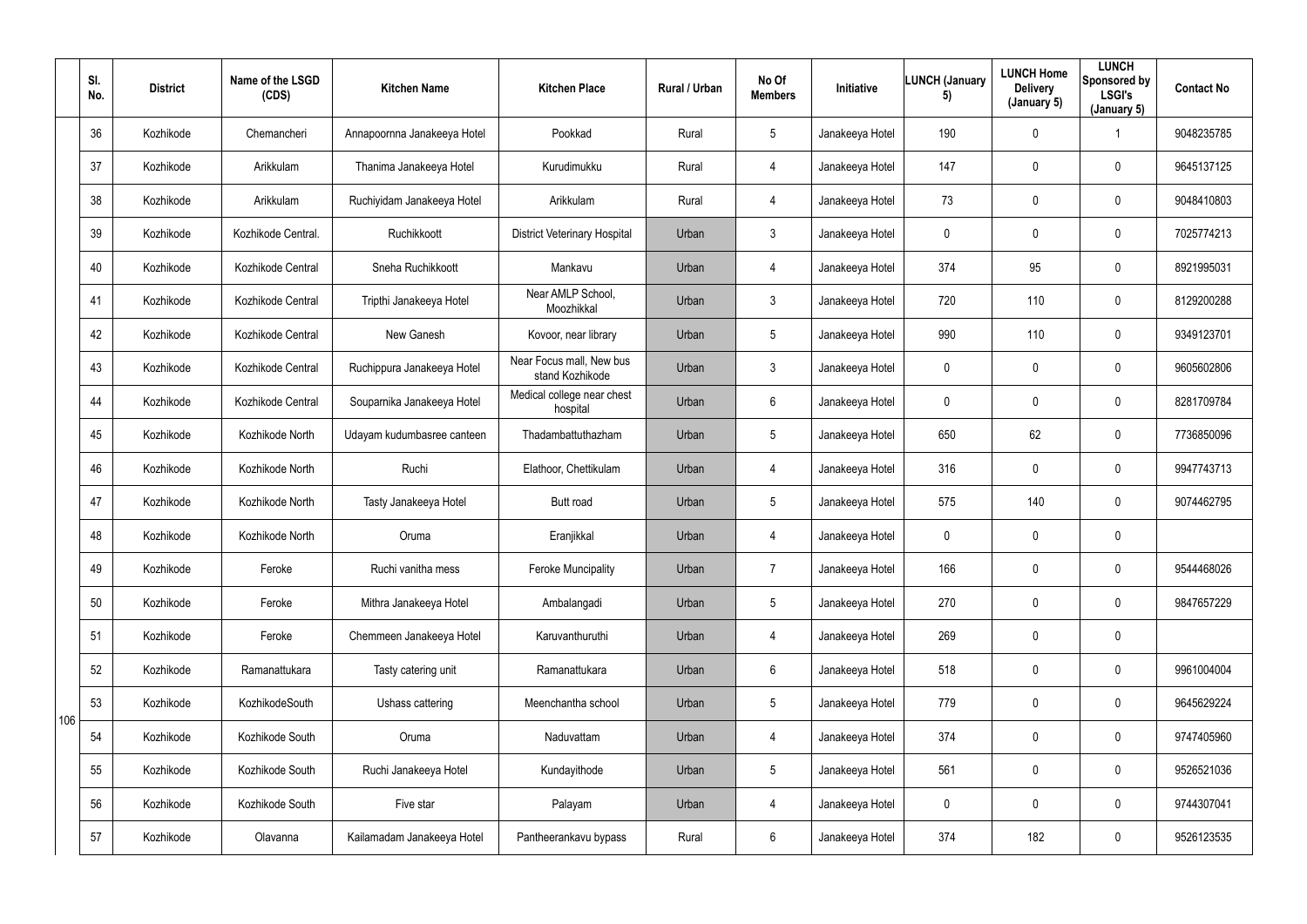| | Sl. No. | District | Name of the LSGD (CDS) | Kitchen Name | Kitchen Place | Rural / Urban | No Of Members | Initiative | LUNCH (January 5) | LUNCH Home Delivery (January 5) | LUNCH Sponsored by LSGI's (January 5) | Contact No |
|---|---|---|---|---|---|---|---|---|---|---|---|---|
| 106 | 36 | Kozhikode | Chemancheri | Annapoornna Janakeeya Hotel | Pookkad | Rural | 5 | Janakeeya Hotel | 190 | 0 | 1 | 9048235785 |
| | 37 | Kozhikode | Arikkulam | Thanima Janakeeya Hotel | Kurudimukku | Rural | 4 | Janakeeya Hotel | 147 | 0 | 0 | 9645137125 |
| | 38 | Kozhikode | Arikkulam | Ruchiyidam Janakeeya Hotel | Arikkulam | Rural | 4 | Janakeeya Hotel | 73 | 0 | 0 | 9048410803 |
| | 39 | Kozhikode | Kozhikode Central. | Ruchikkoott | District Veterinary Hospital | Urban | 3 | Janakeeya Hotel | 0 | 0 | 0 | 7025774213 |
| | 40 | Kozhikode | Kozhikode Central | Sneha Ruchikkoott | Mankavu | Urban | 4 | Janakeeya Hotel | 374 | 95 | 0 | 8921995031 |
| | 41 | Kozhikode | Kozhikode Central | Tripthi Janakeeya Hotel | Near AMLP School, Moozhikkal | Urban | 3 | Janakeeya Hotel | 720 | 110 | 0 | 8129200288 |
| | 42 | Kozhikode | Kozhikode Central | New Ganesh | Kovoor, near library | Urban | 5 | Janakeeya Hotel | 990 | 110 | 0 | 9349123701 |
| | 43 | Kozhikode | Kozhikode Central | Ruchippura Janakeeya Hotel | Near Focus mall, New bus stand Kozhikode | Urban | 3 | Janakeeya Hotel | 0 | 0 | 0 | 9605602806 |
| | 44 | Kozhikode | Kozhikode Central | Souparnika Janakeeya Hotel | Medical college near chest hospital | Urban | 6 | Janakeeya Hotel | 0 | 0 | 0 | 8281709784 |
| | 45 | Kozhikode | Kozhikode North | Udayam kudumbasree canteen | Thadambattuthazham | Urban | 5 | Janakeeya Hotel | 650 | 62 | 0 | 7736850096 |
| | 46 | Kozhikode | Kozhikode North | Ruchi | Elathoor, Chettikulam | Urban | 4 | Janakeeya Hotel | 316 | 0 | 0 | 9947743713 |
| | 47 | Kozhikode | Kozhikode North | Tasty Janakeeya Hotel | Butt road | Urban | 5 | Janakeeya Hotel | 575 | 140 | 0 | 9074462795 |
| | 48 | Kozhikode | Kozhikode North | Oruma | Eranjikkal | Urban | 4 | Janakeeya Hotel | 0 | 0 | 0 | |
| | 49 | Kozhikode | Feroke | Ruchi vanitha mess | Feroke Muncipality | Urban | 7 | Janakeeya Hotel | 166 | 0 | 0 | 9544468026 |
| | 50 | Kozhikode | Feroke | Mithra Janakeeya Hotel | Ambalangadi | Urban | 5 | Janakeeya Hotel | 270 | 0 | 0 | 9847657229 |
| | 51 | Kozhikode | Feroke | Chemmeen Janakeeya Hotel | Karuvanthuruthi | Urban | 4 | Janakeeya Hotel | 269 | 0 | 0 | |
| | 52 | Kozhikode | Ramanattukara | Tasty catering unit | Ramanattukara | Urban | 6 | Janakeeya Hotel | 518 | 0 | 0 | 9961004004 |
| | 53 | Kozhikode | KozhikodeSouth | Ushass cattering | Meenchantha school | Urban | 5 | Janakeeya Hotel | 779 | 0 | 0 | 9645629224 |
| | 54 | Kozhikode | Kozhikode South | Oruma | Naduvattam | Urban | 4 | Janakeeya Hotel | 374 | 0 | 0 | 9747405960 |
| | 55 | Kozhikode | Kozhikode South | Ruchi Janakeeya Hotel | Kundayithode | Urban | 5 | Janakeeya Hotel | 561 | 0 | 0 | 9526521036 |
| | 56 | Kozhikode | Kozhikode South | Five star | Palayam | Urban | 4 | Janakeeya Hotel | 0 | 0 | 0 | 9744307041 |
| | 57 | Kozhikode | Olavanna | Kailamadam Janakeeya Hotel | Pantheerankavu bypass | Rural | 6 | Janakeeya Hotel | 374 | 182 | 0 | 9526123535 |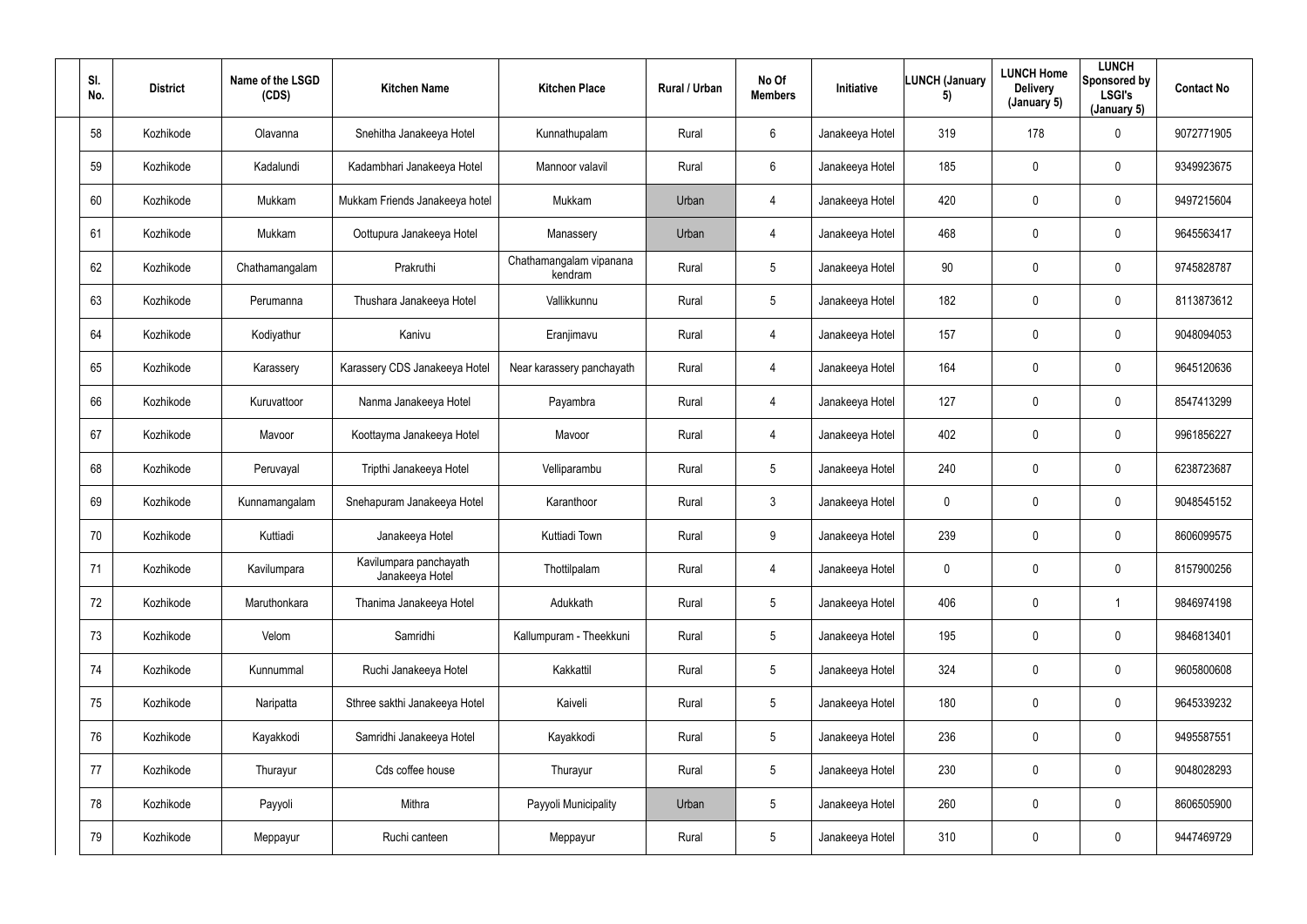| Sl. No. | District | Name of the LSGD (CDS) | Kitchen Name | Kitchen Place | Rural / Urban | No Of Members | Initiative | LUNCH (January 5) | LUNCH Home Delivery (January 5) | LUNCH Sponsored by LSGI's (January 5) | Contact No |
|---|---|---|---|---|---|---|---|---|---|---|---|
| 58 | Kozhikode | Olavanna | Snehitha Janakeeya Hotel | Kunnathupalam | Rural | 6 | Janakeeya Hotel | 319 | 178 | 0 | 9072771905 |
| 59 | Kozhikode | Kadalundi | Kadambhari Janakeeya Hotel | Mannoor valavil | Rural | 6 | Janakeeya Hotel | 185 | 0 | 0 | 9349923675 |
| 60 | Kozhikode | Mukkam | Mukkam Friends Janakeeya hotel | Mukkam | Urban | 4 | Janakeeya Hotel | 420 | 0 | 0 | 9497215604 |
| 61 | Kozhikode | Mukkam | Oottupura Janakeeya Hotel | Manassery | Urban | 4 | Janakeeya Hotel | 468 | 0 | 0 | 9645563417 |
| 62 | Kozhikode | Chathamangalam | Prakruthi | Chathamangalam vipanana kendram | Rural | 5 | Janakeeya Hotel | 90 | 0 | 0 | 9745828787 |
| 63 | Kozhikode | Perumanna | Thushara Janakeeya Hotel | Vallikkunnu | Rural | 5 | Janakeeya Hotel | 182 | 0 | 0 | 8113873612 |
| 64 | Kozhikode | Kodiyathur | Kanivu | Eranjimavu | Rural | 4 | Janakeeya Hotel | 157 | 0 | 0 | 9048094053 |
| 65 | Kozhikode | Karassery | Karassery CDS Janakeeya Hotel | Near karassery panchayath | Rural | 4 | Janakeeya Hotel | 164 | 0 | 0 | 9645120636 |
| 66 | Kozhikode | Kuruvattoor | Nanma Janakeeya Hotel | Payambra | Rural | 4 | Janakeeya Hotel | 127 | 0 | 0 | 8547413299 |
| 67 | Kozhikode | Mavoor | Koottayma Janakeeya Hotel | Mavoor | Rural | 4 | Janakeeya Hotel | 402 | 0 | 0 | 9961856227 |
| 68 | Kozhikode | Peruvayal | Tripthi Janakeeya Hotel | Velliparambu | Rural | 5 | Janakeeya Hotel | 240 | 0 | 0 | 6238723687 |
| 69 | Kozhikode | Kunnamangalam | Snehapuram Janakeeya Hotel | Karanthoor | Rural | 3 | Janakeeya Hotel | 0 | 0 | 0 | 9048545152 |
| 70 | Kozhikode | Kuttiadi | Janakeeya Hotel | Kuttiadi Town | Rural | 9 | Janakeeya Hotel | 239 | 0 | 0 | 8606099575 |
| 71 | Kozhikode | Kavilumpara | Kavilumpara panchayath Janakeeya Hotel | Thottilpalam | Rural | 4 | Janakeeya Hotel | 0 | 0 | 0 | 8157900256 |
| 72 | Kozhikode | Maruthonkara | Thanima Janakeeya Hotel | Adukkath | Rural | 5 | Janakeeya Hotel | 406 | 0 | 1 | 9846974198 |
| 73 | Kozhikode | Velom | Samridhi | Kallumpuram - Theekkuni | Rural | 5 | Janakeeya Hotel | 195 | 0 | 0 | 9846813401 |
| 74 | Kozhikode | Kunnummal | Ruchi Janakeeya Hotel | Kakkattil | Rural | 5 | Janakeeya Hotel | 324 | 0 | 0 | 9605800608 |
| 75 | Kozhikode | Naripatta | Sthree sakthi Janakeeya Hotel | Kaiveli | Rural | 5 | Janakeeya Hotel | 180 | 0 | 0 | 9645339232 |
| 76 | Kozhikode | Kayakkodi | Samridhi Janakeeya Hotel | Kayakkodi | Rural | 5 | Janakeeya Hotel | 236 | 0 | 0 | 9495587551 |
| 77 | Kozhikode | Thurayur | Cds coffee house | Thurayur | Rural | 5 | Janakeeya Hotel | 230 | 0 | 0 | 9048028293 |
| 78 | Kozhikode | Payyoli | Mithra | Payyoli Municipality | Urban | 5 | Janakeeya Hotel | 260 | 0 | 0 | 8606505900 |
| 79 | Kozhikode | Meppayur | Ruchi canteen | Meppayur | Rural | 5 | Janakeeya Hotel | 310 | 0 | 0 | 9447469729 |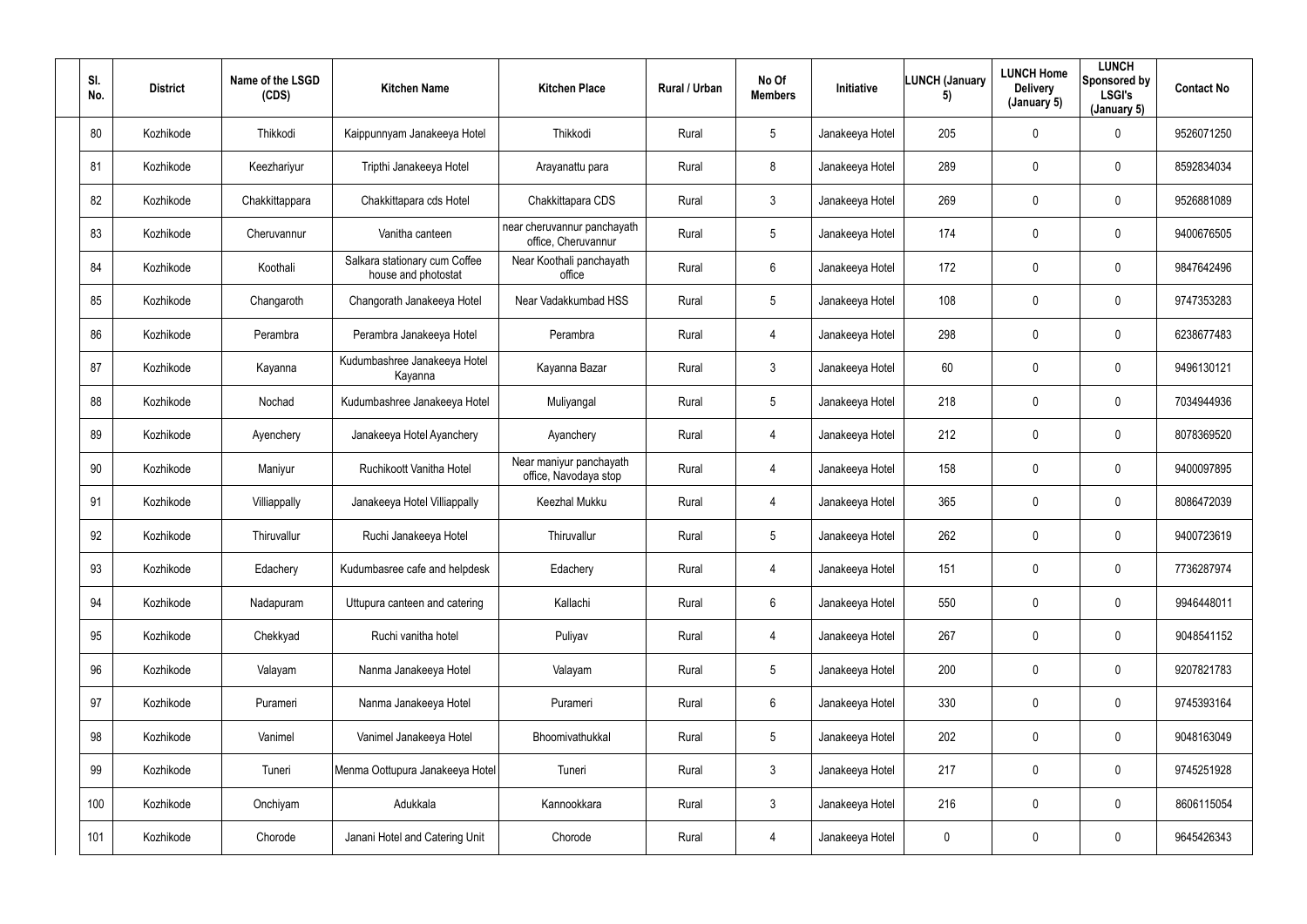| Sl. No. | District | Name of the LSGD (CDS) | Kitchen Name | Kitchen Place | Rural / Urban | No Of Members | Initiative | LUNCH (January 5) | LUNCH Home Delivery (January 5) | LUNCH Sponsored by LSGI's (January 5) | Contact No |
|---|---|---|---|---|---|---|---|---|---|---|---|
| 80 | Kozhikode | Thikkodi | Kaippunnyam Janakeeya Hotel | Thikkodi | Rural | 5 | Janakeeya Hotel | 205 | 0 | 0 | 9526071250 |
| 81 | Kozhikode | Keezhariyur | Tripthi Janakeeya Hotel | Arayanattu para | Rural | 8 | Janakeeya Hotel | 289 | 0 | 0 | 8592834034 |
| 82 | Kozhikode | Chakkittappara | Chakkittapara cds Hotel | Chakkittapara CDS | Rural | 3 | Janakeeya Hotel | 269 | 0 | 0 | 9526881089 |
| 83 | Kozhikode | Cheruvannur | Vanitha canteen | near cheruvannur panchayath office, Cheruvannur | Rural | 5 | Janakeeya Hotel | 174 | 0 | 0 | 9400676505 |
| 84 | Kozhikode | Koothali | Salkara stationary cum Coffee house and photostat | Near Koothali panchayath office | Rural | 6 | Janakeeya Hotel | 172 | 0 | 0 | 9847642496 |
| 85 | Kozhikode | Changaroth | Changorath Janakeeya Hotel | Near Vadakkumbad HSS | Rural | 5 | Janakeeya Hotel | 108 | 0 | 0 | 9747353283 |
| 86 | Kozhikode | Perambra | Perambra Janakeeya Hotel | Perambra | Rural | 4 | Janakeeya Hotel | 298 | 0 | 0 | 6238677483 |
| 87 | Kozhikode | Kayanna | Kudumbashree Janakeeya Hotel Kayanna | Kayanna Bazar | Rural | 3 | Janakeeya Hotel | 60 | 0 | 0 | 9496130121 |
| 88 | Kozhikode | Nochad | Kudumbashree Janakeeya Hotel | Muliyangal | Rural | 5 | Janakeeya Hotel | 218 | 0 | 0 | 7034944936 |
| 89 | Kozhikode | Ayenchery | Janakeeya Hotel Ayanchery | Ayanchery | Rural | 4 | Janakeeya Hotel | 212 | 0 | 0 | 8078369520 |
| 90 | Kozhikode | Maniyur | Ruchikoott Vanitha Hotel | Near maniyur panchayath office, Navodaya stop | Rural | 4 | Janakeeya Hotel | 158 | 0 | 0 | 9400097895 |
| 91 | Kozhikode | Villiappally | Janakeeya Hotel Villiappally | Keezhal Mukku | Rural | 4 | Janakeeya Hotel | 365 | 0 | 0 | 8086472039 |
| 92 | Kozhikode | Thiruvallur | Ruchi Janakeeya Hotel | Thiruvallur | Rural | 5 | Janakeeya Hotel | 262 | 0 | 0 | 9400723619 |
| 93 | Kozhikode | Edachery | Kudumbasree cafe and helpdesk | Edachery | Rural | 4 | Janakeeya Hotel | 151 | 0 | 0 | 7736287974 |
| 94 | Kozhikode | Nadapuram | Uttupura canteen and catering | Kallachi | Rural | 6 | Janakeeya Hotel | 550 | 0 | 0 | 9946448011 |
| 95 | Kozhikode | Chekkyad | Ruchi vanitha hotel | Puliyav | Rural | 4 | Janakeeya Hotel | 267 | 0 | 0 | 9048541152 |
| 96 | Kozhikode | Valayam | Nanma Janakeeya Hotel | Valayam | Rural | 5 | Janakeeya Hotel | 200 | 0 | 0 | 9207821783 |
| 97 | Kozhikode | Purameri | Nanma Janakeeya Hotel | Purameri | Rural | 6 | Janakeeya Hotel | 330 | 0 | 0 | 9745393164 |
| 98 | Kozhikode | Vanimel | Vanimel Janakeeya Hotel | Bhoomivathukkal | Rural | 5 | Janakeeya Hotel | 202 | 0 | 0 | 9048163049 |
| 99 | Kozhikode | Tuneri | Menma Oottupura Janakeeya Hotel | Tuneri | Rural | 3 | Janakeeya Hotel | 217 | 0 | 0 | 9745251928 |
| 100 | Kozhikode | Onchiyam | Adukkala | Kannookkara | Rural | 3 | Janakeeya Hotel | 216 | 0 | 0 | 8606115054 |
| 101 | Kozhikode | Chorode | Janani Hotel and Catering Unit | Chorode | Rural | 4 | Janakeeya Hotel | 0 | 0 | 0 | 9645426343 |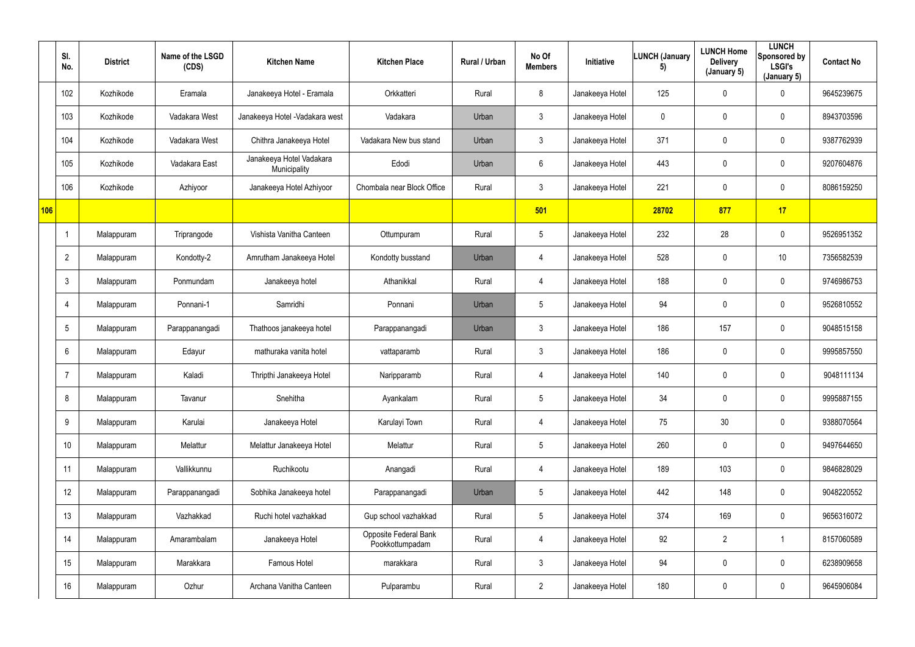| | Sl. No. | District | Name of the LSGD (CDS) | Kitchen Name | Kitchen Place | Rural / Urban | No Of Members | Initiative | LUNCH (January 5) | LUNCH Home Delivery (January 5) | LUNCH Sponsored by LSGI's (January 5) | Contact No |
|---|---|---|---|---|---|---|---|---|---|---|---|---|
| | 102 | Kozhikode | Eramala | Janakeeya Hotel - Eramala | Orkkatteri | Rural | 8 | Janakeeya Hotel | 125 | 0 | 0 | 9645239675 |
| | 103 | Kozhikode | Vadakara West | Janakeeya Hotel -Vadakara west | Vadakara | Urban | 3 | Janakeeya Hotel | 0 | 0 | 0 | 8943703596 |
| | 104 | Kozhikode | Vadakara West | Chithra Janakeeya Hotel | Vadakara New bus stand | Urban | 3 | Janakeeya Hotel | 371 | 0 | 0 | 9387762939 |
| | 105 | Kozhikode | Vadakara East | Janakeeya Hotel Vadakara Municipality | Edodi | Urban | 6 | Janakeeya Hotel | 443 | 0 | 0 | 9207604876 |
| | 106 | Kozhikode | Azhiyoor | Janakeeya Hotel Azhiyoor | Chombala near Block Office | Rural | 3 | Janakeeya Hotel | 221 | 0 | 0 | 8086159250 |
| **106** | | | | | | | **501** | | **28702** | **877** | **17** | |
| | 1 | Malappuram | Triprangode | Vishista Vanitha Canteen | Ottumpuram | Rural | 5 | Janakeeya Hotel | 232 | 28 | 0 | 9526951352 |
| | 2 | Malappuram | Kondotty-2 | Amrutham Janakeeya Hotel | Kondotty busstand | Urban | 4 | Janakeeya Hotel | 528 | 0 | 10 | 7356582539 |
| | 3 | Malappuram | Ponmundam | Janakeeya hotel | Athanikkal | Rural | 4 | Janakeeya Hotel | 188 | 0 | 0 | 9746986753 |
| | 4 | Malappuram | Ponnani-1 | Samridhi | Ponnani | Urban | 5 | Janakeeya Hotel | 94 | 0 | 0 | 9526810552 |
| | 5 | Malappuram | Parappanangadi | Thathoos janakeeya hotel | Parappanangadi | Urban | 3 | Janakeeya Hotel | 186 | 157 | 0 | 9048515158 |
| | 6 | Malappuram | Edayur | mathuraka vanita hotel | vattaparamb | Rural | 3 | Janakeeya Hotel | 186 | 0 | 0 | 9995857550 |
| | 7 | Malappuram | Kaladi | Thripthi Janakeeya Hotel | Naripparamb | Rural | 4 | Janakeeya Hotel | 140 | 0 | 0 | 9048111134 |
| | 8 | Malappuram | Tavanur | Snehitha | Ayankalam | Rural | 5 | Janakeeya Hotel | 34 | 0 | 0 | 9995887155 |
| | 9 | Malappuram | Karulai | Janakeeya Hotel | Karulayi Town | Rural | 4 | Janakeeya Hotel | 75 | 30 | 0 | 9388070564 |
| | 10 | Malappuram | Melattur | Melattur Janakeeya Hotel | Melattur | Rural | 5 | Janakeeya Hotel | 260 | 0 | 0 | 9497644650 |
| | 11 | Malappuram | Vallikkunnu | Ruchikootu | Anangadi | Rural | 4 | Janakeeya Hotel | 189 | 103 | 0 | 9846828029 |
| | 12 | Malappuram | Parappanangadi | Sobhika Janakeeya hotel | Parappanangadi | Urban | 5 | Janakeeya Hotel | 442 | 148 | 0 | 9048220552 |
| | 13 | Malappuram | Vazhakkad | Ruchi hotel vazhakkad | Gup school vazhakkad | Rural | 5 | Janakeeya Hotel | 374 | 169 | 0 | 9656316072 |
| | 14 | Malappuram | Amarambalam | Janakeeya Hotel | Opposite Federal Bank Pookkottumpadam | Rural | 4 | Janakeeya Hotel | 92 | 2 | 1 | 8157060589 |
| | 15 | Malappuram | Marakkara | Famous Hotel | marakkara | Rural | 3 | Janakeeya Hotel | 94 | 0 | 0 | 6238909658 |
| | 16 | Malappuram | Ozhur | Archana Vanitha Canteen | Pulparambu | Rural | 2 | Janakeeya Hotel | 180 | 0 | 0 | 9645906084 |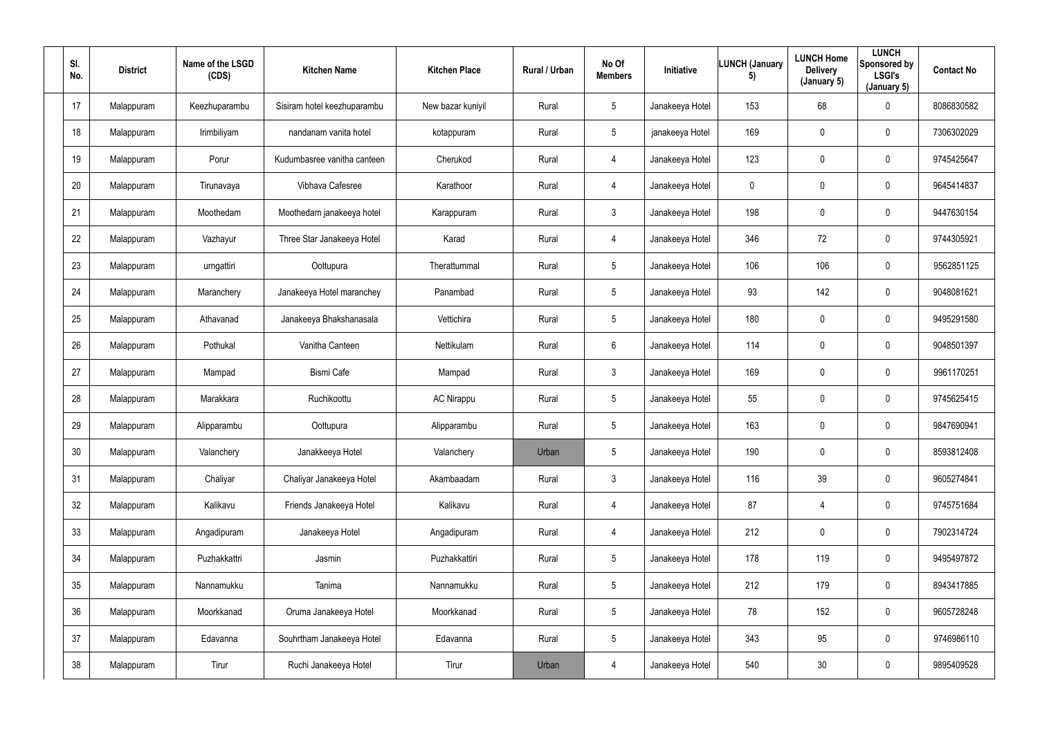| Sl. No. | District | Name of the LSGD (CDS) | Kitchen Name | Kitchen Place | Rural / Urban | No Of Members | Initiative | LUNCH (January 5) | LUNCH Home Delivery (January 5) | LUNCH Sponsored by LSGI's (January 5) | Contact No |
|---|---|---|---|---|---|---|---|---|---|---|---|
| 17 | Malappuram | Keezhuparambu | Sisiram hotel keezhuparambu | New bazar kuniyil | Rural | 5 | Janakeeya Hotel | 153 | 68 | 0 | 8086830582 |
| 18 | Malappuram | Irimbiliyam | nandanam vanita hotel | kotappuram | Rural | 5 | janakeeya Hotel | 169 | 0 | 0 | 7306302029 |
| 19 | Malappuram | Porur | Kudumbasree vanitha canteen | Cherukod | Rural | 4 | Janakeeya Hotel | 123 | 0 | 0 | 9745425647 |
| 20 | Malappuram | Tirunavaya | Vibhava Cafesree | Karathoor | Rural | 4 | Janakeeya Hotel | 0 | 0 | 0 | 9645414837 |
| 21 | Malappuram | Moothedam | Moothedam janakeeya hotel | Karappuram | Rural | 3 | Janakeeya Hotel | 198 | 0 | 0 | 9447630154 |
| 22 | Malappuram | Vazhayur | Three Star Janakeeya Hotel | Karad | Rural | 4 | Janakeeya Hotel | 346 | 72 | 0 | 9744305921 |
| 23 | Malappuram | urngattiri | Oottupura | Therattummal | Rural | 5 | Janakeeya Hotel | 106 | 106 | 0 | 9562851125 |
| 24 | Malappuram | Maranchery | Janakeeya Hotel maranchey | Panambad | Rural | 5 | Janakeeya Hotel | 93 | 142 | 0 | 9048081621 |
| 25 | Malappuram | Athavanad | Janakeeya Bhakshanasala | Vettichira | Rural | 5 | Janakeeya Hotel | 180 | 0 | 0 | 9495291580 |
| 26 | Malappuram | Pothukal | Vanitha Canteen | Nettikulam | Rural | 6 | Janakeeya Hotel | 114 | 0 | 0 | 9048501397 |
| 27 | Malappuram | Mampad | Bismi Cafe | Mampad | Rural | 3 | Janakeeya Hotel | 169 | 0 | 0 | 9961170251 |
| 28 | Malappuram | Marakkara | Ruchikoottu | AC Nirappu | Rural | 5 | Janakeeya Hotel | 55 | 0 | 0 | 9745625415 |
| 29 | Malappuram | Alipparambu | Oottupura | Alipparambu | Rural | 5 | Janakeeya Hotel | 163 | 0 | 0 | 9847690941 |
| 30 | Malappuram | Valanchery | Janakkeeya Hotel | Valanchery | Urban | 5 | Janakeeya Hotel | 190 | 0 | 0 | 8593812408 |
| 31 | Malappuram | Chaliyar | Chaliyar Janakeeya Hotel | Akambaadam | Rural | 3 | Janakeeya Hotel | 116 | 39 | 0 | 9605274841 |
| 32 | Malappuram | Kalikavu | Friends Janakeeya Hotel | Kalikavu | Rural | 4 | Janakeeya Hotel | 87 | 4 | 0 | 9745751684 |
| 33 | Malappuram | Angadipuram | Janakeeya Hotel | Angadipuram | Rural | 4 | Janakeeya Hotel | 212 | 0 | 0 | 7902314724 |
| 34 | Malappuram | Puzhakkattri | Jasmin | Puzhakkattiri | Rural | 5 | Janakeeya Hotel | 178 | 119 | 0 | 9495497872 |
| 35 | Malappuram | Nannamukku | Tanima | Nannamukku | Rural | 5 | Janakeeya Hotel | 212 | 179 | 0 | 8943417885 |
| 36 | Malappuram | Moorkkanad | Oruma Janakeeya Hotel | Moorkkanad | Rural | 5 | Janakeeya Hotel | 78 | 152 | 0 | 9605728248 |
| 37 | Malappuram | Edavanna | Souhrtham Janakeeya Hotel | Edavanna | Rural | 5 | Janakeeya Hotel | 343 | 95 | 0 | 9746986110 |
| 38 | Malappuram | Tirur | Ruchi Janakeeya Hotel | Tirur | Urban | 4 | Janakeeya Hotel | 540 | 30 | 0 | 9895409528 |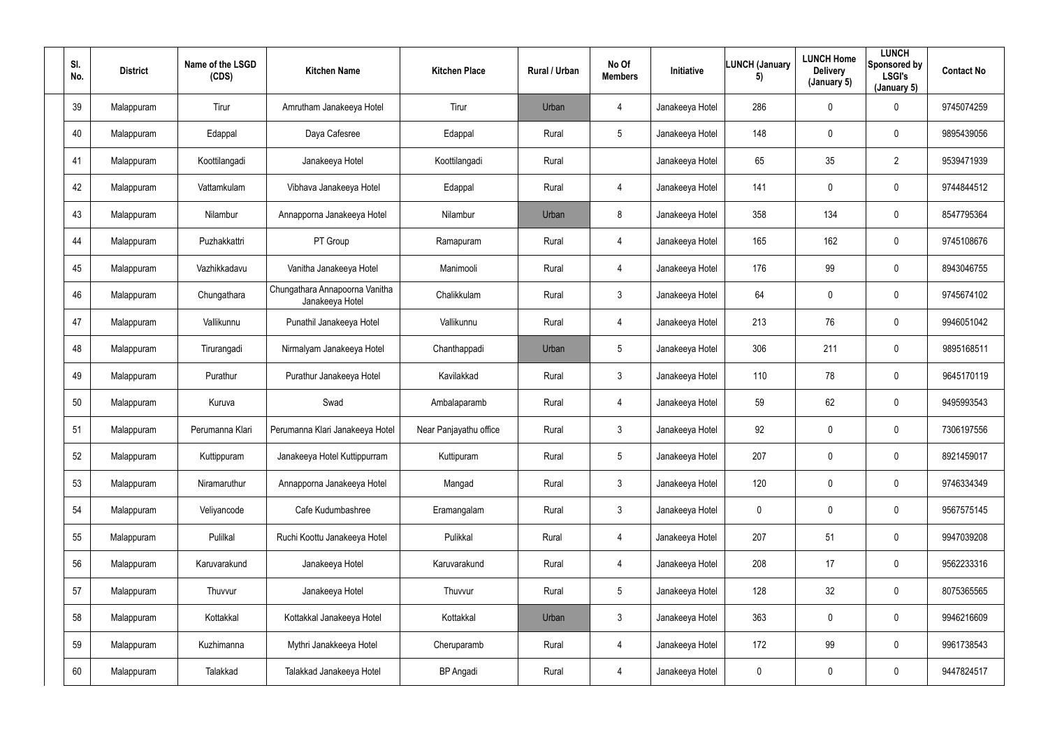| Sl. No. | District | Name of the LSGD (CDS) | Kitchen Name | Kitchen Place | Rural / Urban | No Of Members | Initiative | LUNCH (January 5) | LUNCH Home Delivery (January 5) | LUNCH Sponsored by LSGI's (January 5) | Contact No |
|---|---|---|---|---|---|---|---|---|---|---|---|
| 39 | Malappuram | Tirur | Amrutham Janakeeya Hotel | Tirur | Urban | 4 | Janakeeya Hotel | 286 | 0 | 0 | 9745074259 |
| 40 | Malappuram | Edappal | Daya Cafesree | Edappal | Rural | 5 | Janakeeya Hotel | 148 | 0 | 0 | 9895439056 |
| 41 | Malappuram | Koottilangadi | Janakeeya Hotel | Koottilangadi | Rural | | Janakeeya Hotel | 65 | 35 | 2 | 9539471939 |
| 42 | Malappuram | Vattamkulam | Vibhava Janakeeya Hotel | Edappal | Rural | 4 | Janakeeya Hotel | 141 | 0 | 0 | 9744844512 |
| 43 | Malappuram | Nilambur | Annapporna Janakeeya Hotel | Nilambur | Urban | 8 | Janakeeya Hotel | 358 | 134 | 0 | 8547795364 |
| 44 | Malappuram | Puzhakkattri | PT Group | Ramapuram | Rural | 4 | Janakeeya Hotel | 165 | 162 | 0 | 9745108676 |
| 45 | Malappuram | Vazhikkadavu | Vanitha Janakeeya Hotel | Manimooli | Rural | 4 | Janakeeya Hotel | 176 | 99 | 0 | 8943046755 |
| 46 | Malappuram | Chungathara | Chungathara Annapoorna Vanitha Janakeeya Hotel | Chalikkulam | Rural | 3 | Janakeeya Hotel | 64 | 0 | 0 | 9745674102 |
| 47 | Malappuram | Vallikunnu | Punathil Janakeeya Hotel | Vallikunnu | Rural | 4 | Janakeeya Hotel | 213 | 76 | 0 | 9946051042 |
| 48 | Malappuram | Tirurangadi | Nirmalyam Janakeeya Hotel | Chanthappadi | Urban | 5 | Janakeeya Hotel | 306 | 211 | 0 | 9895168511 |
| 49 | Malappuram | Purathur | Purathur Janakeeya Hotel | Kavilakkad | Rural | 3 | Janakeeya Hotel | 110 | 78 | 0 | 9645170119 |
| 50 | Malappuram | Kuruva | Swad | Ambalaparamb | Rural | 4 | Janakeeya Hotel | 59 | 62 | 0 | 9495993543 |
| 51 | Malappuram | Perumanna Klari | Perumanna Klari Janakeeya Hotel | Near Panjayathu office | Rural | 3 | Janakeeya Hotel | 92 | 0 | 0 | 7306197556 |
| 52 | Malappuram | Kuttippuram | Janakeeya Hotel Kuttippurram | Kuttipuram | Rural | 5 | Janakeeya Hotel | 207 | 0 | 0 | 8921459017 |
| 53 | Malappuram | Niramaruthur | Annapporna Janakeeya Hotel | Mangad | Rural | 3 | Janakeeya Hotel | 120 | 0 | 0 | 9746334349 |
| 54 | Malappuram | Veliyancode | Cafe Kudumbashree | Eramangalam | Rural | 3 | Janakeeya Hotel | 0 | 0 | 0 | 9567575145 |
| 55 | Malappuram | Pulilkal | Ruchi Koottu Janakeeya Hotel | Pulikkal | Rural | 4 | Janakeeya Hotel | 207 | 51 | 0 | 9947039208 |
| 56 | Malappuram | Karuvarakund | Janakeeya Hotel | Karuvarakund | Rural | 4 | Janakeeya Hotel | 208 | 17 | 0 | 9562233316 |
| 57 | Malappuram | Thuvvur | Janakeeya Hotel | Thuvvur | Rural | 5 | Janakeeya Hotel | 128 | 32 | 0 | 8075365565 |
| 58 | Malappuram | Kottakkal | Kottakkal Janakeeya Hotel | Kottakkal | Urban | 3 | Janakeeya Hotel | 363 | 0 | 0 | 9946216609 |
| 59 | Malappuram | Kuzhimanna | Mythri Janakkeeya Hotel | Cheruparamb | Rural | 4 | Janakeeya Hotel | 172 | 99 | 0 | 9961738543 |
| 60 | Malappuram | Talakkad | Talakkad Janakeeya Hotel | BP Angadi | Rural | 4 | Janakeeya Hotel | 0 | 0 | 0 | 9447824517 |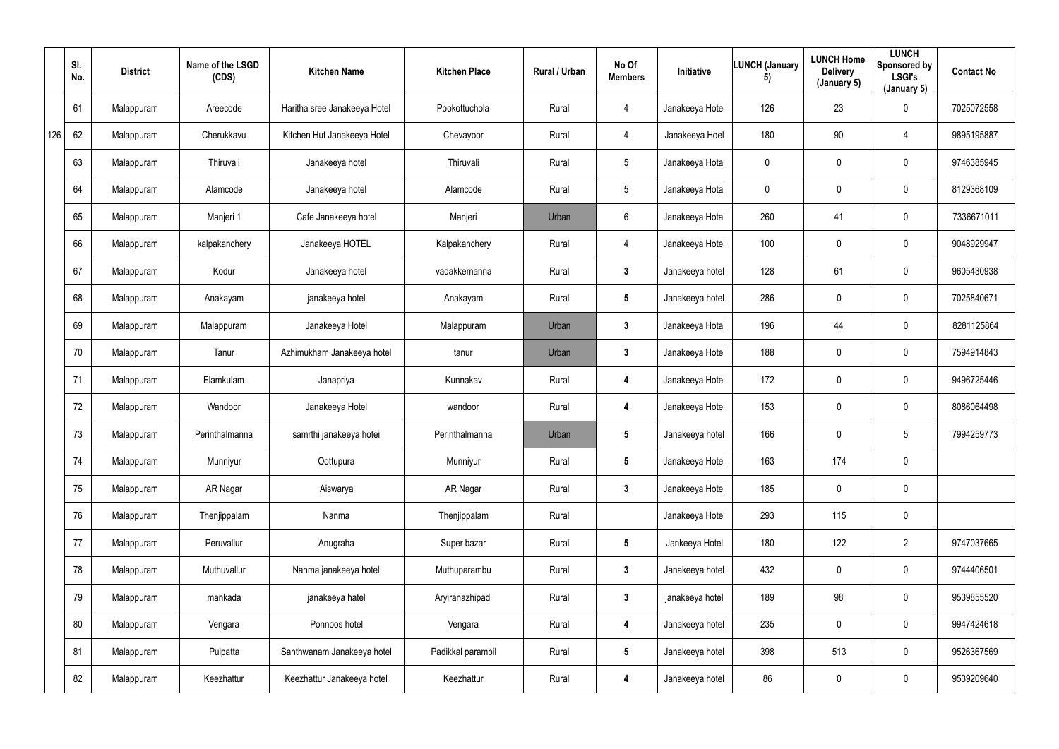| | Sl. No. | District | Name of the LSGD (CDS) | Kitchen Name | Kitchen Place | Rural / Urban | No Of Members | Initiative | LUNCH (January 5) | LUNCH Home Delivery (January 5) | LUNCH Sponsored by LSGI's (January 5) | Contact No |
|---|---|---|---|---|---|---|---|---|---|---|---|---|
| | 61 | Malappuram | Areecode | Haritha sree Janakeeya Hotel | Pookottuchola | Rural | 4 | Janakeeya Hotel | 126 | 23 | 0 | 7025072558 |
| 126 | 62 | Malappuram | Cherukkavu | Kitchen Hut Janakeeya Hotel | Chevayoor | Rural | 4 | Janakeeya Hoel | 180 | 90 | 4 | 9895195887 |
| | 63 | Malappuram | Thiruvali | Janakeeya hotel | Thiruvali | Rural | 5 | Janakeeya Hotal | 0 | 0 | 0 | 9746385945 |
| | 64 | Malappuram | Alamcode | Janakeeya hotel | Alamcode | Rural | 5 | Janakeeya Hotal | 0 | 0 | 0 | 8129368109 |
| | 65 | Malappuram | Manjeri 1 | Cafe Janakeeya hotel | Manjeri | Urban | 6 | Janakeeya Hotal | 260 | 41 | 0 | 7336671011 |
| | 66 | Malappuram | kalpakanchery | Janakeeya HOTEL | Kalpakanchery | Rural | 4 | Janakeeya Hotel | 100 | 0 | 0 | 9048929947 |
| | 67 | Malappuram | Kodur | Janakeeya hotel | vadakkemanna | Rural | 3 | Janakeeya hotel | 128 | 61 | 0 | 9605430938 |
| | 68 | Malappuram | Anakayam | janakeeya hotel | Anakayam | Rural | 5 | Janakeeya hotel | 286 | 0 | 0 | 7025840671 |
| | 69 | Malappuram | Malappuram | Janakeeya Hotel | Malappuram | Urban | 3 | Janakeeya Hotal | 196 | 44 | 0 | 8281125864 |
| | 70 | Malappuram | Tanur | Azhimukham Janakeeya hotel | tanur | Urban | 3 | Janakeeya Hotel | 188 | 0 | 0 | 7594914843 |
| | 71 | Malappuram | Elamkulam | Janapriya | Kunnakav | Rural | 4 | Janakeeya Hotel | 172 | 0 | 0 | 9496725446 |
| | 72 | Malappuram | Wandoor | Janakeeya Hotel | wandoor | Rural | 4 | Janakeeya Hotel | 153 | 0 | 0 | 8086064498 |
| | 73 | Malappuram | Perinthalmanna | samrthi janakeeya hotei | Perinthalmanna | Urban | 5 | Janakeeya hotel | 166 | 0 | 5 | 7994259773 |
| | 74 | Malappuram | Munniyur | Oottupura | Munniyur | Rural | 5 | Janakeeya Hotel | 163 | 174 | 0 | |
| | 75 | Malappuram | AR Nagar | Aiswarya | AR Nagar | Rural | 3 | Janakeeya Hotel | 185 | 0 | 0 | |
| | 76 | Malappuram | Thenjippalam | Nanma | Thenjippalam | Rural | | Janakeeya Hotel | 293 | 115 | 0 | |
| | 77 | Malappuram | Peruvallur | Anugraha | Super bazar | Rural | 5 | Jankeeya Hotel | 180 | 122 | 2 | 9747037665 |
| | 78 | Malappuram | Muthuvallur | Nanma janakeeya hotel | Muthuparambu | Rural | 3 | Janakeeya hotel | 432 | 0 | 0 | 9744406501 |
| | 79 | Malappuram | mankada | janakeeya hatel | Aryiranazhipadi | Rural | 3 | janakeeya hotel | 189 | 98 | 0 | 9539855520 |
| | 80 | Malappuram | Vengara | Ponnoos hotel | Vengara | Rural | 4 | Janakeeya hotel | 235 | 0 | 0 | 9947424618 |
| | 81 | Malappuram | Pulpatta | Santhwanam Janakeeya hotel | Padikkal parambil | Rural | 5 | Janakeeya hotel | 398 | 513 | 0 | 9526367569 |
| | 82 | Malappuram | Keezhattur | Keezhattur Janakeeya hotel | Keezhattur | Rural | 4 | Janakeeya hotel | 86 | 0 | 0 | 9539209640 |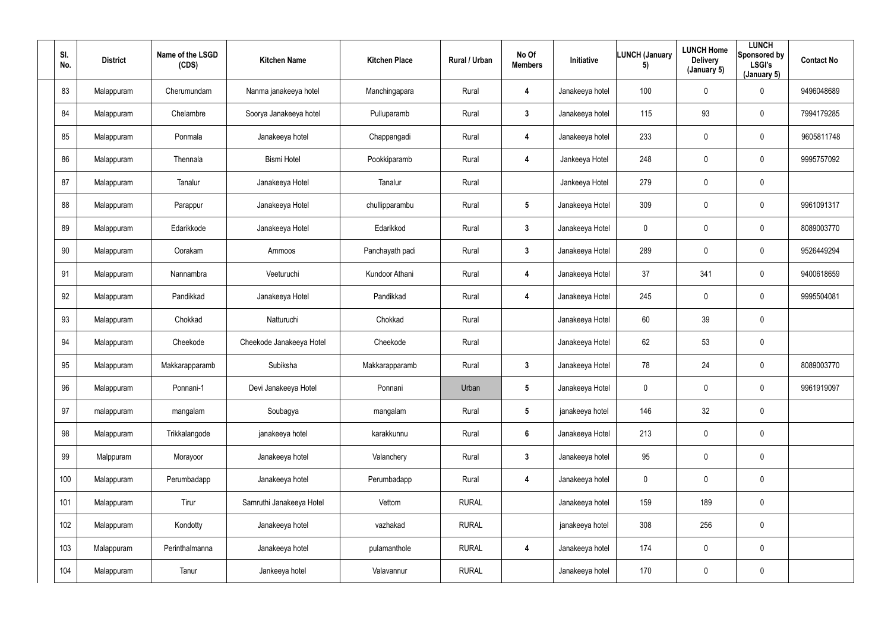| Sl. No. | District | Name of the LSGD (CDS) | Kitchen Name | Kitchen Place | Rural / Urban | No Of Members | Initiative | LUNCH (January 5) | LUNCH Home Delivery (January 5) | LUNCH Sponsored by LSGI's (January 5) | Contact No |
|---|---|---|---|---|---|---|---|---|---|---|---|
| 83 | Malappuram | Cherumundam | Nanma janakeeya hotel | Manchingapara | Rural | 4 | Janakeeya hotel | 100 | 0 | 0 | 9496048689 |
| 84 | Malappuram | Chelambre | Soorya Janakeeya hotel | Pulluparamb | Rural | 3 | Janakeeya hotel | 115 | 93 | 0 | 7994179285 |
| 85 | Malappuram | Ponmala | Janakeeya hotel | Chappangadi | Rural | 4 | Janakeeya hotel | 233 | 0 | 0 | 9605811748 |
| 86 | Malappuram | Thennala | Bismi Hotel | Pookkiparamb | Rural | 4 | Jankeeya Hotel | 248 | 0 | 0 | 9995757092 |
| 87 | Malappuram | Tanalur | Janakeeya Hotel | Tanalur | Rural | | Jankeeya Hotel | 279 | 0 | 0 | |
| 88 | Malappuram | Parappur | Janakeeya Hotel | chullipparambu | Rural | 5 | Janakeeya Hotel | 309 | 0 | 0 | 9961091317 |
| 89 | Malappuram | Edarikkode | Janakeeya Hotel | Edarikkod | Rural | 3 | Janakeeya Hotel | 0 | 0 | 0 | 8089003770 |
| 90 | Malappuram | Oorakam | Ammoos | Panchayath padi | Rural | 3 | Janakeeya Hotel | 289 | 0 | 0 | 9526449294 |
| 91 | Malappuram | Nannambra | Veeturuchi | Kundoor Athani | Rural | 4 | Janakeeya Hotel | 37 | 341 | 0 | 9400618659 |
| 92 | Malappuram | Pandikkad | Janakeeya Hotel | Pandikkad | Rural | 4 | Janakeeya Hotel | 245 | 0 | 0 | 9995504081 |
| 93 | Malappuram | Chokkad | Natturuchi | Chokkad | Rural | | Janakeeya Hotel | 60 | 39 | 0 | |
| 94 | Malappuram | Cheekode | Cheekode Janakeeya Hotel | Cheekode | Rural | | Janakeeya Hotel | 62 | 53 | 0 | |
| 95 | Malappuram | Makkarapparamb | Subiksha | Makkarapparamb | Rural | 3 | Janakeeya Hotel | 78 | 24 | 0 | 8089003770 |
| 96 | Malappuram | Ponnani-1 | Devi Janakeeya Hotel | Ponnani | Urban | 5 | Janakeeya Hotel | 0 | 0 | 0 | 9961919097 |
| 97 | malappuram | mangalam | Soubagya | mangalam | Rural | 5 | janakeeya hotel | 146 | 32 | 0 | |
| 98 | Malappuram | Trikkalangode | janakeeya hotel | karakkunnu | Rural | 6 | Janakeeya Hotel | 213 | 0 | 0 | |
| 99 | Malppuram | Morayoor | Janakeeya hotel | Valanchery | Rural | 3 | Janakeeya hotel | 95 | 0 | 0 | |
| 100 | Malappuram | Perumbadapp | Janakeeya hotel | Perumbadapp | Rural | 4 | Janakeeya hotel | 0 | 0 | 0 | |
| 101 | Malappuram | Tirur | Samruthi Janakeeya Hotel | Vettom | RURAL | | Janakeeya hotel | 159 | 189 | 0 | |
| 102 | Malappuram | Kondotty | Janakeeya hotel | vazhakad | RURAL | | janakeeya hotel | 308 | 256 | 0 | |
| 103 | Malappuram | Perinthalmanna | Janakeeya hotel | pulamanthole | RURAL | 4 | Janakeeya hotel | 174 | 0 | 0 | |
| 104 | Malappuram | Tanur | Jankeeya hotel | Valavannur | RURAL | | Janakeeya hotel | 170 | 0 | 0 | |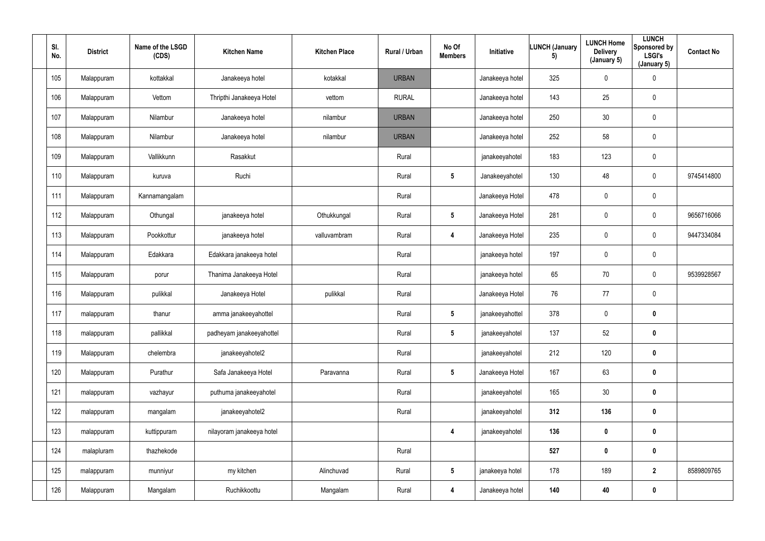| Sl. No. | District | Name of the LSGD (CDS) | Kitchen Name | Kitchen Place | Rural / Urban | No Of Members | Initiative | LUNCH (January 5) | LUNCH Home Delivery (January 5) | LUNCH Sponsored by LSGI's (January 5) | Contact No |
|---|---|---|---|---|---|---|---|---|---|---|---|
| 105 | Malappuram | kottakkal | Janakeeya hotel | kotakkal | URBAN | | Janakeeya hotel | 325 | 0 | 0 | |
| 106 | Malappuram | Vettom | Thripthi Janakeeya Hotel | vettom | RURAL | | Janakeeya hotel | 143 | 25 | 0 | |
| 107 | Malappuram | Nilambur | Janakeeya hotel | nilambur | URBAN | | Janakeeya hotel | 250 | 30 | 0 | |
| 108 | Malappuram | Nilambur | Janakeeya hotel | nilambur | URBAN | | Janakeeya hotel | 252 | 58 | 0 | |
| 109 | Malappuram | Vallikkunn | Rasakkut | | Rural | | janakeeyahotel | 183 | 123 | 0 | |
| 110 | Malappuram | kuruva | Ruchi | | Rural | 5 | Janakeeyahotel | 130 | 48 | 0 | 9745414800 |
| 111 | Malappuram | Kannamangalam | | | Rural | | Janakeeya Hotel | 478 | 0 | 0 | |
| 112 | Malappuram | Othungal | janakeeya hotel | Othukkungal | Rural | 5 | Janakeeya Hotel | 281 | 0 | 0 | 9656716066 |
| 113 | Malappuram | Pookkottur | janakeeya hotel | valluvambram | Rural | 4 | Janakeeya Hotel | 235 | 0 | 0 | 9447334084 |
| 114 | Malappuram | Edakkara | Edakkara janakeeya hotel | | Rural | | janakeeya hotel | 197 | 0 | 0 | |
| 115 | Malappuram | porur | Thanima Janakeeya Hotel | | Rural | | janakeeya hotel | 65 | 70 | 0 | 9539928567 |
| 116 | Malappuram | pulikkal | Janakeeya Hotel | pulikkal | Rural | | Janakeeya Hotel | 76 | 77 | 0 | |
| 117 | malappuram | thanur | amma janakeeyahottel | | Rural | 5 | janakeeyahottel | 378 | 0 | 0 | |
| 118 | malappuram | pallikkal | padheyam janakeeyahottel | | Rural | 5 | janakeeyahotel | 137 | 52 | 0 | |
| 119 | Malappuram | chelembra | janakeeyahotel2 | | Rural | | janakeeyahotel | 212 | 120 | 0 | |
| 120 | Malappuram | Purathur | Safa Janakeeya Hotel | Paravanna | Rural | 5 | Janakeeya Hotel | 167 | 63 | 0 | |
| 121 | malappuram | vazhayur | puthuma janakeeyahotel | | Rural | | janakeeyahotel | 165 | 30 | 0 | |
| 122 | malappuram | mangalam | janakeeyahotel2 | | Rural | | janakeeyahotel | 312 | 136 | 0 | |
| 123 | malappuram | kuttippuram | nilayoram janakeeya hotel | | | 4 | janakeeyahotel | 136 | 0 | 0 | |
| 124 | malapluram | thazhekode | | | Rural | | | 527 | 0 | 0 | |
| 125 | malappuram | munniyur | my kitchen | Alinchuvad | Rural | 5 | janakeeya hotel | 178 | 189 | 2 | 8589809765 |
| 126 | Malappuram | Mangalam | Ruchikkoottu | Mangalam | Rural | 4 | Janakeeya hotel | 140 | 40 | 0 | |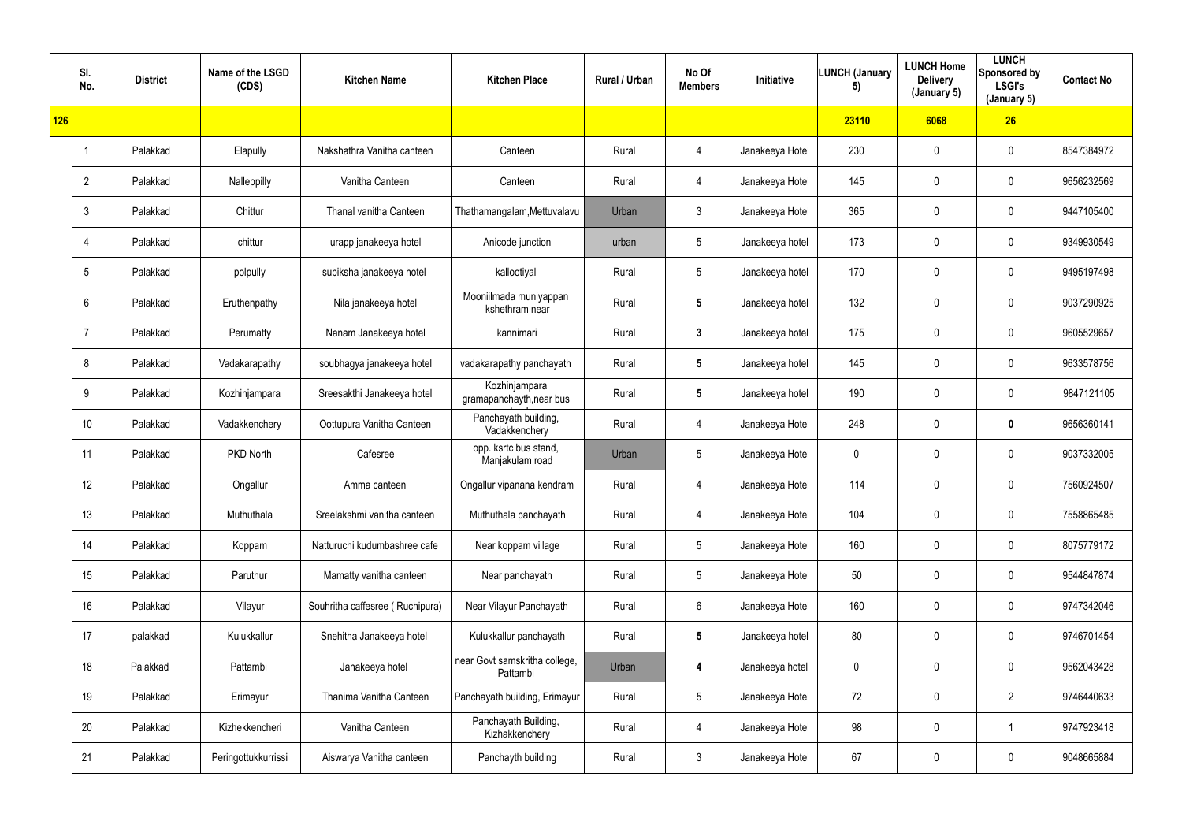| | Sl. No. | District | Name of the LSGD (CDS) | Kitchen Name | Kitchen Place | Rural / Urban | No Of Members | Initiative | LUNCH (January 5) | LUNCH Home Delivery (January 5) | LUNCH Sponsored by LSGI's (January 5) | Contact No |
|---|---|---|---|---|---|---|---|---|---|---|---|---|
| 126 | | | | | | | | | 23110 | 6068 | 26 | |
| | 1 | Palakkad | Elapully | Nakshathra Vanitha canteen | Canteen | Rural | 4 | Janakeeya Hotel | 230 | 0 | 0 | 8547384972 |
| | 2 | Palakkad | Nalleppilly | Vanitha Canteen | Canteen | Rural | 4 | Janakeeya Hotel | 145 | 0 | 0 | 9656232569 |
| | 3 | Palakkad | Chittur | Thanal vanitha Canteen | Thathamangalam,Mettuvalavu | Urban | 3 | Janakeeya Hotel | 365 | 0 | 0 | 9447105400 |
| | 4 | Palakkad | chittur | urapp janakeeya hotel | Anicode junction | urban | 5 | Janakeeya hotel | 173 | 0 | 0 | 9349930549 |
| | 5 | Palakkad | polpully | subiksha janakeeya hotel | kallootiyal | Rural | 5 | Janakeeya hotel | 170 | 0 | 0 | 9495197498 |
| | 6 | Palakkad | Eruthenpathy | Nila janakeeya hotel | Mooniilmada muniyappan kshethram near | Rural | 5 | Janakeeya hotel | 132 | 0 | 0 | 9037290925 |
| | 7 | Palakkad | Perumatty | Nanam Janakeeya hotel | kannimari | Rural | 3 | Janakeeya hotel | 175 | 0 | 0 | 9605529657 |
| | 8 | Palakkad | Vadakarapathy | soubhagya janakeeya hotel | vadakarapathy panchayath | Rural | 5 | Janakeeya hotel | 145 | 0 | 0 | 9633578756 |
| | 9 | Palakkad | Kozhinjampara | Sreesakthi Janakeeya hotel | Kozhinjampara gramapanchayth,near bus | Rural | 5 | Janakeeya hotel | 190 | 0 | 0 | 9847121105 |
| | 10 | Palakkad | Vadakkenchery | Oottupura Vanitha Canteen | Panchayath building, Vadakkenchery | Rural | 4 | Janakeeya Hotel | 248 | 0 | 0 | 9656360141 |
| | 11 | Palakkad | PKD North | Cafesree | opp. ksrtc bus stand, Manjakulam road | Urban | 5 | Janakeeya Hotel | 0 | 0 | 0 | 9037332005 |
| | 12 | Palakkad | Ongallur | Amma canteen | Ongallur vipanana kendram | Rural | 4 | Janakeeya Hotel | 114 | 0 | 0 | 7560924507 |
| | 13 | Palakkad | Muthuthala | Sreelakshmi vanitha canteen | Muthuthala panchayath | Rural | 4 | Janakeeya Hotel | 104 | 0 | 0 | 7558865485 |
| | 14 | Palakkad | Koppam | Natturuchi kudumbashree cafe | Near koppam village | Rural | 5 | Janakeeya Hotel | 160 | 0 | 0 | 8075779172 |
| | 15 | Palakkad | Paruthur | Mamatty vanitha canteen | Near panchayath | Rural | 5 | Janakeeya Hotel | 50 | 0 | 0 | 9544847874 |
| | 16 | Palakkad | Vilayur | Souhritha caffesree ( Ruchipura) | Near Vilayur Panchayath | Rural | 6 | Janakeeya Hotel | 160 | 0 | 0 | 9747342046 |
| | 17 | palakkad | Kulukkallur | Snehitha Janakeeya hotel | Kulukkallur panchayath | Rural | 5 | Janakeeya hotel | 80 | 0 | 0 | 9746701454 |
| | 18 | Palakkad | Pattambi | Janakeeya hotel | near Govt samskritha college, Pattambi | Urban | 4 | Janakeeya hotel | 0 | 0 | 0 | 9562043428 |
| | 19 | Palakkad | Erimayur | Thanima Vanitha Canteen | Panchayath building, Erimayur | Rural | 5 | Janakeeya Hotel | 72 | 0 | 2 | 9746440633 |
| | 20 | Palakkad | Kizhekkencheri | Vanitha Canteen | Panchayath Building, Kizhakkenchery | Rural | 4 | Janakeeya Hotel | 98 | 0 | 1 | 9747923418 |
| | 21 | Palakkad | Peringottukkurrissi | Aiswarya Vanitha canteen | Panchayth building | Rural | 3 | Janakeeya Hotel | 67 | 0 | 0 | 9048665884 |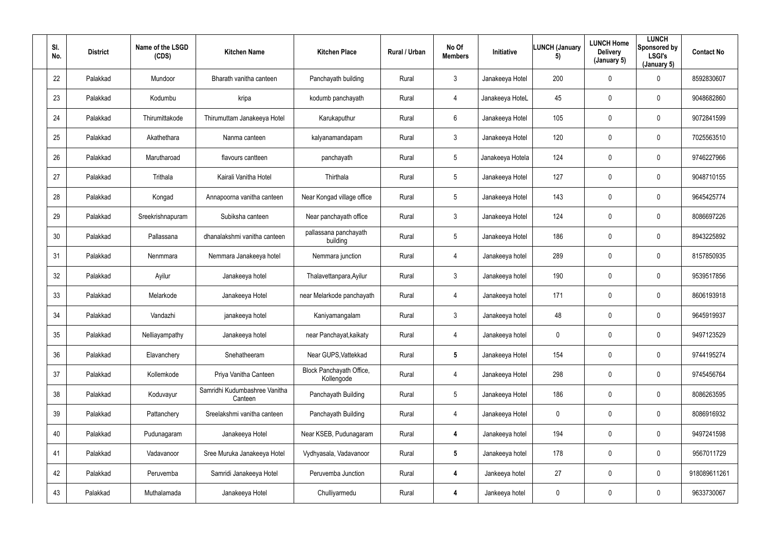| Sl. No. | District | Name of the LSGD (CDS) | Kitchen Name | Kitchen Place | Rural / Urban | No Of Members | Initiative | LUNCH (January 5) | LUNCH Home Delivery (January 5) | LUNCH Sponsored by LSGI's (January 5) | Contact No |
|---|---|---|---|---|---|---|---|---|---|---|---|
| 22 | Palakkad | Mundoor | Bharath vanitha canteen | Panchayath building | Rural | 3 | Janakeeya Hotel | 200 | 0 | 0 | 8592830607 |
| 23 | Palakkad | Kodumbu | kripa | kodumb panchayath | Rural | 4 | Janakeeya HoteL | 45 | 0 | 0 | 9048682860 |
| 24 | Palakkad | Thirumittakode | Thirumuttam Janakeeya Hotel | Karukaputhur | Rural | 6 | Janakeeya Hotel | 105 | 0 | 0 | 9072841599 |
| 25 | Palakkad | Akathethara | Nanma canteen | kalyanamandapam | Rural | 3 | Janakeeya Hotel | 120 | 0 | 0 | 7025563510 |
| 26 | Palakkad | Marutharoad | flavours cantteen | panchayath | Rural | 5 | Janakeeya Hotela | 124 | 0 | 0 | 9746227966 |
| 27 | Palakkad | Trithala | Kairali Vanitha Hotel | Thirthala | Rural | 5 | Janakeeya Hotel | 127 | 0 | 0 | 9048710155 |
| 28 | Palakkad | Kongad | Annapoorna vanitha canteen | Near Kongad village office | Rural | 5 | Janakeeya Hotel | 143 | 0 | 0 | 9645425774 |
| 29 | Palakkad | Sreekrishnapuram | Subiksha canteen | Near panchayath office | Rural | 3 | Janakeeya Hotel | 124 | 0 | 0 | 8086697226 |
| 30 | Palakkad | Pallassana | dhanalakshmi vanitha canteen | pallassana panchayath building | Rural | 5 | Janakeeya Hotel | 186 | 0 | 0 | 8943225892 |
| 31 | Palakkad | Nenmmara | Nemmara Janakeeya hotel | Nemmara junction | Rural | 4 | Janakeeya hotel | 289 | 0 | 0 | 8157850935 |
| 32 | Palakkad | Ayilur | Janakeeya hotel | Thalavettanpara,Ayilur | Rural | 3 | Janakeeya hotel | 190 | 0 | 0 | 9539517856 |
| 33 | Palakkad | Melarkode | Janakeeya Hotel | near Melarkode panchayath | Rural | 4 | Janakeeya hotel | 171 | 0 | 0 | 8606193918 |
| 34 | Palakkad | Vandazhi | janakeeya hotel | Kaniyamangalam | Rural | 3 | Janakeeya hotel | 48 | 0 | 0 | 9645919937 |
| 35 | Palakkad | Nelliayampathy | Janakeeya hotel | near Panchayat,kaikaty | Rural | 4 | Janakeeya hotel | 0 | 0 | 0 | 9497123529 |
| 36 | Palakkad | Elavanchery | Snehatheeram | Near GUPS,Vattekkad | Rural | **5** | Janakeeya Hotel | 154 | 0 | 0 | 9744195274 |
| 37 | Palakkad | Kollemkode | Priya Vanitha Canteen | Block Panchayath Office, Kollengode | Rural | 4 | Janakeeya Hotel | 298 | 0 | 0 | 9745456764 |
| 38 | Palakkad | Koduvayur | Samridhi Kudumbashree Vanitha Canteen | Panchayath Building | Rural | 5 | Janakeeya Hotel | 186 | 0 | 0 | 8086263595 |
| 39 | Palakkad | Pattanchery | Sreelakshmi vanitha canteen | Panchayath Building | Rural | 4 | Janakeeya Hotel | 0 | 0 | 0 | 8086916932 |
| 40 | Palakkad | Pudunagaram | Janakeeya Hotel | Near KSEB, Pudunagaram | Rural | **4** | Janakeeya hotel | 194 | 0 | 0 | 9497241598 |
| 41 | Palakkad | Vadavanoor | Sree Muruka Janakeeya Hotel | Vydhyasala, Vadavanoor | Rural | **5** | Janakeeya hotel | 178 | 0 | 0 | 9567011729 |
| 42 | Palakkad | Peruvemba | Samridi Janakeeya Hotel | Peruvemba Junction | Rural | **4** | Jankeeya hotel | 27 | 0 | 0 | 918089611261 |
| 43 | Palakkad | Muthalamada | Janakeeya Hotel | Chulliyarmedu | Rural | **4** | Jankeeya hotel | 0 | 0 | 0 | 9633730067 |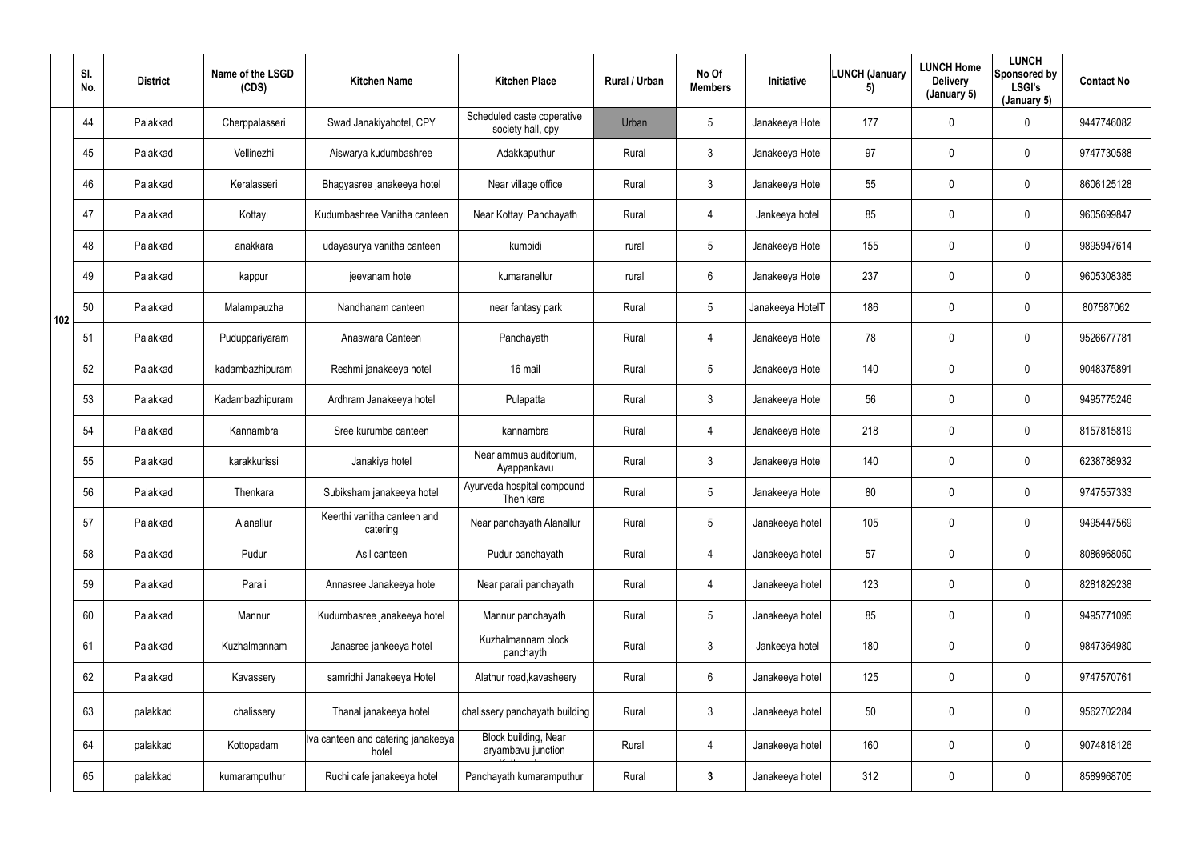| | Sl. No. | District | Name of the LSGD (CDS) | Kitchen Name | Kitchen Place | Rural / Urban | No Of Members | Initiative | LUNCH (January 5) | LUNCH Home Delivery (January 5) | LUNCH Sponsored by LSGI's (January 5) | Contact No |
|---|---|---|---|---|---|---|---|---|---|---|---|---|
| 102 | 44 | Palakkad | Cherppalasseri | Swad Janakiyahotel, CPY | Scheduled caste coperative society hall, cpy | Urban | 5 | Janakeeya Hotel | 177 | 0 | 0 | 9447746082 |
| | 45 | Palakkad | Vellinezhi | Aiswarya kudumbashree | Adakkaputhur | Rural | 3 | Janakeeya Hotel | 97 | 0 | 0 | 9747730588 |
| | 46 | Palakkad | Keralasseri | Bhagyasree janakeeya hotel | Near village office | Rural | 3 | Janakeeya Hotel | 55 | 0 | 0 | 8606125128 |
| | 47 | Palakkad | Kottayi | Kudumbashree Vanitha canteen | Near Kottayi Panchayath | Rural | 4 | Jankeeya hotel | 85 | 0 | 0 | 9605699847 |
| | 48 | Palakkad | anakkara | udayasurya vanitha canteen | kumbidi | rural | 5 | Janakeeya Hotel | 155 | 0 | 0 | 9895947614 |
| | 49 | Palakkad | kappur | jeevanam hotel | kumaranellur | rural | 6 | Janakeeya Hotel | 237 | 0 | 0 | 9605308385 |
| | 50 | Palakkad | Malampauzha | Nandhanam canteen | near fantasy park | Rural | 5 | Janakeeya HotelT | 186 | 0 | 0 | 807587062 |
| | 51 | Palakkad | Puduppariyaram | Anaswara Canteen | Panchayath | Rural | 4 | Janakeeya Hotel | 78 | 0 | 0 | 9526677781 |
| | 52 | Palakkad | kadambazhipuram | Reshmi janakeeya hotel | 16 mail | Rural | 5 | Janakeeya Hotel | 140 | 0 | 0 | 9048375891 |
| | 53 | Palakkad | Kadambazhipuram | Ardhram Janakeeya hotel | Pulapatta | Rural | 3 | Janakeeya Hotel | 56 | 0 | 0 | 9495775246 |
| | 54 | Palakkad | Kannambra | Sree kurumba canteen | kannambra | Rural | 4 | Janakeeya Hotel | 218 | 0 | 0 | 8157815819 |
| | 55 | Palakkad | karakkurissi | Janakiya hotel | Near ammus auditorium, Ayappankavu | Rural | 3 | Janakeeya Hotel | 140 | 0 | 0 | 6238788932 |
| | 56 | Palakkad | Thenkara | Subiksham janakeeya hotel | Ayurveda hospital compound Then kara | Rural | 5 | Janakeeya Hotel | 80 | 0 | 0 | 9747557333 |
| | 57 | Palakkad | Alanallur | Keerthi vanitha canteen and catering | Near panchayath Alanallur | Rural | 5 | Janakeeya hotel | 105 | 0 | 0 | 9495447569 |
| | 58 | Palakkad | Pudur | Asil canteen | Pudur panchayath | Rural | 4 | Janakeeya hotel | 57 | 0 | 0 | 8086968050 |
| | 59 | Palakkad | Parali | Annasree Janakeeya hotel | Near parali panchayath | Rural | 4 | Janakeeya hotel | 123 | 0 | 0 | 8281829238 |
| | 60 | Palakkad | Mannur | Kudumbasree janakeeya hotel | Mannur panchayath | Rural | 5 | Janakeeya hotel | 85 | 0 | 0 | 9495771095 |
| | 61 | Palakkad | Kuzhalmannam | Janasree jankeeya hotel | Kuzhalmannam block panchayth | Rural | 3 | Jankeeya hotel | 180 | 0 | 0 | 9847364980 |
| | 62 | Palakkad | Kavassery | samridhi Janakeeya Hotel | Alathur road,kavasheery | Rural | 6 | Janakeeya hotel | 125 | 0 | 0 | 9747570761 |
| | 63 | palakkad | chalissery | Thanal janakeeya hotel | chalissery panchayath building | Rural | 3 | Janakeeya hotel | 50 | 0 | 0 | 9562702284 |
| | 64 | palakkad | Kottopadam | Iva canteen and catering janakeeya hotel | Block building, Near aryambavu junction | Rural | 4 | Janakeeya hotel | 160 | 0 | 0 | 9074818126 |
| | 65 | palakkad | kumaramputhur | Ruchi cafe janakeeya hotel | Panchayath kumaramputhur | Rural | **3** | Janakeeya hotel | 312 | 0 | 0 | 8589968705 |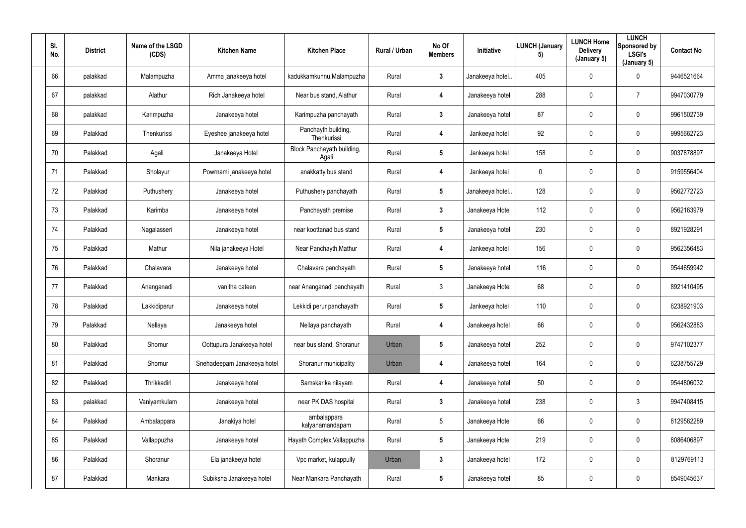| Sl. No. | District | Name of the LSGD (CDS) | Kitchen Name | Kitchen Place | Rural / Urban | No Of Members | Initiative | LUNCH (January 5) | LUNCH Home Delivery (January 5) | LUNCH Sponsored by LSGI's (January 5) | Contact No |
|---|---|---|---|---|---|---|---|---|---|---|---|
| 66 | palakkad | Malampuzha | Amma janakeeya hotel | kadukkamkunnu,Malampuzha | Rural | 3 | Janakeeya hotel.. | 405 | 0 | 0 | 9446521664 |
| 67 | palakkad | Alathur | Rich Janakeeya hotel | Near bus stand, Alathur | Rural | 4 | Janakeeya hotel | 288 | 0 | 7 | 9947030779 |
| 68 | palakkad | Karimpuzha | Janakeeya hotel | Karimpuzha panchayath | Rural | 3 | Janakeeya hotel | 87 | 0 | 0 | 9961502739 |
| 69 | Palakkad | Thenkurissi | Eyeshee janakeeya hotel | Panchayth building, Thenkurissi | Rural | 4 | Jankeeya hotel | 92 | 0 | 0 | 9995662723 |
| 70 | Palakkad | Agali | Janakeeya Hotel | Block Panchayath building, Agali | Rural | 5 | Jankeeya hotel | 158 | 0 | 0 | 9037878897 |
| 71 | Palakkad | Sholayur | Powrnami janakeeya hotel | anakkatty bus stand | Rural | 4 | Jankeeya hotel | 0 | 0 | 0 | 9159556404 |
| 72 | Palakkad | Puthushery | Janakeeya hotel | Puthushery panchayath | Rural | 5 | Janakeeya hotel.. | 128 | 0 | 0 | 9562772723 |
| 73 | Palakkad | Karimba | Janakeeya hotel | Panchayath premise | Rural | 3 | Janakeeya Hotel | 112 | 0 | 0 | 9562163979 |
| 74 | Palakkad | Nagalasseri | Janakeeya hotel | near koottanad bus stand | Rural | 5 | Janakeeya hotel | 230 | 0 | 0 | 8921928291 |
| 75 | Palakkad | Mathur | Nila janakeeya Hotel | Near Panchayth,Mathur | Rural | 4 | Jankeeya hotel | 156 | 0 | 0 | 9562356483 |
| 76 | Palakkad | Chalavara | Janakeeya hotel | Chalavara panchayath | Rural | 5 | Janakeeya hotel | 116 | 0 | 0 | 9544659942 |
| 77 | Palakkad | Ananganadi | vanitha cateen | near Ananganadi panchayath | Rural | 3 | Janakeeya Hotel | 68 | 0 | 0 | 8921410495 |
| 78 | Palakkad | Lakkidiperur | Janakeeya hotel | Lekkidi perur panchayath | Rural | 5 | Jankeeya hotel | 110 | 0 | 0 | 6238921903 |
| 79 | Palakkad | Nellaya | Janakeeya hotel | Nellaya panchayath | Rural | 4 | Janakeeya hotel | 66 | 0 | 0 | 9562432883 |
| 80 | Palakkad | Shornur | Oottupura Janakeeya hotel | near bus stand, Shoranur | Urban | 5 | Janakeeya hotel | 252 | 0 | 0 | 9747102377 |
| 81 | Palakkad | Shornur | Snehadeepam Janakeeya hotel | Shoranur municipality | Urban | 4 | Janakeeya hotel | 164 | 0 | 0 | 6238755729 |
| 82 | Palakkad | Thrikkadiri | Janakeeya hotel | Samskarika nilayam | Rural | 4 | Janakeeya hotel | 50 | 0 | 0 | 9544806032 |
| 83 | palakkad | Vaniyamkulam | Janakeeya hotel | near PK DAS hospital | Rural | 3 | Janakeeya hotel | 238 | 0 | 3 | 9947408415 |
| 84 | Palakkad | Ambalappara | Janakiya hotel | ambalappara kalyanamandapam | Rural | 5 | Janakeeya Hotel | 66 | 0 | 0 | 8129562289 |
| 85 | Palakkad | Vallappuzha | Janakeeya hotel | Hayath Complex,Vallappuzha | Rural | 5 | Janakeeya Hotel | 219 | 0 | 0 | 8086406897 |
| 86 | Palakkad | Shoranur | Ela janakeeya hotel | Vpc market, kulappully | Urban | 3 | Janakeeya hotel | 172 | 0 | 0 | 8129769113 |
| 87 | Palakkad | Mankara | Subiksha Janakeeya hotel | Near Mankara Panchayath | Rural | 5 | Janakeeya hotel | 85 | 0 | 0 | 8549045637 |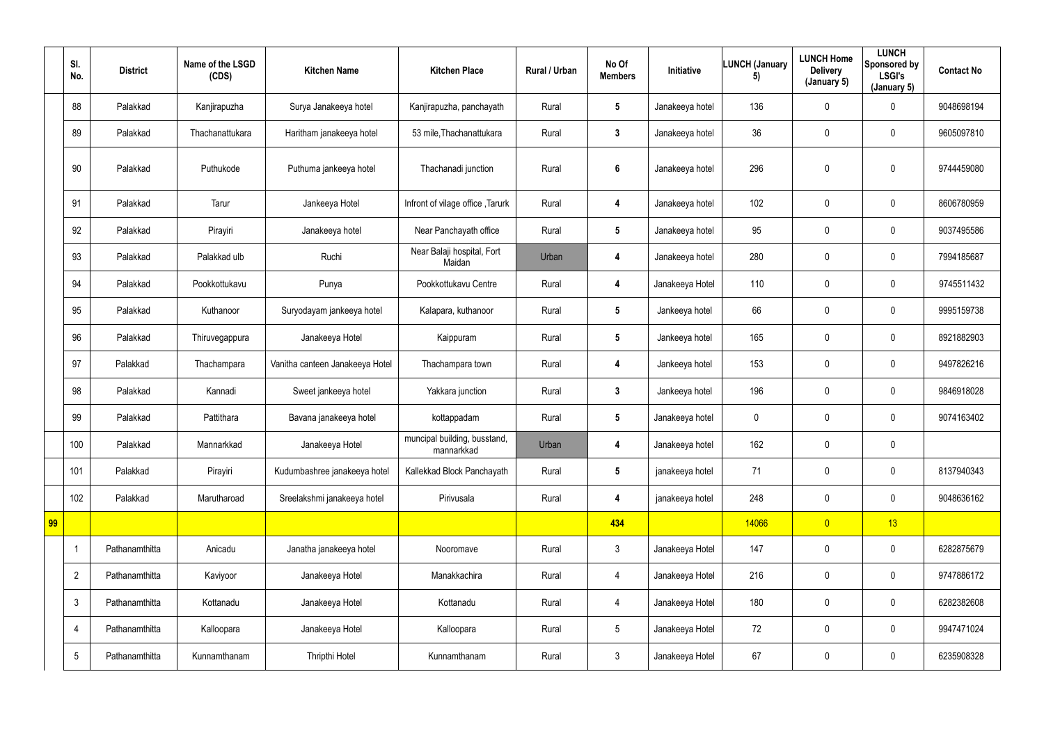| | Sl. No. | District | Name of the LSGD (CDS) | Kitchen Name | Kitchen Place | Rural / Urban | No Of Members | Initiative | LUNCH (January 5) | LUNCH Home Delivery (January 5) | LUNCH Sponsored by LSGI's (January 5) | Contact No |
|---|---|---|---|---|---|---|---|---|---|---|---|---|
| | 88 | Palakkad | Kanjirapuzha | Surya Janakeeya hotel | Kanjirapuzha, panchayath | Rural | **5** | Janakeeya hotel | 136 | 0 | 0 | 9048698194 |
| | 89 | Palakkad | Thachanattukara | Haritham janakeeya hotel | 53 mile,Thachanattukara | Rural | **3** | Janakeeya hotel | 36 | 0 | 0 | 9605097810 |
| | 90 | Palakkad | Puthukode | Puthuma jankeeya hotel | Thachanadi junction | Rural | **6** | Janakeeya hotel | 296 | 0 | 0 | 9744459080 |
| | 91 | Palakkad | Tarur | Jankeeya Hotel | Infront of vilage office ,Tarurk | Rural | **4** | Janakeeya hotel | 102 | 0 | 0 | 8606780959 |
| | 92 | Palakkad | Pirayiri | Janakeeya hotel | Near Panchayath office | Rural | **5** | Janakeeya hotel | 95 | 0 | 0 | 9037495586 |
| | 93 | Palakkad | Palakkad ulb | Ruchi | Near Balaji hospital, Fort Maidan | Urban | **4** | Janakeeya hotel | 280 | 0 | 0 | 7994185687 |
| | 94 | Palakkad | Pookkottukavu | Punya | Pookkottukavu Centre | Rural | **4** | Janakeeya Hotel | 110 | 0 | 0 | 9745511432 |
| | 95 | Palakkad | Kuthanoor | Suryodayam jankeeya hotel | Kalapara, kuthanoor | Rural | **5** | Jankeeya hotel | 66 | 0 | 0 | 9995159738 |
| | 96 | Palakkad | Thiruvegappura | Janakeeya Hotel | Kaippuram | Rural | **5** | Jankeeya hotel | 165 | 0 | 0 | 8921882903 |
| | 97 | Palakkad | Thachampara | Vanitha canteen Janakeeya Hotel | Thachampara town | Rural | **4** | Jankeeya hotel | 153 | 0 | 0 | 9497826216 |
| | 98 | Palakkad | Kannadi | Sweet jankeeya hotel | Yakkara junction | Rural | **3** | Jankeeya hotel | 196 | 0 | 0 | 9846918028 |
| | 99 | Palakkad | Pattithara | Bavana janakeeya hotel | kottappadam | Rural | **5** | Janakeeya hotel | 0 | 0 | 0 | 9074163402 |
| | 100 | Palakkad | Mannarkkad | Janakeeya Hotel | muncipal building, busstand, mannarkkad | Urban | **4** | Janakeeya hotel | 162 | 0 | 0 | |
| | 101 | Palakkad | Pirayiri | Kudumbashree janakeeya hotel | Kallekkad Block Panchayath | Rural | **5** | janakeeya hotel | 71 | 0 | 0 | 8137940343 |
| | 102 | Palakkad | Marutharoad | Sreelakshmi janakeeya hotel | Pirivusala | Rural | **4** | janakeeya hotel | 248 | 0 | 0 | 9048636162 |
| **99** | | | | | | | **434** | | 14066 | 0 | 13 | |
| | 1 | Pathanamthitta | Anicadu | Janatha janakeeya hotel | Nooromave | Rural | 3 | Janakeeya Hotel | 147 | 0 | 0 | 6282875679 |
| | 2 | Pathanamthitta | Kaviyoor | Janakeeya Hotel | Manakkachira | Rural | 4 | Janakeeya Hotel | 216 | 0 | 0 | 9747886172 |
| | 3 | Pathanamthitta | Kottanadu | Janakeeya Hotel | Kottanadu | Rural | 4 | Janakeeya Hotel | 180 | 0 | 0 | 6282382608 |
| | 4 | Pathanamthitta | Kalloopara | Janakeeya Hotel | Kalloopara | Rural | 5 | Janakeeya Hotel | 72 | 0 | 0 | 9947471024 |
| | 5 | Pathanamthitta | Kunnamthanam | Thripthi Hotel | Kunnamthanam | Rural | 3 | Janakeeya Hotel | 67 | 0 | 0 | 6235908328 |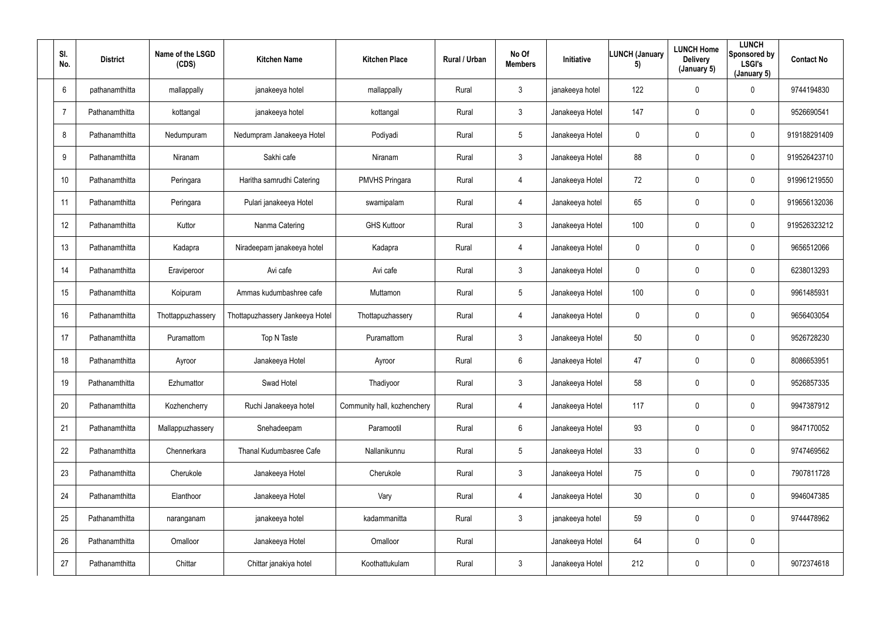| Sl. No. | District | Name of the LSGD (CDS) | Kitchen Name | Kitchen Place | Rural / Urban | No Of Members | Initiative | LUNCH (January 5) | LUNCH Home Delivery (January 5) | LUNCH Sponsored by LSGI's (January 5) | Contact No |
|---|---|---|---|---|---|---|---|---|---|---|---|
| 6 | pathanamthitta | mallappally | janakeeya hotel | mallappally | Rural | 3 | janakeeya hotel | 122 | 0 | 0 | 9744194830 |
| 7 | Pathanamthitta | kottangal | janakeeya hotel | kottangal | Rural | 3 | Janakeeya Hotel | 147 | 0 | 0 | 9526690541 |
| 8 | Pathanamthitta | Nedumpuram | Nedumpram Janakeeya Hotel | Podiyadi | Rural | 5 | Janakeeya Hotel | 0 | 0 | 0 | 919188291409 |
| 9 | Pathanamthitta | Niranam | Sakhi cafe | Niranam | Rural | 3 | Janakeeya Hotel | 88 | 0 | 0 | 919526423710 |
| 10 | Pathanamthitta | Peringara | Haritha samrudhi Catering | PMVHS Pringara | Rural | 4 | Janakeeya Hotel | 72 | 0 | 0 | 919961219550 |
| 11 | Pathanamthitta | Peringara | Pulari janakeeya Hotel | swamipalam | Rural | 4 | Janakeeya hotel | 65 | 0 | 0 | 919656132036 |
| 12 | Pathanamthitta | Kuttor | Nanma Catering | GHS Kuttoor | Rural | 3 | Janakeeya Hotel | 100 | 0 | 0 | 919526323212 |
| 13 | Pathanamthitta | Kadapra | Niradeepam janakeeya hotel | Kadapra | Rural | 4 | Janakeeya Hotel | 0 | 0 | 0 | 9656512066 |
| 14 | Pathanamthitta | Eraviperoor | Avi cafe | Avi cafe | Rural | 3 | Janakeeya Hotel | 0 | 0 | 0 | 6238013293 |
| 15 | Pathanamthitta | Koipuram | Ammas kudumbashree cafe | Muttamon | Rural | 5 | Janakeeya Hotel | 100 | 0 | 0 | 9961485931 |
| 16 | Pathanamthitta | Thottappuzhassery | Thottapuzhassery Jankeeya Hotel | Thottapuzhassery | Rural | 4 | Janakeeya Hotel | 0 | 0 | 0 | 9656403054 |
| 17 | Pathanamthitta | Puramattom | Top N Taste | Puramattom | Rural | 3 | Janakeeya Hotel | 50 | 0 | 0 | 9526728230 |
| 18 | Pathanamthitta | Ayroor | Janakeeya Hotel | Ayroor | Rural | 6 | Janakeeya Hotel | 47 | 0 | 0 | 8086653951 |
| 19 | Pathanamthitta | Ezhumattor | Swad Hotel | Thadiyoor | Rural | 3 | Janakeeya Hotel | 58 | 0 | 0 | 9526857335 |
| 20 | Pathanamthitta | Kozhencherry | Ruchi Janakeeya hotel | Community hall, kozhenchery | Rural | 4 | Janakeeya Hotel | 117 | 0 | 0 | 9947387912 |
| 21 | Pathanamthitta | Mallappuzhassery | Snehadeepam | Paramootil | Rural | 6 | Janakeeya Hotel | 93 | 0 | 0 | 9847170052 |
| 22 | Pathanamthitta | Chennerkara | Thanal Kudumbasree Cafe | Nallanikunnu | Rural | 5 | Janakeeya Hotel | 33 | 0 | 0 | 9747469562 |
| 23 | Pathanamthitta | Cherukole | Janakeeya Hotel | Cherukole | Rural | 3 | Janakeeya Hotel | 75 | 0 | 0 | 7907811728 |
| 24 | Pathanamthitta | Elanthoor | Janakeeya Hotel | Vary | Rural | 4 | Janakeeya Hotel | 30 | 0 | 0 | 9946047385 |
| 25 | Pathanamthitta | naranganam | janakeeya hotel | kadammanitta | Rural | 3 | janakeeya hotel | 59 | 0 | 0 | 9744478962 |
| 26 | Pathanamthitta | Omalloor | Janakeeya Hotel | Omalloor | Rural | | Janakeeya Hotel | 64 | 0 | 0 | |
| 27 | Pathanamthitta | Chittar | Chittar janakiya hotel | Koothattukulam | Rural | 3 | Janakeeya Hotel | 212 | 0 | 0 | 9072374618 |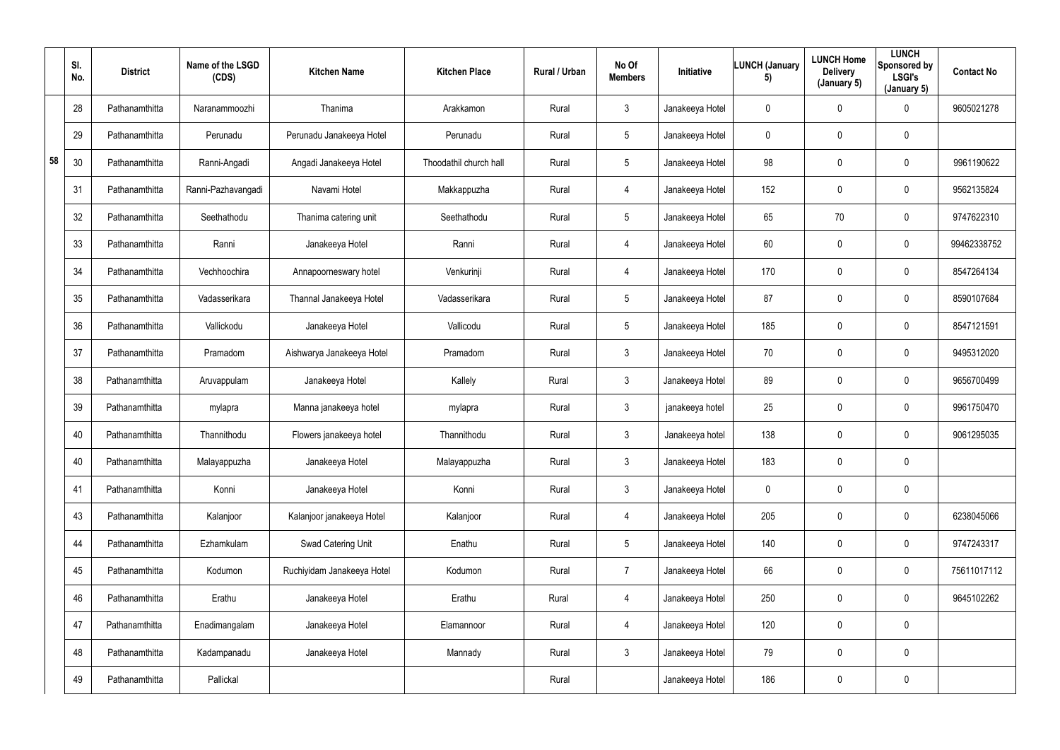| | Sl. No. | District | Name of the LSGD (CDS) | Kitchen Name | Kitchen Place | Rural / Urban | No Of Members | Initiative | LUNCH (January 5) | LUNCH Home Delivery (January 5) | LUNCH Sponsored by LSGI's (January 5) | Contact No |
|---|---|---|---|---|---|---|---|---|---|---|---|---|
| 58 | 28 | Pathanamthitta | Naranammoozhi | Thanima | Arakkamon | Rural | 3 | Janakeeya Hotel | 0 | 0 | 0 | 9605021278 |
| | 29 | Pathanamthitta | Perunadu | Perunadu Janakeeya Hotel | Perunadu | Rural | 5 | Janakeeya Hotel | 0 | 0 | 0 | |
| | 30 | Pathanamthitta | Ranni-Angadi | Angadi Janakeeya Hotel | Thoodathil church hall | Rural | 5 | Janakeeya Hotel | 98 | 0 | 0 | 9961190622 |
| | 31 | Pathanamthitta | Ranni-Pazhavangadi | Navami Hotel | Makkappuzha | Rural | 4 | Janakeeya Hotel | 152 | 0 | 0 | 9562135824 |
| | 32 | Pathanamthitta | Seethathodu | Thanima catering unit | Seethathodu | Rural | 5 | Janakeeya Hotel | 65 | 70 | 0 | 9747622310 |
| | 33 | Pathanamthitta | Ranni | Janakeeya Hotel | Ranni | Rural | 4 | Janakeeya Hotel | 60 | 0 | 0 | 99462338752 |
| | 34 | Pathanamthitta | Vechhoochira | Annapoorneswary hotel | Venkurinji | Rural | 4 | Janakeeya Hotel | 170 | 0 | 0 | 8547264134 |
| | 35 | Pathanamthitta | Vadasserikara | Thannal Janakeeya Hotel | Vadasserikara | Rural | 5 | Janakeeya Hotel | 87 | 0 | 0 | 8590107684 |
| | 36 | Pathanamthitta | Vallickodu | Janakeeya Hotel | Vallicodu | Rural | 5 | Janakeeya Hotel | 185 | 0 | 0 | 8547121591 |
| | 37 | Pathanamthitta | Pramadom | Aishwarya Janakeeya Hotel | Pramadom | Rural | 3 | Janakeeya Hotel | 70 | 0 | 0 | 9495312020 |
| | 38 | Pathanamthitta | Aruvappulam | Janakeeya Hotel | Kallely | Rural | 3 | Janakeeya Hotel | 89 | 0 | 0 | 9656700499 |
| | 39 | Pathanamthitta | mylapra | Manna janakeeya hotel | mylapra | Rural | 3 | janakeeya hotel | 25 | 0 | 0 | 9961750470 |
| | 40 | Pathanamthitta | Thannithodu | Flowers janakeeya hotel | Thannithodu | Rural | 3 | Janakeeya hotel | 138 | 0 | 0 | 9061295035 |
| | 40 | Pathanamthitta | Malayappuzha | Janakeeya Hotel | Malayappuzha | Rural | 3 | Janakeeya Hotel | 183 | 0 | 0 | |
| | 41 | Pathanamthitta | Konni | Janakeeya Hotel | Konni | Rural | 3 | Janakeeya Hotel | 0 | 0 | 0 | |
| | 43 | Pathanamthitta | Kalanjoor | Kalanjoor janakeeya Hotel | Kalanjoor | Rural | 4 | Janakeeya Hotel | 205 | 0 | 0 | 6238045066 |
| | 44 | Pathanamthitta | Ezhamkulam | Swad Catering Unit | Enathu | Rural | 5 | Janakeeya Hotel | 140 | 0 | 0 | 9747243317 |
| | 45 | Pathanamthitta | Kodumon | Ruchiyidam Janakeeya Hotel | Kodumon | Rural | 7 | Janakeeya Hotel | 66 | 0 | 0 | 75611017112 |
| | 46 | Pathanamthitta | Erathu | Janakeeya Hotel | Erathu | Rural | 4 | Janakeeya Hotel | 250 | 0 | 0 | 9645102262 |
| | 47 | Pathanamthitta | Enadimangalam | Janakeeya Hotel | Elamannoor | Rural | 4 | Janakeeya Hotel | 120 | 0 | 0 | |
| | 48 | Pathanamthitta | Kadampanadu | Janakeeya Hotel | Mannady | Rural | 3 | Janakeeya Hotel | 79 | 0 | 0 | |
| | 49 | Pathanamthitta | Pallickal | | | Rural | | Janakeeya Hotel | 186 | 0 | 0 | |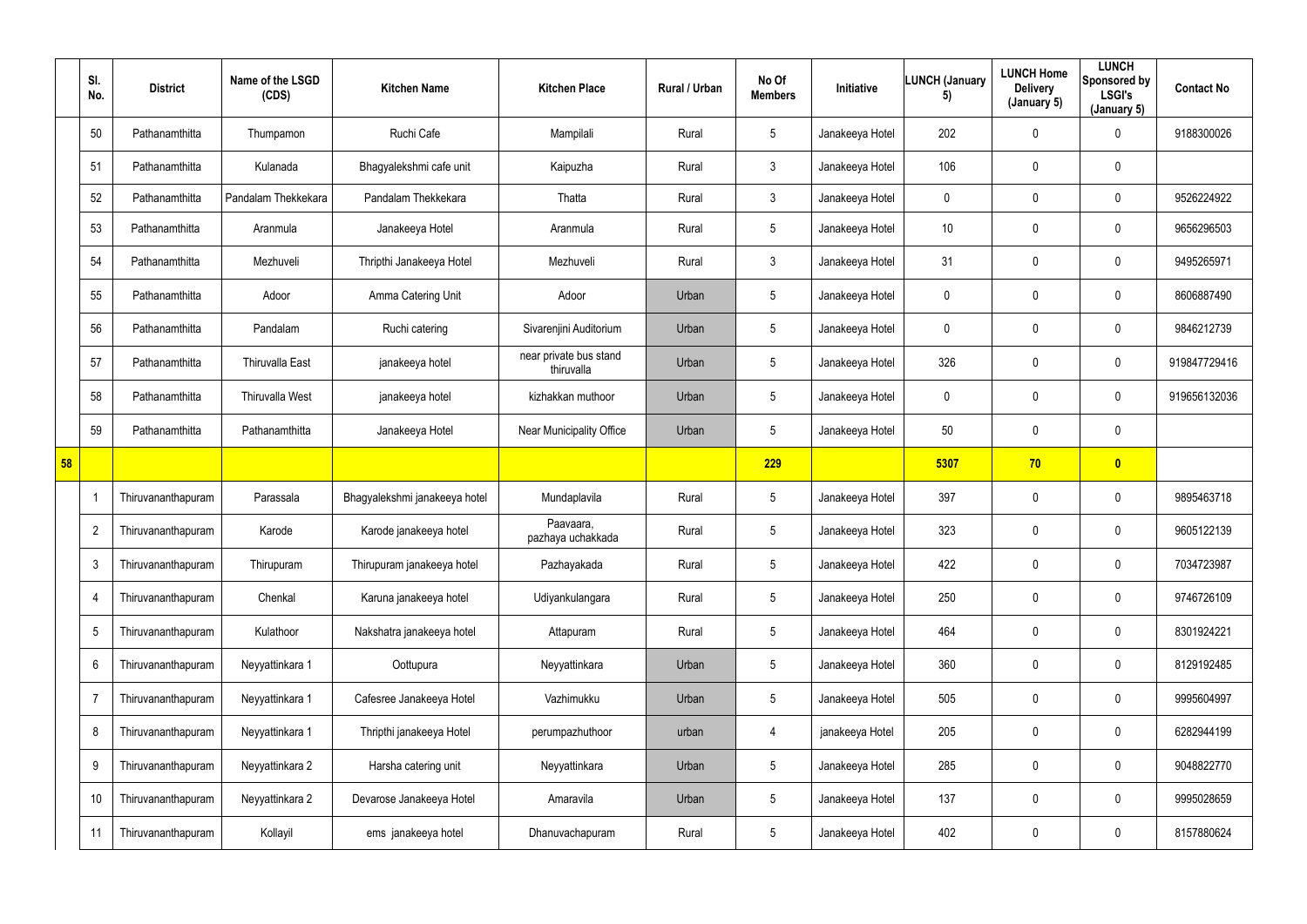| | Sl. No. | District | Name of the LSGD (CDS) | Kitchen Name | Kitchen Place | Rural / Urban | No Of Members | Initiative | LUNCH (January 5) | LUNCH Home Delivery (January 5) | LUNCH Sponsored by LSGI's (January 5) | Contact No |
|---|---|---|---|---|---|---|---|---|---|---|---|---|
| | 50 | Pathanamthitta | Thumpamon | Ruchi Cafe | Mampilali | Rural | 5 | Janakeeya Hotel | 202 | 0 | 0 | 9188300026 |
| | 51 | Pathanamthitta | Kulanada | Bhagyalekshmi cafe unit | Kaipuzha | Rural | 3 | Janakeeya Hotel | 106 | 0 | 0 | |
| | 52 | Pathanamthitta | Pandalam Thekkekara | Pandalam Thekkekara | Thatta | Rural | 3 | Janakeeya Hotel | 0 | 0 | 0 | 9526224922 |
| | 53 | Pathanamthitta | Aranmula | Janakeeya Hotel | Aranmula | Rural | 5 | Janakeeya Hotel | 10 | 0 | 0 | 9656296503 |
| | 54 | Pathanamthitta | Mezhuveli | Thripthi Janakeeya Hotel | Mezhuveli | Rural | 3 | Janakeeya Hotel | 31 | 0 | 0 | 9495265971 |
| | 55 | Pathanamthitta | Adoor | Amma Catering Unit | Adoor | Urban | 5 | Janakeeya Hotel | 0 | 0 | 0 | 8606887490 |
| | 56 | Pathanamthitta | Pandalam | Ruchi catering | Sivarenjini Auditorium | Urban | 5 | Janakeeya Hotel | 0 | 0 | 0 | 9846212739 |
| | 57 | Pathanamthitta | Thiruvalla East | janakeeya hotel | near private bus stand thiruvalla | Urban | 5 | Janakeeya Hotel | 326 | 0 | 0 | 919847729416 |
| | 58 | Pathanamthitta | Thiruvalla West | janakeeya hotel | kizhakkan muthoor | Urban | 5 | Janakeeya Hotel | 0 | 0 | 0 | 919656132036 |
| | 59 | Pathanamthitta | Pathanamthitta | Janakeeya Hotel | Near Municipality Office | Urban | 5 | Janakeeya Hotel | 50 | 0 | 0 | |
| **58** | | | | | | | **229** | | **5307** | **70** | **0** | |
| | 1 | Thiruvananthapuram | Parassala | Bhagyalekshmi janakeeya hotel | Mundaplavila | Rural | 5 | Janakeeya Hotel | 397 | 0 | 0 | 9895463718 |
| | 2 | Thiruvananthapuram | Karode | Karode janakeeya hotel | Paavaara, pazhaya uchakkada | Rural | 5 | Janakeeya Hotel | 323 | 0 | 0 | 9605122139 |
| | 3 | Thiruvananthapuram | Thirupuram | Thirupuram janakeeya hotel | Pazhayakada | Rural | 5 | Janakeeya Hotel | 422 | 0 | 0 | 7034723987 |
| | 4 | Thiruvananthapuram | Chenkal | Karuna janakeeya hotel | Udiyankulangara | Rural | 5 | Janakeeya Hotel | 250 | 0 | 0 | 9746726109 |
| | 5 | Thiruvananthapuram | Kulathoor | Nakshatra janakeeya hotel | Attapuram | Rural | 5 | Janakeeya Hotel | 464 | 0 | 0 | 8301924221 |
| | 6 | Thiruvananthapuram | Neyyattinkara 1 | Oottupura | Neyyattinkara | Urban | 5 | Janakeeya Hotel | 360 | 0 | 0 | 8129192485 |
| | 7 | Thiruvananthapuram | Neyyattinkara 1 | Cafesree Janakeeya Hotel | Vazhimukku | Urban | 5 | Janakeeya Hotel | 505 | 0 | 0 | 9995604997 |
| | 8 | Thiruvananthapuram | Neyyattinkara 1 | Thripthi janakeeya Hotel | perumpazhuthoor | urban | 4 | janakeeya Hotel | 205 | 0 | 0 | 6282944199 |
| | 9 | Thiruvananthapuram | Neyyattinkara 2 | Harsha catering unit | Neyyattinkara | Urban | 5 | Janakeeya Hotel | 285 | 0 | 0 | 9048822770 |
| | 10 | Thiruvananthapuram | Neyyattinkara 2 | Devarose Janakeeya Hotel | Amaravila | Urban | 5 | Janakeeya Hotel | 137 | 0 | 0 | 9995028659 |
| | 11 | Thiruvananthapuram | Kollayil | ems janakeeya hotel | Dhanuvachapuram | Rural | 5 | Janakeeya Hotel | 402 | 0 | 0 | 8157880624 |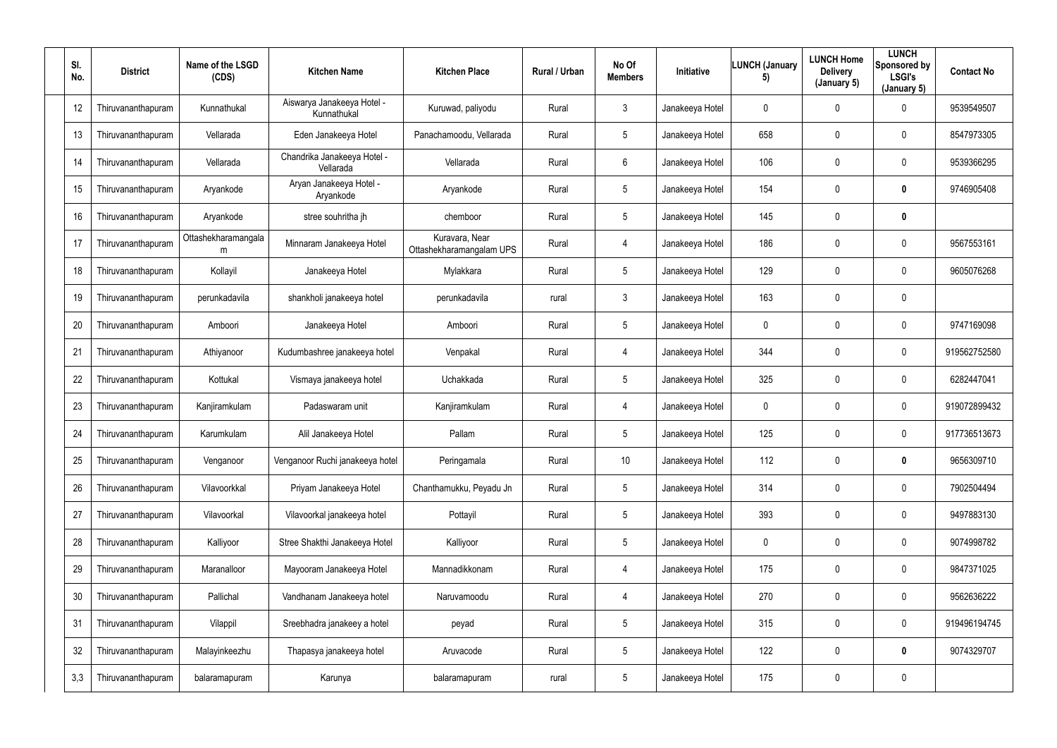| Sl. No. | District | Name of the LSGD (CDS) | Kitchen Name | Kitchen Place | Rural / Urban | No Of Members | Initiative | LUNCH (January 5) | LUNCH Home Delivery (January 5) | LUNCH Sponsored by LSGI's (January 5) | Contact No |
|---|---|---|---|---|---|---|---|---|---|---|---|
| 12 | Thiruvananthapuram | Kunnathukal | Aiswarya Janakeeya Hotel - Kunnathukal | Kuruwad, paliyodu | Rural | 3 | Janakeeya Hotel | 0 | 0 | 0 | 9539549507 |
| 13 | Thiruvananthapuram | Vellarada | Eden Janakeeya Hotel | Panachamoodu, Vellarada | Rural | 5 | Janakeeya Hotel | 658 | 0 | 0 | 8547973305 |
| 14 | Thiruvananthapuram | Vellarada | Chandrika Janakeeya Hotel - Vellarada | Vellarada | Rural | 6 | Janakeeya Hotel | 106 | 0 | 0 | 9539366295 |
| 15 | Thiruvananthapuram | Aryankode | Aryan Janakeeya Hotel - Aryankode | Aryankode | Rural | 5 | Janakeeya Hotel | 154 | 0 | **0** | 9746905408 |
| 16 | Thiruvananthapuram | Aryankode | stree souhritha jh | chemboor | Rural | 5 | Janakeeya Hotel | 145 | 0 | **0** | |
| 17 | Thiruvananthapuram | Ottashekharamangalam | Minnaram Janakeeya Hotel | Kuravara, Near Ottashekharamangalam UPS | Rural | 4 | Janakeeya Hotel | 186 | 0 | 0 | 9567553161 |
| 18 | Thiruvananthapuram | Kollayil | Janakeeya Hotel | Mylakkara | Rural | 5 | Janakeeya Hotel | 129 | 0 | 0 | 9605076268 |
| 19 | Thiruvananthapuram | perunkadavila | shankholi janakeeya hotel | perunkadavila | rural | 3 | Janakeeya Hotel | 163 | 0 | 0 | |
| 20 | Thiruvananthapuram | Amboori | Janakeeya Hotel | Amboori | Rural | 5 | Janakeeya Hotel | 0 | 0 | 0 | 9747169098 |
| 21 | Thiruvananthapuram | Athiyanoor | Kudumbashree janakeeya hotel | Venpakal | Rural | 4 | Janakeeya Hotel | 344 | 0 | 0 | 919562752580 |
| 22 | Thiruvananthapuram | Kottukal | Vismaya janakeeya hotel | Uchakkada | Rural | 5 | Janakeeya Hotel | 325 | 0 | 0 | 6282447041 |
| 23 | Thiruvananthapuram | Kanjiramkulam | Padaswaram unit | Kanjiramkulam | Rural | 4 | Janakeeya Hotel | 0 | 0 | 0 | 919072899432 |
| 24 | Thiruvananthapuram | Karumkulam | Alil Janakeeya Hotel | Pallam | Rural | 5 | Janakeeya Hotel | 125 | 0 | 0 | 917736513673 |
| 25 | Thiruvananthapuram | Venganoor | Venganoor Ruchi janakeeya hotel | Peringamala | Rural | 10 | Janakeeya Hotel | 112 | 0 | **0** | 9656309710 |
| 26 | Thiruvananthapuram | Vilavoorkkal | Priyam Janakeeya Hotel | Chanthamukku, Peyadu Jn | Rural | 5 | Janakeeya Hotel | 314 | 0 | 0 | 7902504494 |
| 27 | Thiruvananthapuram | Vilavoorkal | Vilavoorkal janakeeya hotel | Pottayil | Rural | 5 | Janakeeya Hotel | 393 | 0 | 0 | 9497883130 |
| 28 | Thiruvananthapuram | Kalliyoor | Stree Shakthi Janakeeya Hotel | Kalliyoor | Rural | 5 | Janakeeya Hotel | 0 | 0 | 0 | 9074998782 |
| 29 | Thiruvananthapuram | Maranalloor | Mayooram Janakeeya Hotel | Mannadikkonam | Rural | 4 | Janakeeya Hotel | 175 | 0 | 0 | 9847371025 |
| 30 | Thiruvananthapuram | Pallichal | Vandhanam Janakeeya hotel | Naruvamoodu | Rural | 4 | Janakeeya Hotel | 270 | 0 | 0 | 9562636222 |
| 31 | Thiruvananthapuram | Vilappil | Sreebhadra janakeey a hotel | peyad | Rural | 5 | Janakeeya Hotel | 315 | 0 | 0 | 919496194745 |
| 32 | Thiruvananthapuram | Malayinkeezhu | Thapasya janakeeya hotel | Aruvacode | Rural | 5 | Janakeeya Hotel | 122 | 0 | **0** | 9074329707 |
| 3,3 | Thiruvananthapuram | balaramapuram | Karunya | balaramapuram | rural | 5 | Janakeeya Hotel | 175 | 0 | 0 | |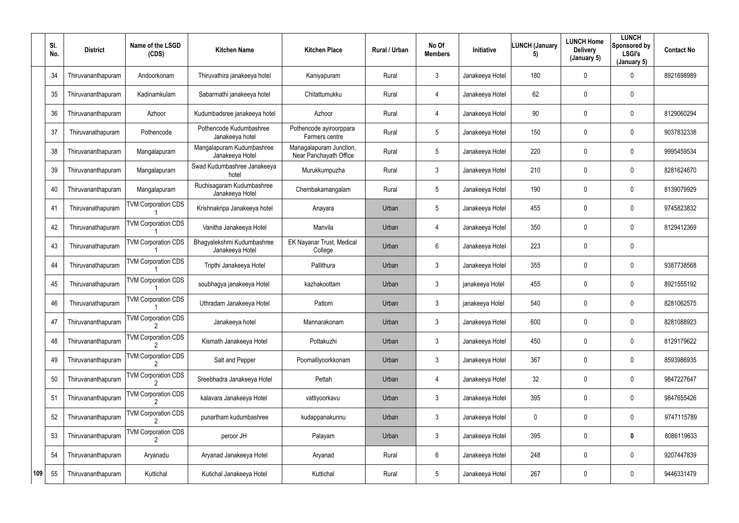| Sl. No. | District | Name of the LSGD (CDS) | Kitchen Name | Kitchen Place | Rural / Urban | No Of Members | Initiative | LUNCH (January 5) | LUNCH Home Delivery (January 5) | LUNCH Sponsored by LSGI's (January 5) | Contact No |
|---|---|---|---|---|---|---|---|---|---|---|---|
| 34 | Thiruvananthapuram | Andoorkonam | Thiruvathira janakeeya hotel | Kaniyapuram | Rural | 3 | Janakeeya Hotel | 180 | 0 | 0 | 8921698989 |
| 35 | Thiruvananthapuram | Kadinamkulam | Sabarmathi janakeeya hotel | Chitattumukku | Rural | 4 | Janakeeya Hotel | 62 | 0 | 0 | |
| 36 | Thiruvananthapuram | Azhoor | Kudumbadsree janakeeya hotel | Azhoor | Rural | 4 | Janakeeya Hotel | 90 | 0 | 0 | 8129060294 |
| 37 | Thiruvanathapuram | Pothencode | Pothencode Kudumbashree Janakeeya hotel | Pothencode ayiroorppara Farmers centre | Rural | 5 | Janakeeya Hotel | 150 | 0 | 0 | 9037832338 |
| 38 | Thiruvananthapuram | Mangalapuram | Mangalapuram Kudumbashree Janakeeya Hotel | Managalapuram Junction, Near Panchayath Office | Rural | 5 | Janakeeya Hotel | 220 | 0 | 0 | 9995459534 |
| 39 | Thiruvananthapuram | Mangalapuram | Swad Kudumbashree Janakeeya hotel | Murukkumpuzha | Rural | 3 | Janakeeya Hotel | 210 | 0 | 0 | 8281624670 |
| 40 | Thiruvananthapuram | Mangalapuram | Ruchisagaram Kudumbashree Janakeeya Hotel | Chembakamangalam | Rural | 5 | Janakeeya Hotel | 190 | 0 | 0 | 8139079929 |
| 41 | Thiruvanathapuram | TVM Corporation CDS 1 | Krishnakripa Janakeeya hotel | Anayara | Urban | 5 | Janakeeya Hotel | 455 | 0 | 0 | 9745823832 |
| 42 | Thiruvanathapuram | TVM Corporation CDS 1 | Vanitha Janakeeya Hotel | Manvila | Urban | 4 | Janakeeya Hotel | 350 | 0 | 0 | 8129412369 |
| 43 | Thiruvanathapuram | TVM Corporation CDS 1 | Bhagyalekshmi Kudumbashree Janakeeya Hotel | EK Nayanar Trust, Medical College | Urban | 6 | Janakeeya Hotel | 223 | 0 | 0 | |
| 44 | Thiruvanathapuram | TVM Corporation CDS 1 | Tripthi Janakeeya Hotel | Pallithura | Urban | 3 | Janakeeya Hotel | 355 | 0 | 0 | 9387738568 |
| 45 | Thiruvanathapuram | TVM Corporation CDS 1 | soubhagya janakeeya Hotel | kazhakoottam | Urban | 3 | janakeeya Hotel | 455 | 0 | 0 | 8921555192 |
| 46 | Thiruvanathapuram | TVM Corporation CDS 1 | Uthradam Janakeeya Hotel | Pattom | Urban | 3 | janakeeya Hotel | 540 | 0 | 0 | 8281062575 |
| 47 | Thiruvananthapuram | TVM Corporation CDS 2 | Janakeeya hotel | Mannarakonam | Urban | 3 | Janakeeya Hotel | 600 | 0 | 0 | 8281088923 |
| 48 | Thiruvananthapuram | TVM Corporation CDS 2 | Kismath Janakeeya Hotel | Pottakuzhi | Urban | 3 | Janakeeya Hotel | 450 | 0 | 0 | 8129179622 |
| 49 | Thiruvananthapuram | TVM Corporation CDS 2 | Salt and Pepper | Poomalliyoorkkonam | Urban | 3 | Janakeeya Hotel | 367 | 0 | 0 | 8593986935 |
| 50 | Thiruvananthapuram | TVM Corporation CDS 2 | Sreebhadra Janakeeya Hotel | Pettah | Urban | 4 | Janakeeya Hotel | 32 | 0 | 0 | 9847227647 |
| 51 | Thiruvananthapuram | TVM Corporation CDS 2 | kalavara Janakeeya Hotel | vattiyoorkavu | Urban | 3 | Janakeeya Hotel | 395 | 0 | 0 | 9847655426 |
| 52 | Thiruvananthapuram | TVM Corporation CDS 2 | punartham kudumbashree | kudappanakunnu | Urban | 3 | Janakeeya Hotel | 0 | 0 | 0 | 9747115789 |
| 53 | Thiruvananthapuram | TVM Corporation CDS 2 | peroor JH | Palayam | Urban | 3 | Janakeeya Hotel | 395 | 0 | **0** | 8086119633 |
| 54 | Thiruvananthapuram | Aryanadu | Aryanad Janakeeya Hotel | Aryanad | Rural | 6 | Janakeeya Hotel | 248 | 0 | 0 | 9207447839 |
| 55 | Thiruvananthapuram | Kuttichal | Kutichal Janakeeya Hotel | Kuttichal | Rural | 5 | Janakeeya Hotel | 267 | 0 | 0 | 9446331479 |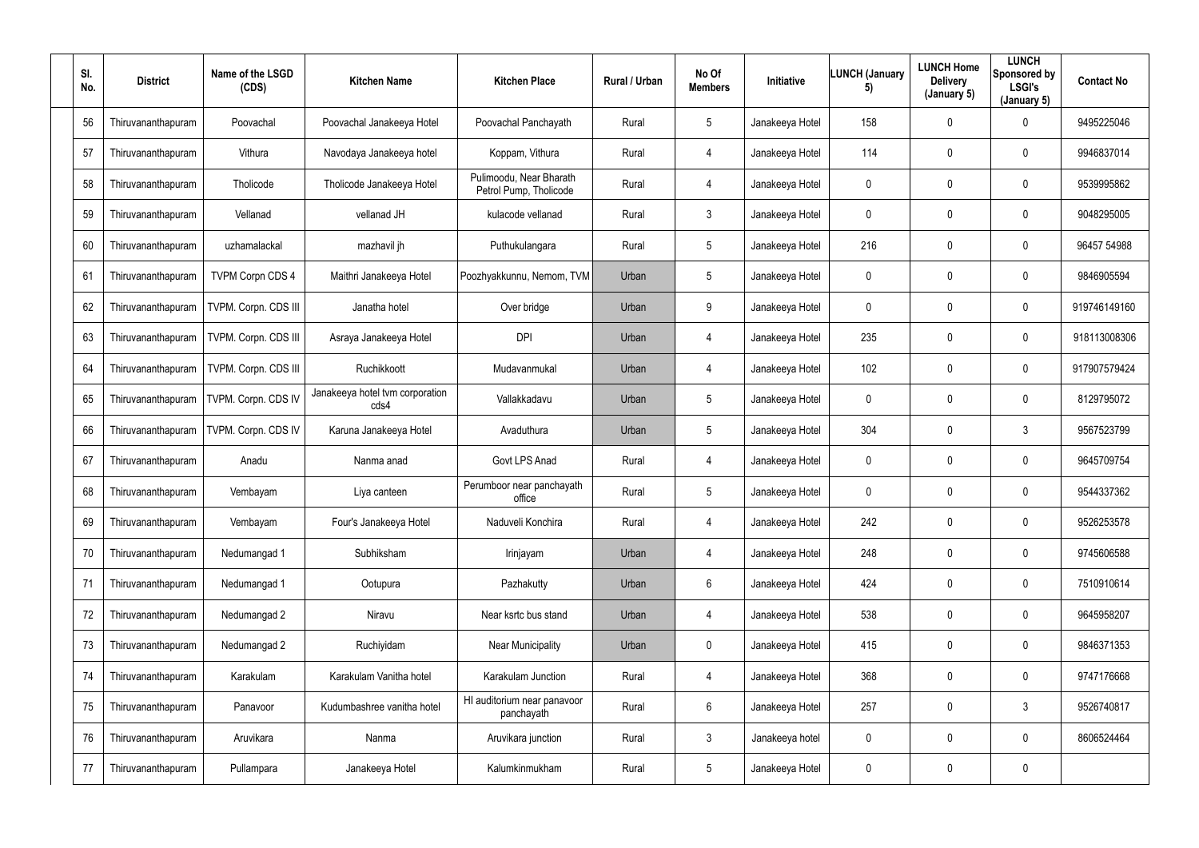| Sl. No. | District | Name of the LSGD (CDS) | Kitchen Name | Kitchen Place | Rural / Urban | No Of Members | Initiative | LUNCH (January 5) | LUNCH Home Delivery (January 5) | LUNCH Sponsored by LSGI's (January 5) | Contact No |
|---|---|---|---|---|---|---|---|---|---|---|---|
| 56 | Thiruvananthapuram | Poovachal | Poovachal Janakeeya Hotel | Poovachal Panchayath | Rural | 5 | Janakeeya Hotel | 158 | 0 | 0 | 9495225046 |
| 57 | Thiruvananthapuram | Vithura | Navodaya Janakeeya hotel | Koppam, Vithura | Rural | 4 | Janakeeya Hotel | 114 | 0 | 0 | 9946837014 |
| 58 | Thiruvananthapuram | Tholicode | Tholicode Janakeeya Hotel | Pulimoodu, Near Bharath Petrol Pump, Tholicode | Rural | 4 | Janakeeya Hotel | 0 | 0 | 0 | 9539995862 |
| 59 | Thiruvananthapuram | Vellanad | vellanad JH | kulacode vellanad | Rural | 3 | Janakeeya Hotel | 0 | 0 | 0 | 9048295005 |
| 60 | Thiruvananthapuram | uzhamalackal | mazhavil jh | Puthukulangara | Rural | 5 | Janakeeya Hotel | 216 | 0 | 0 | 96457 54988 |
| 61 | Thiruvananthapuram | TVPM Corpn CDS 4 | Maithri Janakeeya Hotel | Poozhyakkunnu, Nemom, TVM | Urban | 5 | Janakeeya Hotel | 0 | 0 | 0 | 9846905594 |
| 62 | Thiruvananthapuram | TVPM. Corpn. CDS III | Janatha hotel | Over bridge | Urban | 9 | Janakeeya Hotel | 0 | 0 | 0 | 919746149160 |
| 63 | Thiruvananthapuram | TVPM. Corpn. CDS III | Asraya Janakeeya Hotel | DPI | Urban | 4 | Janakeeya Hotel | 235 | 0 | 0 | 918113008306 |
| 64 | Thiruvananthapuram | TVPM. Corpn. CDS III | Ruchikkoott | Mudavanmukal | Urban | 4 | Janakeeya Hotel | 102 | 0 | 0 | 917907579424 |
| 65 | Thiruvananthapuram | TVPM. Corpn. CDS IV | Janakeeya hotel tvm corporation cds4 | Vallakkadavu | Urban | 5 | Janakeeya Hotel | 0 | 0 | 0 | 8129795072 |
| 66 | Thiruvananthapuram | TVPM. Corpn. CDS IV | Karuna Janakeeya Hotel | Avaduthura | Urban | 5 | Janakeeya Hotel | 304 | 0 | 3 | 9567523799 |
| 67 | Thiruvananthapuram | Anadu | Nanma anad | Govt LPS Anad | Rural | 4 | Janakeeya Hotel | 0 | 0 | 0 | 9645709754 |
| 68 | Thiruvananthapuram | Vembayam | Liya canteen | Perumboor near panchayath office | Rural | 5 | Janakeeya Hotel | 0 | 0 | 0 | 9544337362 |
| 69 | Thiruvananthapuram | Vembayam | Four's Janakeeya Hotel | Naduveli Konchira | Rural | 4 | Janakeeya Hotel | 242 | 0 | 0 | 9526253578 |
| 70 | Thiruvananthapuram | Nedumangad 1 | Subhiksham | Irinjayam | Urban | 4 | Janakeeya Hotel | 248 | 0 | 0 | 9745606588 |
| 71 | Thiruvananthapuram | Nedumangad 1 | Ootupura | Pazhakutty | Urban | 6 | Janakeeya Hotel | 424 | 0 | 0 | 7510910614 |
| 72 | Thiruvananthapuram | Nedumangad 2 | Niravu | Near ksrtc bus stand | Urban | 4 | Janakeeya Hotel | 538 | 0 | 0 | 9645958207 |
| 73 | Thiruvananthapuram | Nedumangad 2 | Ruchiyidam | Near Municipality | Urban | 0 | Janakeeya Hotel | 415 | 0 | 0 | 9846371353 |
| 74 | Thiruvananthapuram | Karakulam | Karakulam Vanitha hotel | Karakulam Junction | Rural | 4 | Janakeeya Hotel | 368 | 0 | 0 | 9747176668 |
| 75 | Thiruvananthapuram | Panavoor | Kudumbashree vanitha hotel | HI auditorium near panavoor panchayath | Rural | 6 | Janakeeya Hotel | 257 | 0 | 3 | 9526740817 |
| 76 | Thiruvananthapuram | Aruvikara | Nanma | Aruvikara junction | Rural | 3 | Janakeeya hotel | 0 | 0 | 0 | 8606524464 |
| 77 | Thiruvananthapuram | Pullampara | Janakeeya Hotel | Kalumkinmukham | Rural | 5 | Janakeeya Hotel | 0 | 0 | 0 | |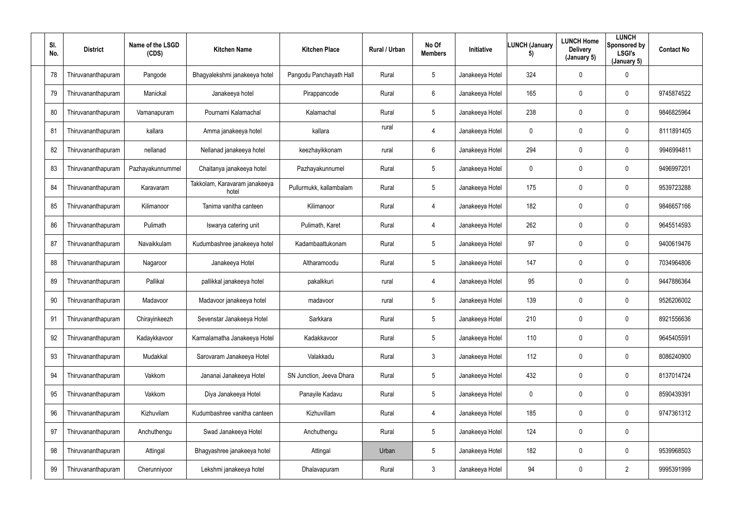| Sl. No. | District | Name of the LSGD (CDS) | Kitchen Name | Kitchen Place | Rural / Urban | No Of Members | Initiative | LUNCH (January 5) | LUNCH Home Delivery (January 5) | LUNCH Sponsored by LSGI's (January 5) | Contact No |
|---|---|---|---|---|---|---|---|---|---|---|---|
| 78 | Thiruvananthapuram | Pangode | Bhagyalekshmi janakeeya hotel | Pangodu Panchayath Hall | Rural | 5 | Janakeeya Hotel | 324 | 0 | 0 | |
| 79 | Thiruvananthapuram | Manickal | Janakeeya hotel | Pirappancode | Rural | 6 | Janakeeya Hotel | 165 | 0 | 0 | 9745874522 |
| 80 | Thiruvananthapuram | Vamanapuram | Pournami Kalamachal | Kalamachal | Rural | 5 | Janakeeya Hotel | 238 | 0 | 0 | 9846825964 |
| 81 | Thiruvananthapuram | kallara | Amma janakeeya hotel | kallara | rural | 4 | Janakeeya Hotel | 0 | 0 | 0 | 8111891405 |
| 82 | Thiruvananthapuram | nellanad | Nellanad janakeeya hotel | keezhayikkonam | rural | 6 | Janakeeya Hotel | 294 | 0 | 0 | 9946994811 |
| 83 | Thiruvananthapuram | Pazhayakunnummel | Chaitanya janakeeya hotel | Pazhayakunnumel | Rural | 5 | Janakeeya Hotel | 0 | 0 | 0 | 9496997201 |
| 84 | Thiruvananthapuram | Karavaram | Takkolam, Karavaram janakeeya hotel | Pullurmukk, kallambalam | Rural | 5 | Janakeeya Hotel | 175 | 0 | 0 | 9539723288 |
| 85 | Thiruvananthapuram | Kilimanoor | Tanima vanitha canteen | Kilimanoor | Rural | 4 | Janakeeya Hotel | 182 | 0 | 0 | 9846657166 |
| 86 | Thiruvananthapuram | Pulimath | Iswarya catering unit | Pulimath, Karet | Rural | 4 | Janakeeya Hotel | 262 | 0 | 0 | 9645514593 |
| 87 | Thiruvananthapuram | Navaikkulam | Kudumbashree janakeeya hotel | Kadambaattukonam | Rural | 5 | Janakeeya Hotel | 97 | 0 | 0 | 9400619476 |
| 88 | Thiruvananthapuram | Nagaroor | Janakeeya Hotel | Altharamoodu | Rural | 5 | Janakeeya Hotel | 147 | 0 | 0 | 7034964806 |
| 89 | Thiruvananthapuram | Pallikal | pallikkal janakeeya hotel | pakalkkuri | rural | 4 | Janakeeya Hotel | 95 | 0 | 0 | 9447886364 |
| 90 | Thiruvananthapuram | Madavoor | Madavoor janakeeya hotel | madavoor | rural | 5 | Janakeeya Hotel | 139 | 0 | 0 | 9526206002 |
| 91 | Thiruvananthapuram | Chirayinkeezh | Sevenstar Janakeeya Hotel | Sarkkara | Rural | 5 | Janakeeya Hotel | 210 | 0 | 0 | 8921556636 |
| 92 | Thiruvananthapuram | Kadaykkavoor | Karmalamatha Janakeeya Hotel | Kadakkavoor | Rural | 5 | Janakeeya Hotel | 110 | 0 | 0 | 9645405591 |
| 93 | Thiruvananthapuram | Mudakkal | Sarovaram Janakeeya Hotel | Valakkadu | Rural | 3 | Janakeeya Hotel | 112 | 0 | 0 | 8086240900 |
| 94 | Thiruvananthapuram | Vakkom | Jananai Janakeeya Hotel | SN Junction, Jeeva Dhara | Rural | 5 | Janakeeya Hotel | 432 | 0 | 0 | 8137014724 |
| 95 | Thiruvananthapuram | Vakkom | Diya Janakeeya Hotel | Panayile Kadavu | Rural | 5 | Janakeeya Hotel | 0 | 0 | 0 | 8590439391 |
| 96 | Thiruvananthapuram | Kizhuvilam | Kudumbashree vanitha canteen | Kizhuvillam | Rural | 4 | Janakeeya Hotel | 185 | 0 | 0 | 9747361312 |
| 97 | Thiruvananthapuram | Anchuthengu | Swad Janakeeya Hotel | Anchuthengu | Rural | 5 | Janakeeya Hotel | 124 | 0 | 0 | |
| 98 | Thiruvananthapuram | Attingal | Bhagyashree janakeeya hotel | Attingal | Urban | 5 | Janakeeya Hotel | 182 | 0 | 0 | 9539968503 |
| 99 | Thiruvananthapuram | Cherunniyoor | Lekshmi janakeeya hotel | Dhalavapuram | Rural | 3 | Janakeeya Hotel | 94 | 0 | 2 | 9995391999 |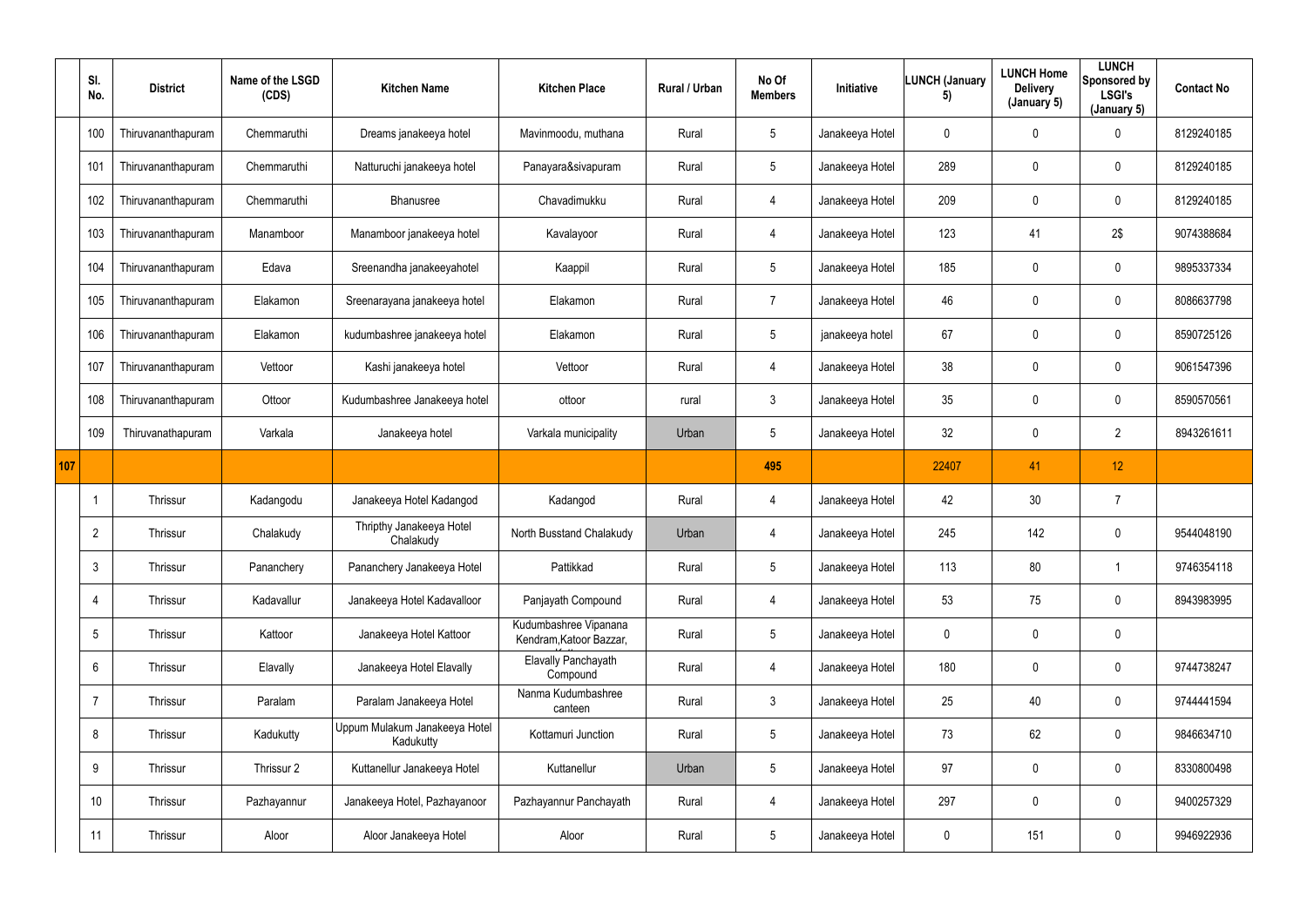| | Sl. No. | District | Name of the LSGD (CDS) | Kitchen Name | Kitchen Place | Rural / Urban | No Of Members | Initiative | LUNCH (January 5) | LUNCH Home Delivery (January 5) | LUNCH Sponsored by LSGI's (January 5) | Contact No |
|---|---|---|---|---|---|---|---|---|---|---|---|---|
| | 100 | Thiruvananthapuram | Chemmaruthi | Dreams janakeeya hotel | Mavinmoodu, muthana | Rural | 5 | Janakeeya Hotel | 0 | 0 | 0 | 8129240185 |
| | 101 | Thiruvananthapuram | Chemmaruthi | Natturuchi janakeeya hotel | Panayara&sivapuram | Rural | 5 | Janakeeya Hotel | 289 | 0 | 0 | 8129240185 |
| | 102 | Thiruvananthapuram | Chemmaruthi | Bhanusree | Chavadimukku | Rural | 4 | Janakeeya Hotel | 209 | 0 | 0 | 8129240185 |
| | 103 | Thiruvananthapuram | Manamboor | Manamboor janakeeya hotel | Kavalayoor | Rural | 4 | Janakeeya Hotel | 123 | 41 | 2$ | 9074388684 |
| | 104 | Thiruvananthapuram | Edava | Sreenandha janakeeyahotel | Kaappil | Rural | 5 | Janakeeya Hotel | 185 | 0 | 0 | 9895337334 |
| | 105 | Thiruvananthapuram | Elakamon | Sreenarayana janakeeya hotel | Elakamon | Rural | 7 | Janakeeya Hotel | 46 | 0 | 0 | 8086637798 |
| | 106 | Thiruvananthapuram | Elakamon | kudumbashree janakeeya hotel | Elakamon | Rural | 5 | janakeeya hotel | 67 | 0 | 0 | 8590725126 |
| | 107 | Thiruvananthapuram | Vettoor | Kashi janakeeya hotel | Vettoor | Rural | 4 | Janakeeya Hotel | 38 | 0 | 0 | 9061547396 |
| | 108 | Thiruvananthapuram | Ottoor | Kudumbashree Janakeeya hotel | ottoor | rural | 3 | Janakeeya Hotel | 35 | 0 | 0 | 8590570561 |
| | 109 | Thiruvanathapuram | Varkala | Janakeeya hotel | Varkala municipality | Urban | 5 | Janakeeya Hotel | 32 | 0 | 2 | 8943261611 |
| 107 | | | | | | | 495 | | 22407 | 41 | 12 | |
| | 1 | Thrissur | Kadangodu | Janakeeya Hotel Kadangod | Kadangod | Rural | 4 | Janakeeya Hotel | 42 | 30 | 7 | |
| | 2 | Thrissur | Chalakudy | Thripthy Janakeeya Hotel Chalakudy | North Busstand Chalakudy | Urban | 4 | Janakeeya Hotel | 245 | 142 | 0 | 9544048190 |
| | 3 | Thrissur | Pananchery | Pananchery Janakeeya Hotel | Pattikkad | Rural | 5 | Janakeeya Hotel | 113 | 80 | 1 | 9746354118 |
| | 4 | Thrissur | Kadavallur | Janakeeya Hotel Kadavalloor | Panjayath Compound | Rural | 4 | Janakeeya Hotel | 53 | 75 | 0 | 8943983995 |
| | 5 | Thrissur | Kattoor | Janakeeya Hotel Kattoor | Kudumbashree Vipanana Kendram,Katoor Bazzar, | Rural | 5 | Janakeeya Hotel | 0 | 0 | 0 | |
| | 6 | Thrissur | Elavally | Janakeeya Hotel Elavally | Elavally Panchayath Compound | Rural | 4 | Janakeeya Hotel | 180 | 0 | 0 | 9744738247 |
| | 7 | Thrissur | Paralam | Paralam Janakeeya Hotel | Nanma Kudumbashree canteen | Rural | 3 | Janakeeya Hotel | 25 | 40 | 0 | 9744441594 |
| | 8 | Thrissur | Kadukutty | Uppum Mulakum Janakeeya Hotel Kadukutty | Kottamuri Junction | Rural | 5 | Janakeeya Hotel | 73 | 62 | 0 | 9846634710 |
| | 9 | Thrissur | Thrissur 2 | Kuttanellur Janakeeya Hotel | Kuttanellur | Urban | 5 | Janakeeya Hotel | 97 | 0 | 0 | 8330800498 |
| | 10 | Thrissur | Pazhayannur | Janakeeya Hotel, Pazhayanoor | Pazhayannur Panchayath | Rural | 4 | Janakeeya Hotel | 297 | 0 | 0 | 9400257329 |
| | 11 | Thrissur | Aloor | Aloor Janakeeya Hotel | Aloor | Rural | 5 | Janakeeya Hotel | 0 | 151 | 0 | 9946922936 |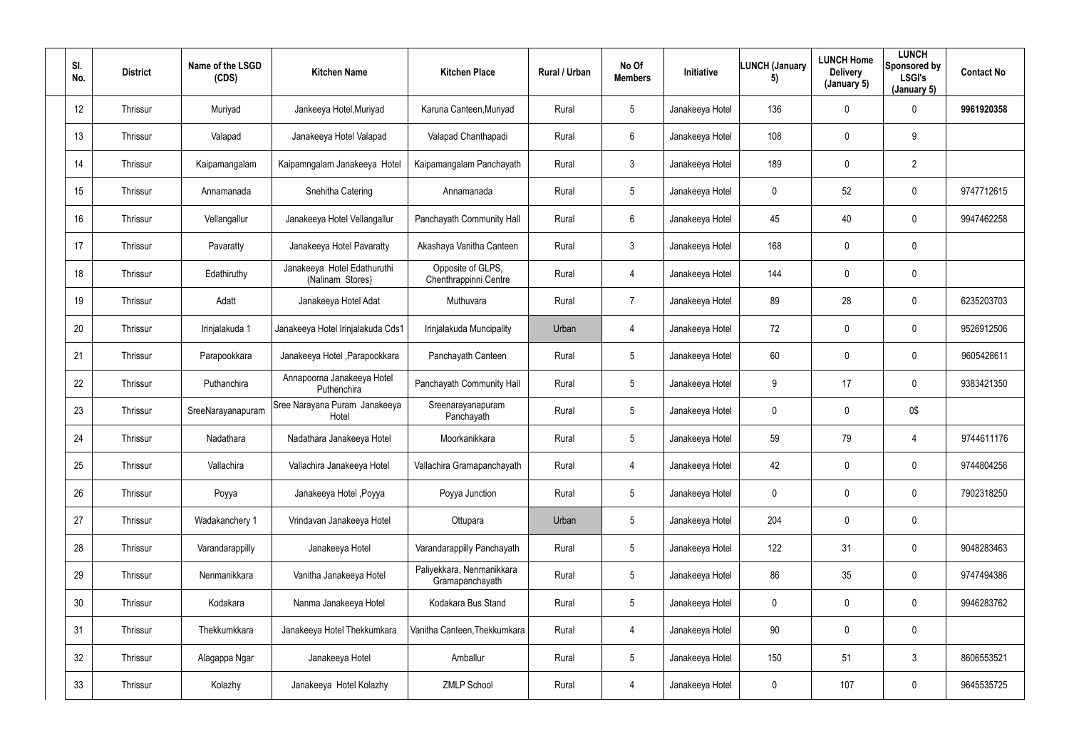| Sl. No. | District | Name of the LSGD (CDS) | Kitchen Name | Kitchen Place | Rural / Urban | No Of Members | Initiative | LUNCH (January 5) | LUNCH Home Delivery (January 5) | LUNCH Sponsored by LSGI's (January 5) | Contact No |
|---|---|---|---|---|---|---|---|---|---|---|---|
| 12 | Thrissur | Muriyad | Jankeeya Hotel,Muriyad | Karuna Canteen,Muriyad | Rural | 5 | Janakeeya Hotel | 136 | 0 | 0 | **9961920358** |
| 13 | Thrissur | Valapad | Janakeeya Hotel Valapad | Valapad Chanthapadi | Rural | 6 | Janakeeya Hotel | 108 | 0 | 9 | |
| 14 | Thrissur | Kaipamangalam | Kaipamngalam Janakeeya Hotel | Kaipamangalam Panchayath | Rural | 3 | Janakeeya Hotel | 189 | 0 | 2 | |
| 15 | Thrissur | Annamanada | Snehitha Catering | Annamanada | Rural | 5 | Janakeeya Hotel | 0 | 52 | 0 | 9747712615 |
| 16 | Thrissur | Vellangallur | Janakeeya Hotel Vellangallur | Panchayath Community Hall | Rural | 6 | Janakeeya Hotel | 45 | 40 | 0 | 9947462258 |
| 17 | Thrissur | Pavaratty | Janakeeya Hotel Pavaratty | Akashaya Vanitha Canteen | Rural | 3 | Janakeeya Hotel | 168 | 0 | 0 | |
| 18 | Thrissur | Edathiruthy | Janakeeya Hotel Edathuruthi (Nalinam Stores) | Opposite of GLPS, Chenthrappinni Centre | Rural | 4 | Janakeeya Hotel | 144 | 0 | 0 | |
| 19 | Thrissur | Adatt | Janakeeya Hotel Adat | Muthuvara | Rural | 7 | Janakeeya Hotel | 89 | 28 | 0 | 6235203703 |
| 20 | Thrissur | Irinjalakuda 1 | Janakeeya Hotel Irinjalakuda Cds1 | Irinjalakuda Muncipality | Urban | 4 | Janakeeya Hotel | 72 | 0 | 0 | 9526912506 |
| 21 | Thrissur | Parapookkara | Janakeeya Hotel ,Parapookkara | Panchayath Canteen | Rural | 5 | Janakeeya Hotel | 60 | 0 | 0 | 9605428611 |
| 22 | Thrissur | Puthanchira | Annapoorna Janakeeya Hotel Puthenchira | Panchayath Community Hall | Rural | 5 | Janakeeya Hotel | 9 | 17 | 0 | 9383421350 |
| 23 | Thrissur | SreeNarayanapuram | Sree Narayana Puram Janakeeya Hotel | Sreenarayanapuram Panchayath | Rural | 5 | Janakeeya Hotel | 0 | 0 | 0$ | |
| 24 | Thrissur | Nadathara | Nadathara Janakeeya Hotel | Moorkanikkara | Rural | 5 | Janakeeya Hotel | 59 | 79 | 4 | 9744611176 |
| 25 | Thrissur | Vallachira | Vallachira Janakeeya Hotel | Vallachira Gramapanchayath | Rural | 4 | Janakeeya Hotel | 42 | 0 | 0 | 9744804256 |
| 26 | Thrissur | Poyya | Janakeeya Hotel ,Poyya | Poyya Junction | Rural | 5 | Janakeeya Hotel | 0 | 0 | 0 | 7902318250 |
| 27 | Thrissur | Wadakanchery 1 | Vrindavan Janakeeya Hotel | Ottupara | Urban | 5 | Janakeeya Hotel | 204 | 0 | 0 | |
| 28 | Thrissur | Varandarappilly | Janakeeya Hotel | Varandarappilly Panchayath | Rural | 5 | Janakeeya Hotel | 122 | 31 | 0 | 9048283463 |
| 29 | Thrissur | Nenmanikkara | Vanitha Janakeeya Hotel | Paliyekkara, Nenmanikkara Gramapanchayath | Rural | 5 | Janakeeya Hotel | 86 | 35 | 0 | 9747494386 |
| 30 | Thrissur | Kodakara | Nanma Janakeeya Hotel | Kodakara Bus Stand | Rural | 5 | Janakeeya Hotel | 0 | 0 | 0 | 9946283762 |
| 31 | Thrissur | Thekkumkkara | Janakeeya Hotel Thekkumkara | Vanitha Canteen,Thekkumkara | Rural | 4 | Janakeeya Hotel | 90 | 0 | 0 | |
| 32 | Thrissur | Alagappa Ngar | Janakeeya Hotel | Amballur | Rural | 5 | Janakeeya Hotel | 150 | 51 | 3 | 8606553521 |
| 33 | Thrissur | Kolazhy | Janakeeya Hotel Kolazhy | ZMLP School | Rural | 4 | Janakeeya Hotel | 0 | 107 | 0 | 9645535725 |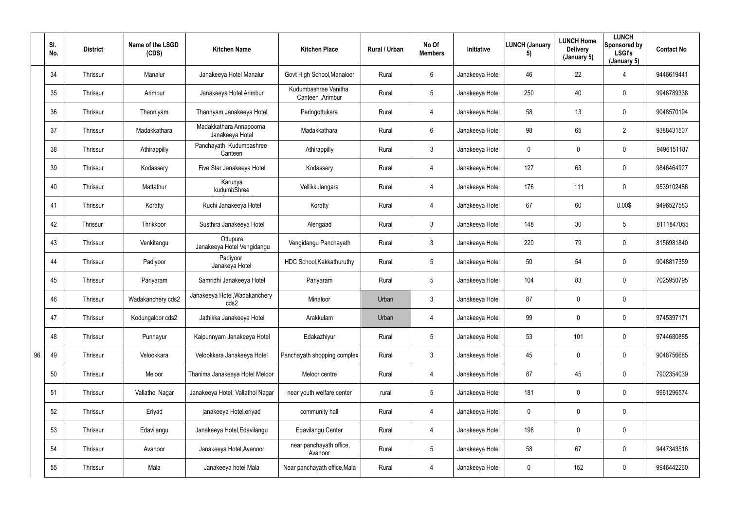|  | Sl. No. | District | Name of the LSGD (CDS) | Kitchen Name | Kitchen Place | Rural / Urban | No Of Members | Initiative | LUNCH (January 5) | LUNCH Home Delivery (January 5) | LUNCH Sponsored by LSGI's (January 5) | Contact No |
|---|---|---|---|---|---|---|---|---|---|---|---|---|
|  | 34 | Thrissur | Manalur | Janakeeya Hotel Manalur | Govt High School,Manaloor | Rural | 6 | Janakeeya Hotel | 46 | 22 | 4 | 9446619441 |
|  | 35 | Thrissur | Arimpur | Janakeeya Hotel Arimbur | Kudumbashree Vanitha Canteen ,Arimbur | Rural | 5 | Janakeeya Hotel | 250 | 40 | 0 | 9946789338 |
|  | 36 | Thrissur | Thanniyam | Thannyam Janakeeya Hotel | Peringottukara | Rural | 4 | Janakeeya Hotel | 58 | 13 | 0 | 9048570194 |
|  | 37 | Thrissur | Madakkathara | Madakkathara Annapoorna Janakeeya Hotel | Madakkathara | Rural | 6 | Janakeeya Hotel | 98 | 65 | 2 | 9388431507 |
|  | 38 | Thrissur | Athirappilly | Panchayath Kudumbashree Canteen | Athirappilly | Rural | 3 | Janakeeya Hotel | 0 | 0 | 0 | 9496151187 |
|  | 39 | Thrissur | Kodassery | Five Star Janakeeya Hotel | Kodassery | Rural | 4 | Janakeeya Hotel | 127 | 63 | 0 | 9846464927 |
|  | 40 | Thrissur | Mattathur | Karunya kudumbShree | Vellikkulangara | Rural | 4 | Janakeeya Hotel | 176 | 111 | 0 | 9539102486 |
|  | 41 | Thrissur | Koratty | Ruchi Janakeeya Hotel | Koratty | Rural | 4 | Janakeeya Hotel | 67 | 60 | 0.00$ | 9496527583 |
|  | 42 | Thrissur | Thrikkoor | Susthira Janakeeya Hotel | Alengaad | Rural | 3 | Janakeeya Hotel | 148 | 30 | 5 | 8111847055 |
|  | 43 | Thrissur | Venkitangu | Ottupura Janakeeya Hotel Vengidangu | Vengidangu Panchayath | Rural | 3 | Janakeeya Hotel | 220 | 79 | 0 | 8156981840 |
|  | 44 | Thrissur | Padiyoor | Padiyoor Janakeya Hotel | HDC School,Kakkathuruthy | Rural | 5 | Janakeeya Hotel | 50 | 54 | 0 | 9048817359 |
|  | 45 | Thrissur | Pariyaram | Samridhi Janakeeya Hotel | Pariyaram | Rural | 5 | Janakeeya Hotel | 104 | 83 | 0 | 7025950795 |
|  | 46 | Thrissur | Wadakanchery cds2 | Janakeeya Hotel,Wadakanchery cds2 | Minaloor | Urban | 3 | Janakeeya Hotel | 87 | 0 | 0 |  |
|  | 47 | Thrissur | Kodungaloor cds2 | Jathikka Janakeeya Hotel | Arakkulam | Urban | 4 | Janakeeya Hotel | 99 | 0 | 0 | 9745397171 |
|  | 48 | Thrissur | Punnayur | Kaipunnyam Janakeeya Hotel | Edakazhiyur | Rural | 5 | Janakeeya Hotel | 53 | 101 | 0 | 9744680885 |
| 96 | 49 | Thrissur | Velookkara | Velookkara Janakeeya Hotel | Panchayath shopping complex | Rural | 3 | Janakeeya Hotel | 45 | 0 | 0 | 9048756685 |
|  | 50 | Thrissur | Meloor | Thanima Janakeeya Hotel Meloor | Meloor centre | Rural | 4 | Janakeeya Hotel | 87 | 45 | 0 | 7902354039 |
|  | 51 | Thrissur | Vallathol Nagar | Janakeeya Hotel, Vallathol Nagar | near youth welfare center | rural | 5 | Janakeeya Hotel | 181 | 0 | 0 | 9961296574 |
|  | 52 | Thrissur | Eriyad | janakeeya Hotel,eriyad | community hall | Rural | 4 | Janakeeya Hotel | 0 | 0 | 0 |  |
|  | 53 | Thrissur | Edavilangu | Janakeeya Hotel,Edavilangu | Edavilangu Center | Rural | 4 | Janakeeya Hotel | 198 | 0 | 0 |  |
|  | 54 | Thrissur | Avanoor | Janakeeya Hotel,Avanoor | near panchayath office, Avanoor | Rural | 5 | Janakeeya Hotel | 58 | 67 | 0 | 9447343516 |
|  | 55 | Thrissur | Mala | Janakeeya hotel Mala | Near panchayath office,Mala | Rural | 4 | Janakeeya Hotel | 0 | 152 | 0 | 9946442260 |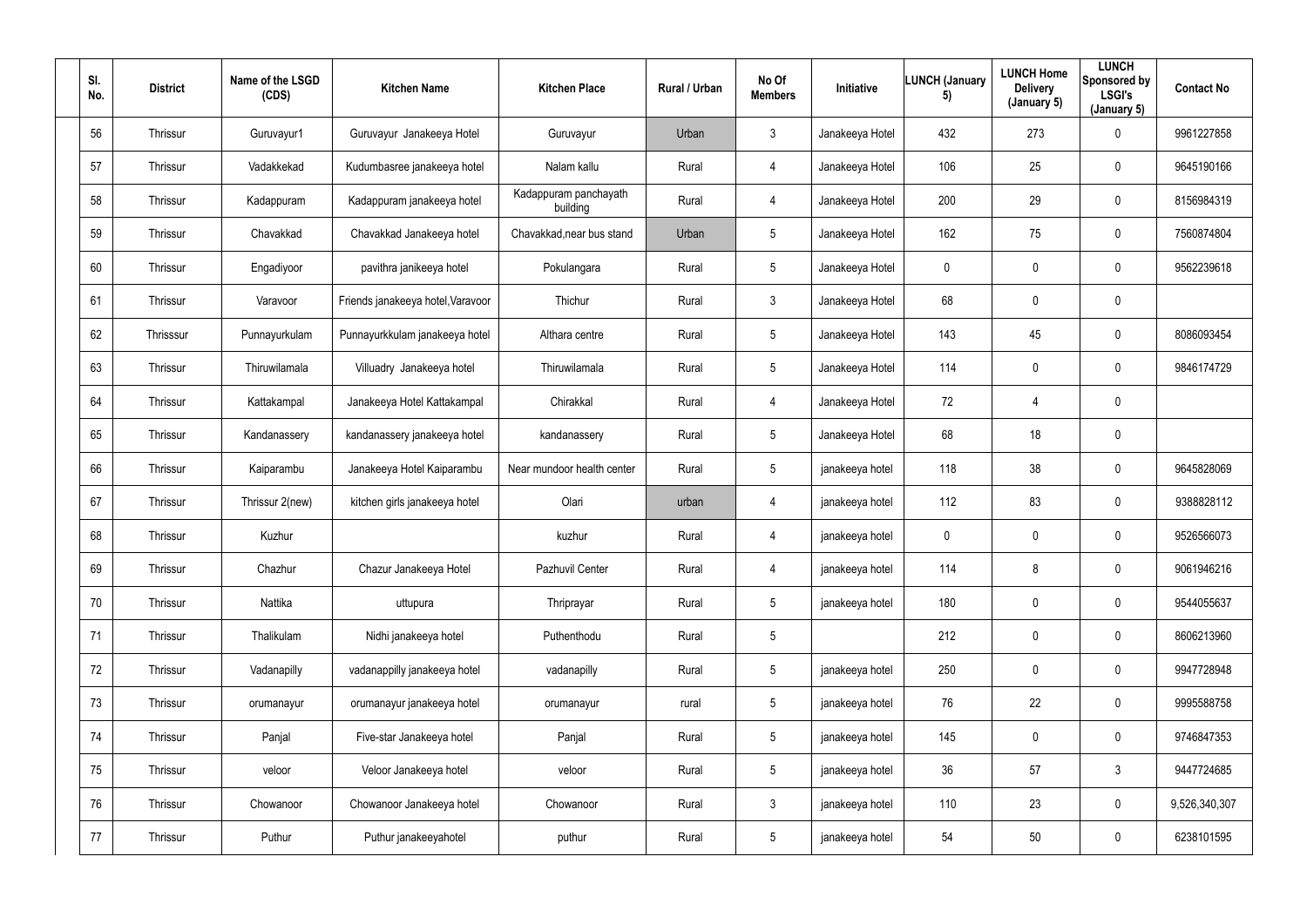| Sl. No. | District | Name of the LSGD (CDS) | Kitchen Name | Kitchen Place | Rural / Urban | No Of Members | Initiative | LUNCH (January 5) | LUNCH Home Delivery (January 5) | LUNCH Sponsored by LSGI's (January 5) | Contact No |
|---|---|---|---|---|---|---|---|---|---|---|---|
| 56 | Thrissur | Guruvayur1 | Guruvayur Janakeeya Hotel | Guruvayur | Urban | 3 | Janakeeya Hotel | 432 | 273 | 0 | 9961227858 |
| 57 | Thrissur | Vadakkekad | Kudumbasree janakeeya hotel | Nalam kallu | Rural | 4 | Janakeeya Hotel | 106 | 25 | 0 | 9645190166 |
| 58 | Thrissur | Kadappuram | Kadappuram janakeeya hotel | Kadappuram panchayath building | Rural | 4 | Janakeeya Hotel | 200 | 29 | 0 | 8156984319 |
| 59 | Thrissur | Chavakkad | Chavakkad Janakeeya hotel | Chavakkad,near bus stand | Urban | 5 | Janakeeya Hotel | 162 | 75 | 0 | 7560874804 |
| 60 | Thrissur | Engadiyoor | pavithra janikeeya hotel | Pokulangara | Rural | 5 | Janakeeya Hotel | 0 | 0 | 0 | 9562239618 |
| 61 | Thrissur | Varavoor | Friends janakeeya hotel,Varavoor | Thichur | Rural | 3 | Janakeeya Hotel | 68 | 0 | 0 | |
| 62 | Thrisssur | Punnayurkulam | Punnayurkkulam janakeeya hotel | Althara centre | Rural | 5 | Janakeeya Hotel | 143 | 45 | 0 | 8086093454 |
| 63 | Thrissur | Thiruwilamala | Villuadry Janakeeya hotel | Thiruwilamala | Rural | 5 | Janakeeya Hotel | 114 | 0 | 0 | 9846174729 |
| 64 | Thrissur | Kattakampal | Janakeeya Hotel Kattakampal | Chirakkal | Rural | 4 | Janakeeya Hotel | 72 | 4 | 0 | |
| 65 | Thrissur | Kandanassery | kandanassery janakeeya hotel | kandanassery | Rural | 5 | Janakeeya Hotel | 68 | 18 | 0 | |
| 66 | Thrissur | Kaiparambu | Janakeeya Hotel Kaiparambu | Near mundoor health center | Rural | 5 | janakeeya hotel | 118 | 38 | 0 | 9645828069 |
| 67 | Thrissur | Thrissur 2(new) | kitchen girls janakeeya hotel | Olari | urban | 4 | janakeeya hotel | 112 | 83 | 0 | 9388828112 |
| 68 | Thrissur | Kuzhur | | kuzhur | Rural | 4 | janakeeya hotel | 0 | 0 | 0 | 9526566073 |
| 69 | Thrissur | Chazhur | Chazur Janakeeya Hotel | Pazhuvil Center | Rural | 4 | janakeeya hotel | 114 | 8 | 0 | 9061946216 |
| 70 | Thrissur | Nattika | uttupura | Thriprayar | Rural | 5 | janakeeya hotel | 180 | 0 | 0 | 9544055637 |
| 71 | Thrissur | Thalikulam | Nidhi janakeeya hotel | Puthenthodu | Rural | 5 | | 212 | 0 | 0 | 8606213960 |
| 72 | Thrissur | Vadanapilly | vadanappilly janakeeya hotel | vadanapilly | Rural | 5 | janakeeya hotel | 250 | 0 | 0 | 9947728948 |
| 73 | Thrissur | orumanayur | orumanayur janakeeya hotel | orumanayur | rural | 5 | janakeeya hotel | 76 | 22 | 0 | 9995588758 |
| 74 | Thrissur | Panjal | Five-star Janakeeya hotel | Panjal | Rural | 5 | janakeeya hotel | 145 | 0 | 0 | 9746847353 |
| 75 | Thrissur | veloor | Veloor Janakeeya hotel | veloor | Rural | 5 | janakeeya hotel | 36 | 57 | 3 | 9447724685 |
| 76 | Thrissur | Chowanoor | Chowanoor Janakeeya hotel | Chowanoor | Rural | 3 | janakeeya hotel | 110 | 23 | 0 | 9,526,340,307 |
| 77 | Thrissur | Puthur | Puthur janakeeyahotel | puthur | Rural | 5 | janakeeya hotel | 54 | 50 | 0 | 6238101595 |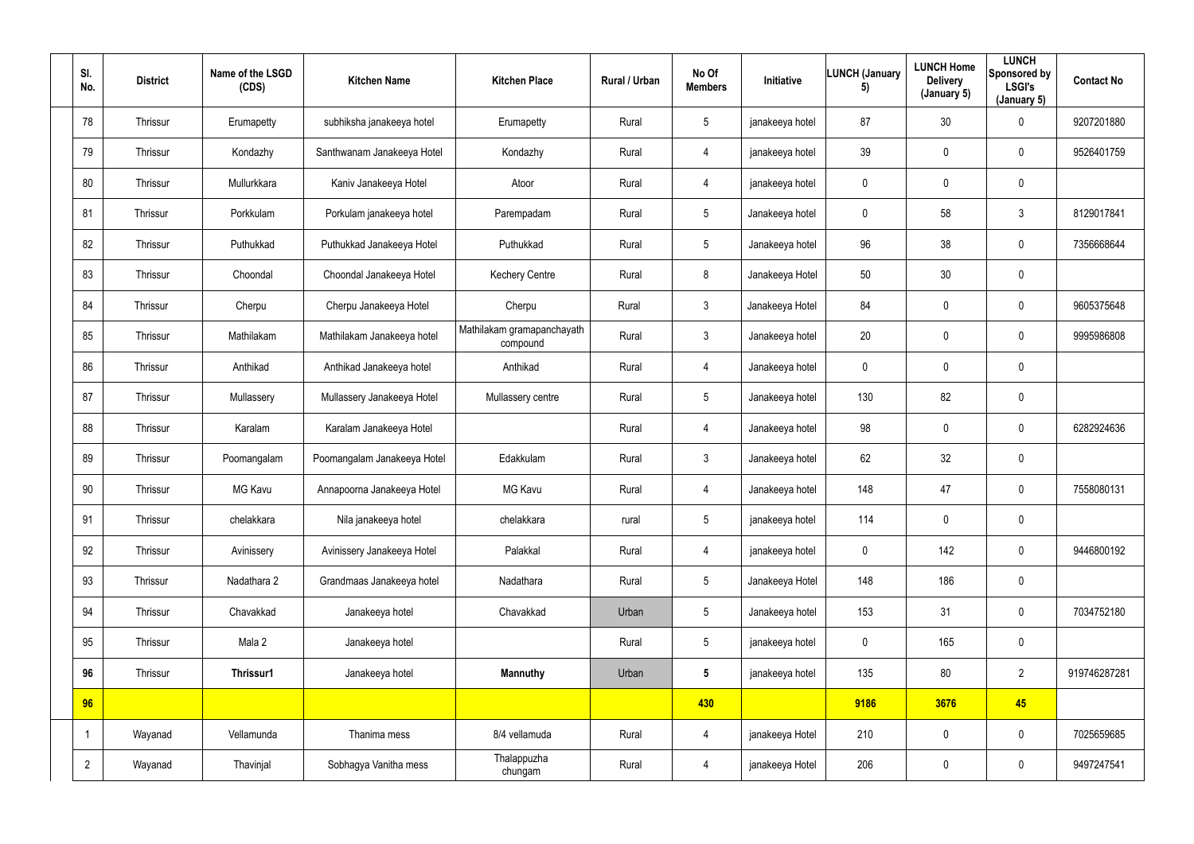| Sl. No. | District | Name of the LSGD (CDS) | Kitchen Name | Kitchen Place | Rural / Urban | No Of Members | Initiative | LUNCH (January 5) | LUNCH Home Delivery (January 5) | LUNCH Sponsored by LSGI's (January 5) | Contact No |
|---|---|---|---|---|---|---|---|---|---|---|---|
| 78 | Thrissur | Erumapetty | subhiksha janakeeya hotel | Erumapetty | Rural | 5 | janakeeya hotel | 87 | 30 | 0 | 9207201880 |
| 79 | Thrissur | Kondazhy | Santhwanam Janakeeya Hotel | Kondazhy | Rural | 4 | janakeeya hotel | 39 | 0 | 0 | 9526401759 |
| 80 | Thrissur | Mullurkkara | Kaniv Janakeeya Hotel | Atoor | Rural | 4 | janakeeya hotel | 0 | 0 | 0 | |
| 81 | Thrissur | Porkkulam | Porkulam janakeeya hotel | Parempadam | Rural | 5 | Janakeeya hotel | 0 | 58 | 3 | 8129017841 |
| 82 | Thrissur | Puthukkad | Puthukkad Janakeeya Hotel | Puthukkad | Rural | 5 | Janakeeya hotel | 96 | 38 | 0 | 7356668644 |
| 83 | Thrissur | Choondal | Choondal Janakeeya Hotel | Kechery Centre | Rural | 8 | Janakeeya Hotel | 50 | 30 | 0 | |
| 84 | Thrissur | Cherpu | Cherpu Janakeeya Hotel | Cherpu | Rural | 3 | Janakeeya Hotel | 84 | 0 | 0 | 9605375648 |
| 85 | Thrissur | Mathilakam | Mathilakam Janakeeya hotel | Mathilakam gramapanchayath compound | Rural | 3 | Janakeeya hotel | 20 | 0 | 0 | 9995986808 |
| 86 | Thrissur | Anthikad | Anthikad Janakeeya hotel | Anthikad | Rural | 4 | Janakeeya hotel | 0 | 0 | 0 | |
| 87 | Thrissur | Mullassery | Mullassery Janakeeya Hotel | Mullassery centre | Rural | 5 | Janakeeya hotel | 130 | 82 | 0 | |
| 88 | Thrissur | Karalam | Karalam Janakeeya Hotel | | Rural | 4 | Janakeeya hotel | 98 | 0 | 0 | 6282924636 |
| 89 | Thrissur | Poomangalam | Poomangalam Janakeeya Hotel | Edakkulam | Rural | 3 | Janakeeya hotel | 62 | 32 | 0 | |
| 90 | Thrissur | MG Kavu | Annapoorna Janakeeya Hotel | MG Kavu | Rural | 4 | Janakeeya hotel | 148 | 47 | 0 | 7558080131 |
| 91 | Thrissur | chelakkara | Nila janakeeya hotel | chelakkara | rural | 5 | janakeeya hotel | 114 | 0 | 0 | |
| 92 | Thrissur | Avinissery | Avinissery Janakeeya Hotel | Palakkal | Rural | 4 | janakeeya hotel | 0 | 142 | 0 | 9446800192 |
| 93 | Thrissur | Nadathara 2 | Grandmaas Janakeeya hotel | Nadathara | Rural | 5 | Janakeeya Hotel | 148 | 186 | 0 | |
| 94 | Thrissur | Chavakkad | Janakeeya hotel | Chavakkad | Urban | 5 | Janakeeya hotel | 153 | 31 | 0 | 7034752180 |
| 95 | Thrissur | Mala 2 | Janakeeya hotel | | Rural | 5 | janakeeya hotel | 0 | 165 | 0 | |
| **96** | Thrissur | **Thrissur1** | Janakeeya hotel | **Mannuthy** | Urban | **5** | janakeeya hotel | 135 | 80 | 2 | 919746287281 |
| **96** | | | | | | **430** | | **9186** | **3676** | **45** | |
| 1 | Wayanad | Vellamunda | Thanima mess | 8/4 vellamuda | Rural | 4 | janakeeya Hotel | 210 | 0 | 0 | 7025659685 |
| 2 | Wayanad | Thavinjal | Sobhagya Vanitha mess | Thalappuzha chungam | Rural | 4 | janakeeya Hotel | 206 | 0 | 0 | 9497247541 |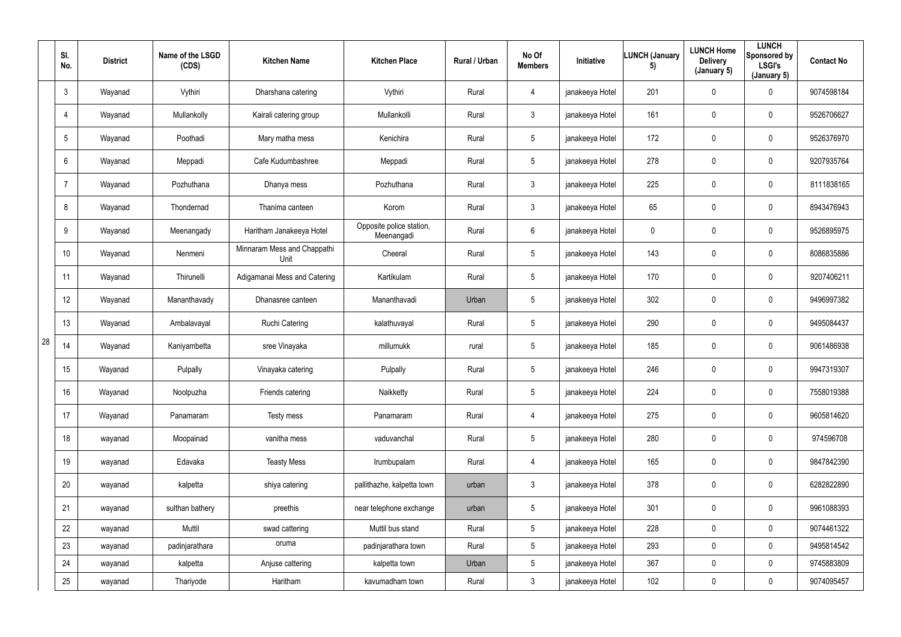|  | Sl. No. | District | Name of the LSGD (CDS) | Kitchen Name | Kitchen Place | Rural / Urban | No Of Members | Initiative | LUNCH (January 5) | LUNCH Home Delivery (January 5) | LUNCH Sponsored by LSGI's (January 5) | Contact No |
|---|---|---|---|---|---|---|---|---|---|---|---|---|
| 28 | 3 | Wayanad | Vythiri | Dharshana catering | Vythiri | Rural | 4 | janakeeya Hotel | 201 | 0 | 0 | 9074598184 |
|  | 4 | Wayanad | Mullankolly | Kairali catering group | Mullankolli | Rural | 3 | janakeeya Hotel | 161 | 0 | 0 | 9526706627 |
|  | 5 | Wayanad | Poothadi | Mary matha mess | Kenichira | Rural | 5 | janakeeya Hotel | 172 | 0 | 0 | 9526376970 |
|  | 6 | Wayanad | Meppadi | Cafe Kudumbashree | Meppadi | Rural | 5 | janakeeya Hotel | 278 | 0 | 0 | 9207935764 |
|  | 7 | Wayanad | Pozhuthana | Dhanya mess | Pozhuthana | Rural | 3 | janakeeya Hotel | 225 | 0 | 0 | 8111838165 |
|  | 8 | Wayanad | Thondernad | Thanima canteen | Korom | Rural | 3 | janakeeya Hotel | 65 | 0 | 0 | 8943476943 |
|  | 9 | Wayanad | Meenangady | Haritham Janakeeya Hotel | Opposite police station, Meenangadi | Rural | 6 | janakeeya Hotel | 0 | 0 | 0 | 9526895975 |
|  | 10 | Wayanad | Nenmeni | Minnaram Mess and Chappathi Unit | Cheeral | Rural | 5 | janakeeya Hotel | 143 | 0 | 0 | 8086835886 |
|  | 11 | Wayanad | Thirunelli | Adigamanai Mess and Catering | Kartikulam | Rural | 5 | janakeeya Hotel | 170 | 0 | 0 | 9207406211 |
|  | 12 | Wayanad | Mananthavady | Dhanasree canteen | Mananthavadi | Urban | 5 | janakeeya Hotel | 302 | 0 | 0 | 9496997382 |
|  | 13 | Wayanad | Ambalavayal | Ruchi Catering | kalathuvayal | Rural | 5 | janakeeya Hotel | 290 | 0 | 0 | 9495084437 |
|  | 14 | Wayanad | Kaniyambetta | sree Vinayaka | millumukk | rural | 5 | janakeeya Hotel | 185 | 0 | 0 | 9061486938 |
|  | 15 | Wayanad | Pulpally | Vinayaka catering | Pulpally | Rural | 5 | janakeeya Hotel | 246 | 0 | 0 | 9947319307 |
|  | 16 | Wayanad | Noolpuzha | Friends catering | Naikketty | Rural | 5 | janakeeya Hotel | 224 | 0 | 0 | 7558019388 |
|  | 17 | Wayanad | Panamaram | Testy mess | Panamaram | Rural | 4 | janakeeya Hotel | 275 | 0 | 0 | 9605814620 |
|  | 18 | wayanad | Moopainad | vanitha mess | vaduvanchal | Rural | 5 | janakeeya Hotel | 280 | 0 | 0 | 974596708 |
|  | 19 | wayanad | Edavaka | Teasty Mess | Irumbupalam | Rural | 4 | janakeeya Hotel | 165 | 0 | 0 | 9847842390 |
|  | 20 | wayanad | kalpetta | shiya catering | pallithazhe, kalpetta town | urban | 3 | janakeeya Hotel | 378 | 0 | 0 | 6282822890 |
|  | 21 | wayanad | sulthan bathery | preethis | near telephone exchange | urban | 5 | janakeeya Hotel | 301 | 0 | 0 | 9961088393 |
|  | 22 | wayanad | Muttil | swad cattering | Muttil bus stand | Rural | 5 | janakeeya Hotel | 228 | 0 | 0 | 9074461322 |
|  | 23 | wayanad | padinjarathara | oruma | padinjarathara town | Rural | 5 | janakeeya Hotel | 293 | 0 | 0 | 9495814542 |
|  | 24 | wayanad | kalpetta | Anjuse cattering | kalpetta town | Urban | 5 | janakeeya Hotel | 367 | 0 | 0 | 9745883809 |
|  | 25 | wayanad | Thariyode | Haritham | kavumadham town | Rural | 3 | janakeeya Hotel | 102 | 0 | 0 | 9074095457 |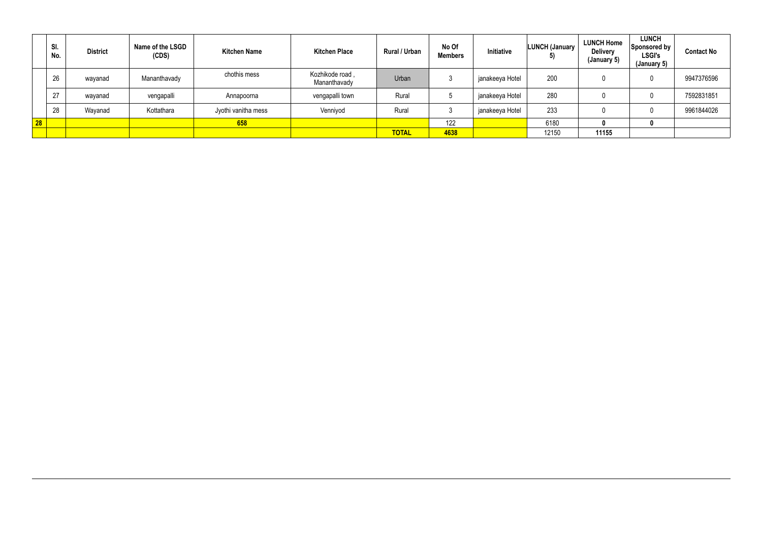| | Sl. No. | District | Name of the LSGD (CDS) | Kitchen Name | Kitchen Place | Rural / Urban | No Of Members | Initiative | LUNCH (January 5) | LUNCH Home Delivery (January 5) | LUNCH Sponsored by LSGI's (January 5) | Contact No |
|---|---|---|---|---|---|---|---|---|---|---|---|---|
| | 26 | wayanad | Mananthavady | chothis mess | Kozhikode road , Mananthavady | Urban | 3 | janakeeya Hotel | 200 | 0 | 0 | 9947376596 |
| | 27 | wayanad | vengapalli | Annapoorna | vengapalli town | Rural | 5 | janakeeya Hotel | 280 | 0 | 0 | 7592831851 |
| | 28 | Wayanad | Kottathara | Jyothi vanitha mess | Venniyod | Rural | 3 | janakeeya Hotel | 233 | 0 | 0 | 9961844026 |
| 28 | | | | 658 | | | 122 | | 6180 | 0 | 0 | |
| | | | | | | TOTAL | 4638 | | 12150 | 11155 | | |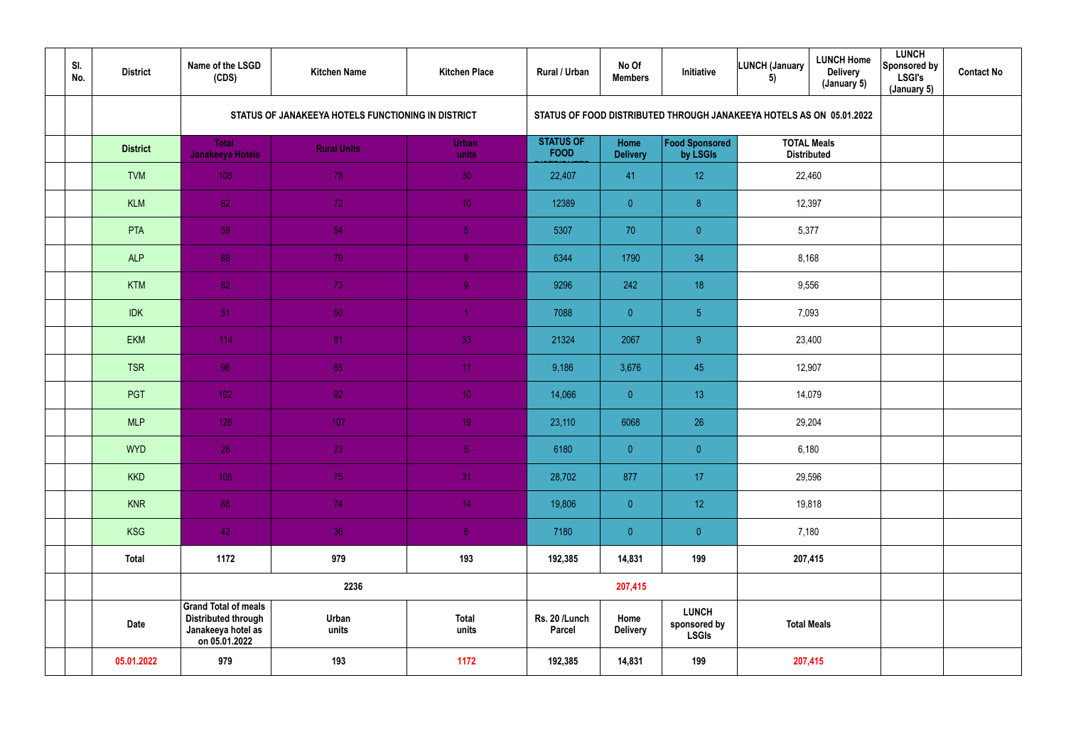| | Sl. No. | District | Name of the LSGD (CDS) | Kitchen Name | Kitchen Place | Rural / Urban | No Of Members | Initiative | LUNCH (January 5) | LUNCH Home Delivery (January 5) | LUNCH Sponsored by LSGI's (January 5) | Contact No |
|---|---|---|---|---|---|---|---|---|---|---|---|---|
| | | | STATUS OF JANAKEEYA HOTELS FUNCTIONING IN DISTRICT | | | STATUS OF FOOD DISTRIBUTED THROUGH JANAKEEYA HOTELS AS ON 05.01.2022 | | | | | | |
| | | District | Total Janakeeya Hotels | Rural Units | Urban units | STATUS OF FOOD DISTRIBUTED | Home Delivery | Food Sponsored by LSGIs | TOTAL Meals Distributed | | | |
| | | TVM | 108 | 78 | 30 | 22,407 | 41 | 12 | 22,460 | | | |
| | | KLM | 82 | 72 | 10 | 12389 | 0 | 8 | 12,397 | | | |
| | | PTA | 59 | 54 | 5 | 5307 | 70 | 0 | 5,377 | | | |
| | | ALP | 88 | 79 | 9 | 6344 | 1790 | 34 | 8,168 | | | |
| | | KTM | 82 | 73 | 9 | 9296 | 242 | 18 | 9,556 | | | |
| | | IDK | 51 | 50 | 1 | 7088 | 0 | 5 | 7,093 | | | |
| | | EKM | 114 | 81 | 33 | 21324 | 2067 | 9 | 23,400 | | | |
| | | TSR | 96 | 85 | 11 | 9,186 | 3,676 | 45 | 12,907 | | | |
| | | PGT | 102 | 92 | 10 | 14,066 | 0 | 13 | 14,079 | | | |
| | | MLP | 126 | 107 | 19 | 23,110 | 6068 | 26 | 29,204 | | | |
| | | WYD | 28 | 23 | 5 | 6180 | 0 | 0 | 6,180 | | | |
| | | KKD | 106 | 75 | 31 | 28,702 | 877 | 17 | 29,596 | | | |
| | | KNR | 88 | 74 | 14 | 19,806 | 0 | 12 | 19,818 | | | |
| | | KSG | 42 | 36 | 6 | 7180 | 0 | 0 | 7,180 | | | |
| | | **Total** | **1172** | **979** | **193** | **192,385** | **14,831** | **199** | **207,415** | | | |
| | | | | **2236** | | | **207,415** | | | | | |
| | | **Date** | **Grand Total of meals Distributed through Janakeeya hotel as on 05.01.2022** | **Urban units** | **Total units** | **Rs. 20 /Lunch Parcel** | **Home Delivery** | **LUNCH sponsored by LSGIs** | **Total Meals** | | | |
| | | **05.01.2022** | **979** | **193** | **1172** | **192,385** | **14,831** | **199** | **207,415** | | | |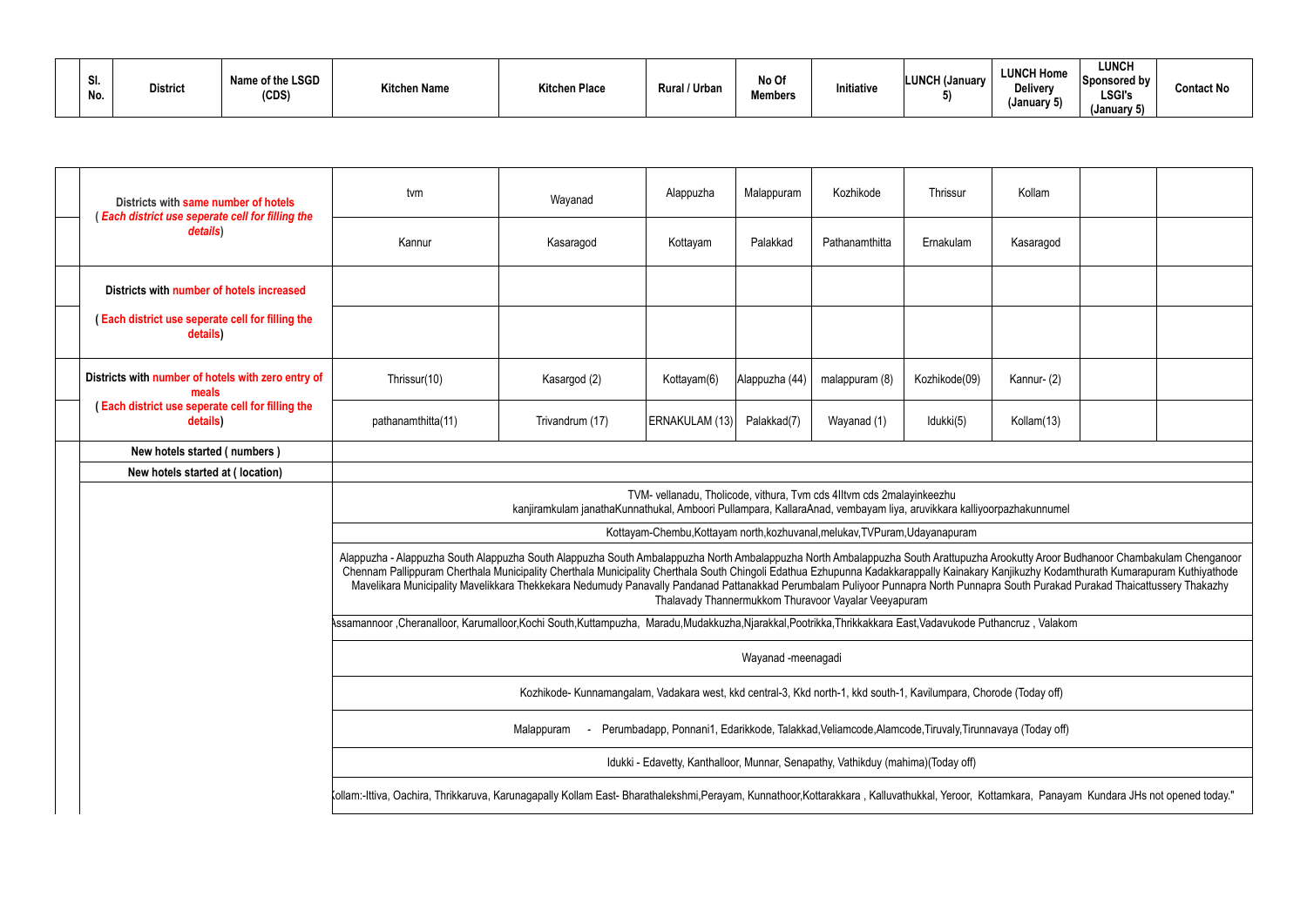| Sl. No. | District | Name of the LSGD (CDS) | Kitchen Name | Kitchen Place | Rural / Urban | No Of Members | Initiative | LUNCH (January 5) | LUNCH Home Delivery (January 5) | LUNCH Sponsored by LSGI's (January 5) | Contact No |
|---|---|---|---|---|---|---|---|---|---|---|---|

| | | | | | | | | | | |
|---|---|---|---|---|---|---|---|---|---|---|
| | Districts with **same number of hotels** (*Each district use seperate cell for filling the details*) | tvm | Wayanad | Alappuzha | Malappuram | Kozhikode | Thrissur | Kollam | | |
| | | Kannur | Kasaragod | Kottayam | Palakkad | Pathanamthitta | Ernakulam | Kasaragod | | |
| | Districts with **number of hotels increased** | | | | | | | | | |
| | (**Each district use seperate cell for filling the details**) | | | | | | | | | |
| | Districts with **number of hotels with zero entry of meals** (**Each district use seperate cell for filling the details**) | Thrissur(10) | Kasargod (2) | Kottayam(6) | Alappuzha (44) | malappuram (8) | Kozhikode(09) | Kannur- (2) | | |
| | | pathanamthitta(11) | Trivandrum (17) | ERNAKULAM (13) | Palakkad(7) | Wayanad (1) | Idukki(5) | Kollam(13) | | |
| | New hotels started ( numbers ) | | | | | | | | | |
| | New hotels started at ( location) | | | | | | | | | |
| | | TVM- vellanadu, Tholicode, vithura, Tvm cds 4IItvm cds 2malayinkeezhu kanjiramkulam janathaKunnathukal, Amboori Pullampara, KallaraAnad, vembayam liya, aruvikkara kalliyoorpazhakunnumel | | | | | | | | |
| | | Kottayam-Chembu,Kottayam north,kozhuvanal,melukav,TVPuram,Udayanapuram | | | | | | | | |
| | | Alappuzha - Alappuzha South Alappuzha South Alappuzha South Ambalappuzha North Ambalappuzha North Ambalappuzha South Arattupuzha Arookutty Aroor Budhanoor Chambakulam Chenganoor Chennam Pallippuram Cherthala Municipality Cherthala Municipality Cherthala South Chingoli Edathua Ezhupunna Kadakkarappally Kainakary Kanjikuzhy Kodamthurath Kumarapuram Kuthiyathode Mavelikara Municipality Mavelikkara Thekkekara Nedumudy Panavally Pandanad Pattanakkad Perumbalam Puliyoor Punnapra North Punnapra South Purakad Purakad Thaicattussery Thakazhy Thalavady Thannermukkom Thuravoor Vayalar Veeyapuram | | | | | | | | |
| | | Assamannoor ,Cheranalloor, Karumalloor,Kochi South,Kuttampuzha, Maradu,Mudakkuzha,Njarakkal,Pootrikka,Thrikkakkara East,Vadavukode Puthancruz , Valakom | | | | | | | | |
| | | Wayanad -meenagadi | | | | | | | | |
| | | Kozhikode- Kunnamangalam, Vadakara west, kkd central-3, Kkd north-1, kkd south-1, Kavilumpara, Chorode (Today off) | | | | | | | | |
| | | Malappuram - Perumbadapp, Ponnani1, Edarikkode, Talakkad,Veliamcode,Alamcode,Tiruvaly,Tirunnavaya (Today off) | | | | | | | | |
| | | Idukki - Edavetty, Kanthalloor, Munnar, Senapathy, Vathikduy (mahima)(Today off) | | | | | | | | |
| | | Kollam:-Ittiva, Oachira, Thrikkaruva, Karunagapally Kollam East- Bharathalekshmi,Perayam, Kunnathoor,Kottarakkara , Kalluvathukkal, Yeroor, Kottamkara, Panayam Kundara JHs not opened today." | | | | | | | | |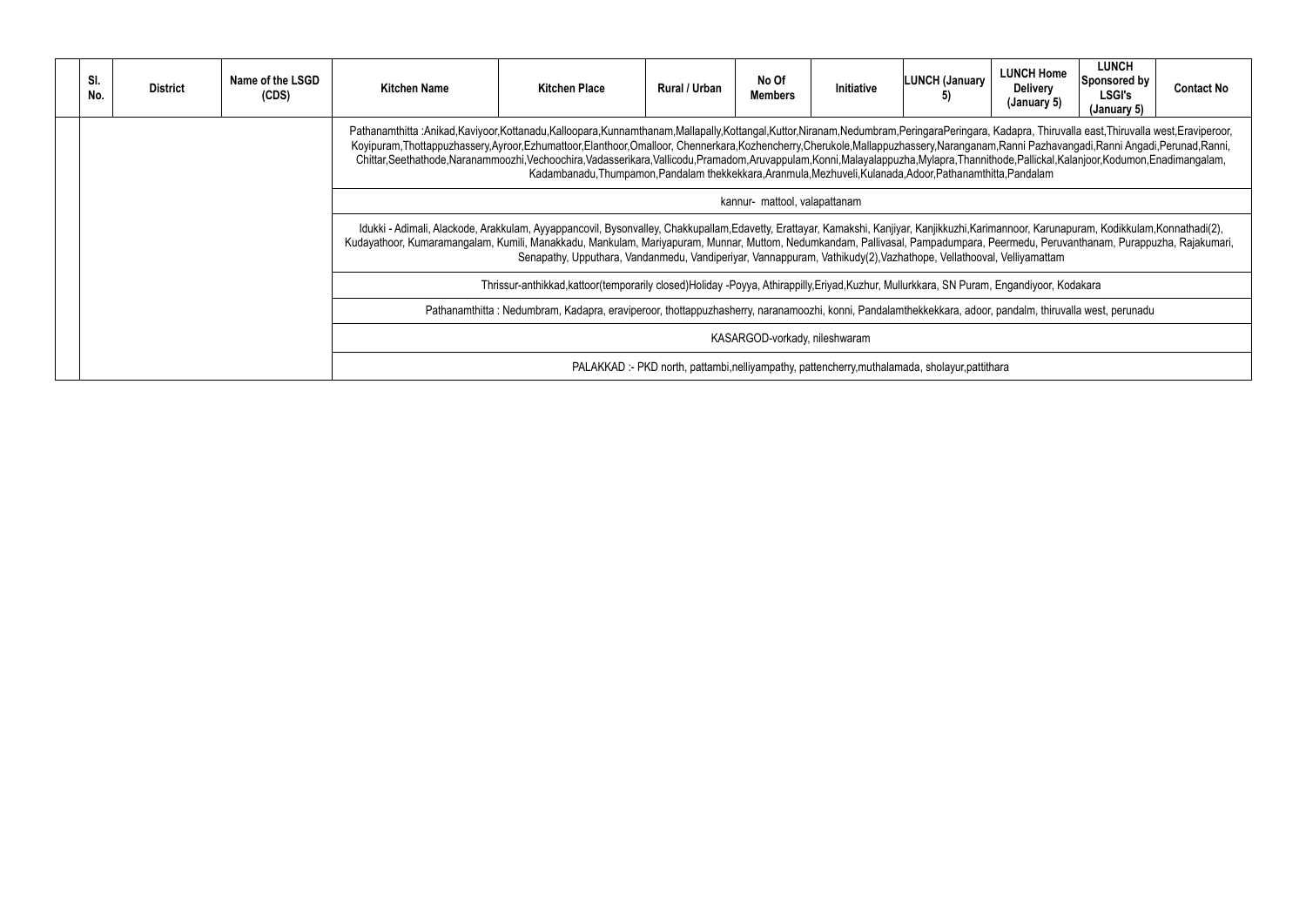| | Sl. No. | District | Name of the LSGD (CDS) | Kitchen Name | Kitchen Place | Rural / Urban | No Of Members | Initiative | LUNCH (January 5) | LUNCH Home Delivery (January 5) | LUNCH Sponsored by LSGI's (January 5) | Contact No |
|---|---|---|---|---|---|---|---|---|---|---|---|---|
| | | | | Pathanamthitta :Anikad,Kaviyoor,Kottanadu,Kalloopara,Kunnamthanam,Mallapally,Kottangal,Kuttor,Niranam,Nedumbram,PeringaraPeringara, Kadapra, Thiruvalla east,Thiruvalla west,Eraviperoor, Koyipuram,Thottappuzhassery,Ayroor,Ezhumattoor,Elanthoor,Omalloor, Chennerkara,Kozhencherry,Cherukole,Mallappuzhassery,Naranganam,Ranni Pazhavangadi,Ranni Angadi,Perunad,Ranni, Chittar,Seethathode,Naranammoozhi,Vechoochira,Vadasserikara,Vallicodu,Pramadom,Aruvappulam,Konni,Malayalappuzha,Mylapra,Thannithode,Pallickal,Kalanjoor,Kodumon,Enadimangalam, Kadambanadu,Thumpamon,Pandalam thekkekkara,Aranmula,Mezhuveli,Kulanada,Adoor,Pathanamthitta,Pandalam | | | | | | | | |
| | | | | kannur- mattool, valapattanam | | | | | | | | |
| | | | | Idukki - Adimali, Alackode, Arakkulam, Ayyappancovil, Bysonvalley, Chakkupallam,Edavetty, Erattayar, Kamakshi, Kanjiyar, Kanjikkuzhi,Karimannoor, Karunapuram, Kodikkulam,Konnathadi(2), Kudayathoor, Kumaramangalam, Kumili, Manakkadu, Mankulam, Mariyapuram, Munnar, Muttom, Nedumkandam, Pallivasal, Pampadumpara, Peermedu, Peruvanthanam, Purappuzha, Rajakumari, Senapathy, Upputhara, Vandanmedu, Vandiperiyar, Vannappuram, Vathikudy(2),Vazhathope, Vellathooval, Velliyamattam | | | | | | | | |
| | | | | Thrissur-anthikkad,kattoor(temporarily closed)Holiday -Poyya, Athirappilly,Eriyad,Kuzhur, Mullurkkara, SN Puram, Engandiyoor, Kodakara | | | | | | | | |
| | | | | Pathanamthitta : Nedumbram, Kadapra, eraviperoor, thottappuzhasherry, naranamoozhi, konni, Pandalamthekkekkara, adoor, pandalm, thiruvalla west, perunadu | | | | | | | | |
| | | | | KASARGOD-vorkady, nileshwaram | | | | | | | | |
| | | | | PALAKKAD :- PKD north, pattambi,nelliyampathy, pattencherry,muthalamada, sholayur,pattithara | | | | | | | | |